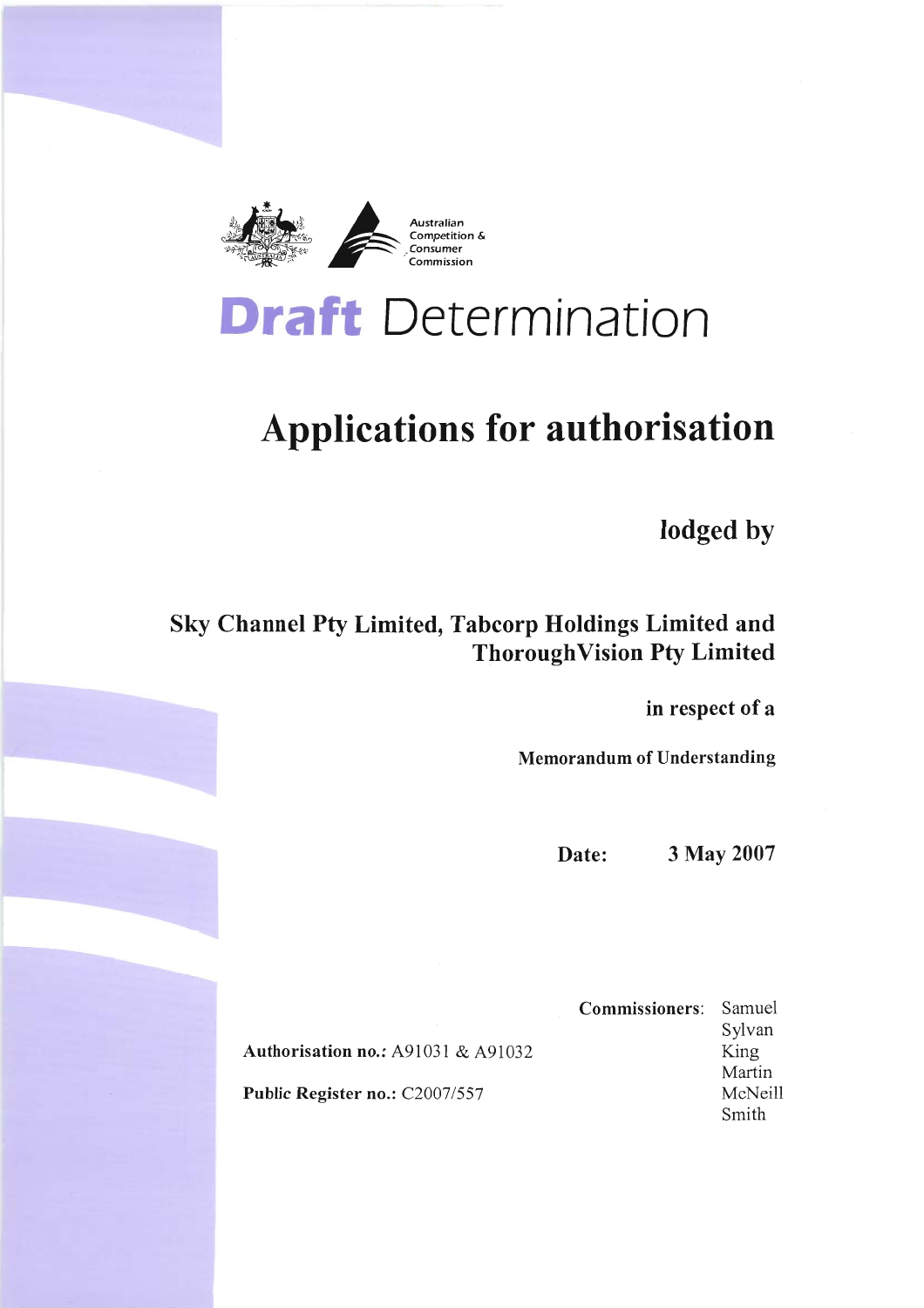Australian Competition & Consumer Commission

# Draft Determination

## Applications for authorisation

**lodged by**

**Sky Channel Pty Limited, Tabcorp Holdings Limited and ThoroughVision Pty Limited**

**in respect of a**

**Memorandum of Understanding**

**Date:** **3 May 2007**

**Authorisation no.:** A91031 & A91032

**Public Register no.:** C2007/557

**Commissioners:** Samuel, Sylvan, King, Martin, McNeill, Smith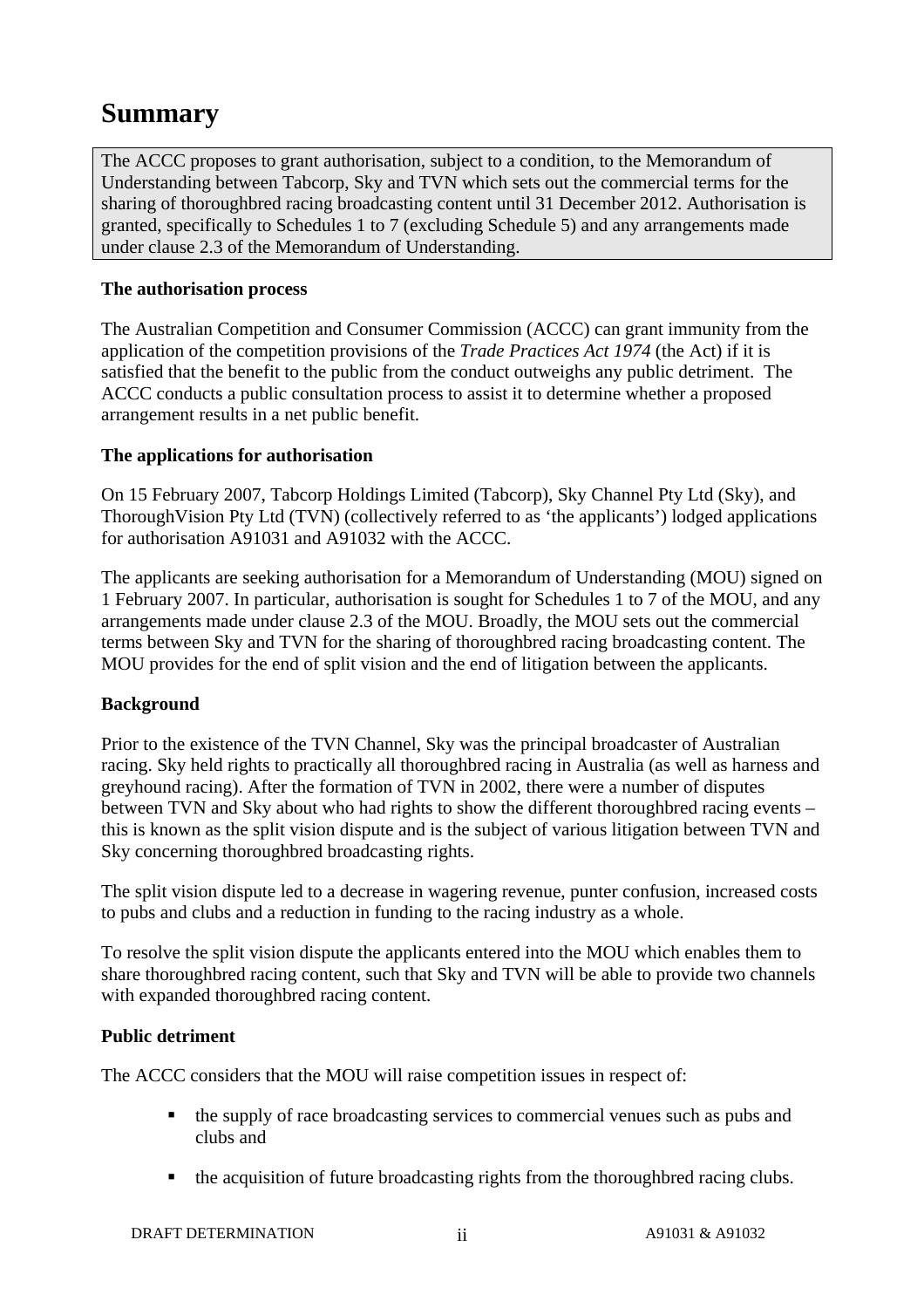# Summary

The ACCC proposes to grant authorisation, subject to a condition, to the Memorandum of Understanding between Tabcorp, Sky and TVN which sets out the commercial terms for the sharing of thoroughbred racing broadcasting content until 31 December 2012. Authorisation is granted, specifically to Schedules 1 to 7 (excluding Schedule 5) and any arrangements made under clause 2.3 of the Memorandum of Understanding.

**The authorisation process**

The Australian Competition and Consumer Commission (ACCC) can grant immunity from the application of the competition provisions of the *Trade Practices Act 1974* (the Act) if it is satisfied that the benefit to the public from the conduct outweighs any public detriment. The ACCC conducts a public consultation process to assist it to determine whether a proposed arrangement results in a net public benefit.

**The applications for authorisation**

On 15 February 2007, Tabcorp Holdings Limited (Tabcorp), Sky Channel Pty Ltd (Sky), and ThoroughVision Pty Ltd (TVN) (collectively referred to as 'the applicants') lodged applications for authorisation A91031 and A91032 with the ACCC.

The applicants are seeking authorisation for a Memorandum of Understanding (MOU) signed on 1 February 2007. In particular, authorisation is sought for Schedules 1 to 7 of the MOU, and any arrangements made under clause 2.3 of the MOU. Broadly, the MOU sets out the commercial terms between Sky and TVN for the sharing of thoroughbred racing broadcasting content. The MOU provides for the end of split vision and the end of litigation between the applicants.

**Background**

Prior to the existence of the TVN Channel, Sky was the principal broadcaster of Australian racing. Sky held rights to practically all thoroughbred racing in Australia (as well as harness and greyhound racing). After the formation of TVN in 2002, there were a number of disputes between TVN and Sky about who had rights to show the different thoroughbred racing events – this is known as the split vision dispute and is the subject of various litigation between TVN and Sky concerning thoroughbred broadcasting rights.

The split vision dispute led to a decrease in wagering revenue, punter confusion, increased costs to pubs and clubs and a reduction in funding to the racing industry as a whole.

To resolve the split vision dispute the applicants entered into the MOU which enables them to share thoroughbred racing content, such that Sky and TVN will be able to provide two channels with expanded thoroughbred racing content.

**Public detriment**

The ACCC considers that the MOU will raise competition issues in respect of:

- the supply of race broadcasting services to commercial venues such as pubs and clubs and
- the acquisition of future broadcasting rights from the thoroughbred racing clubs.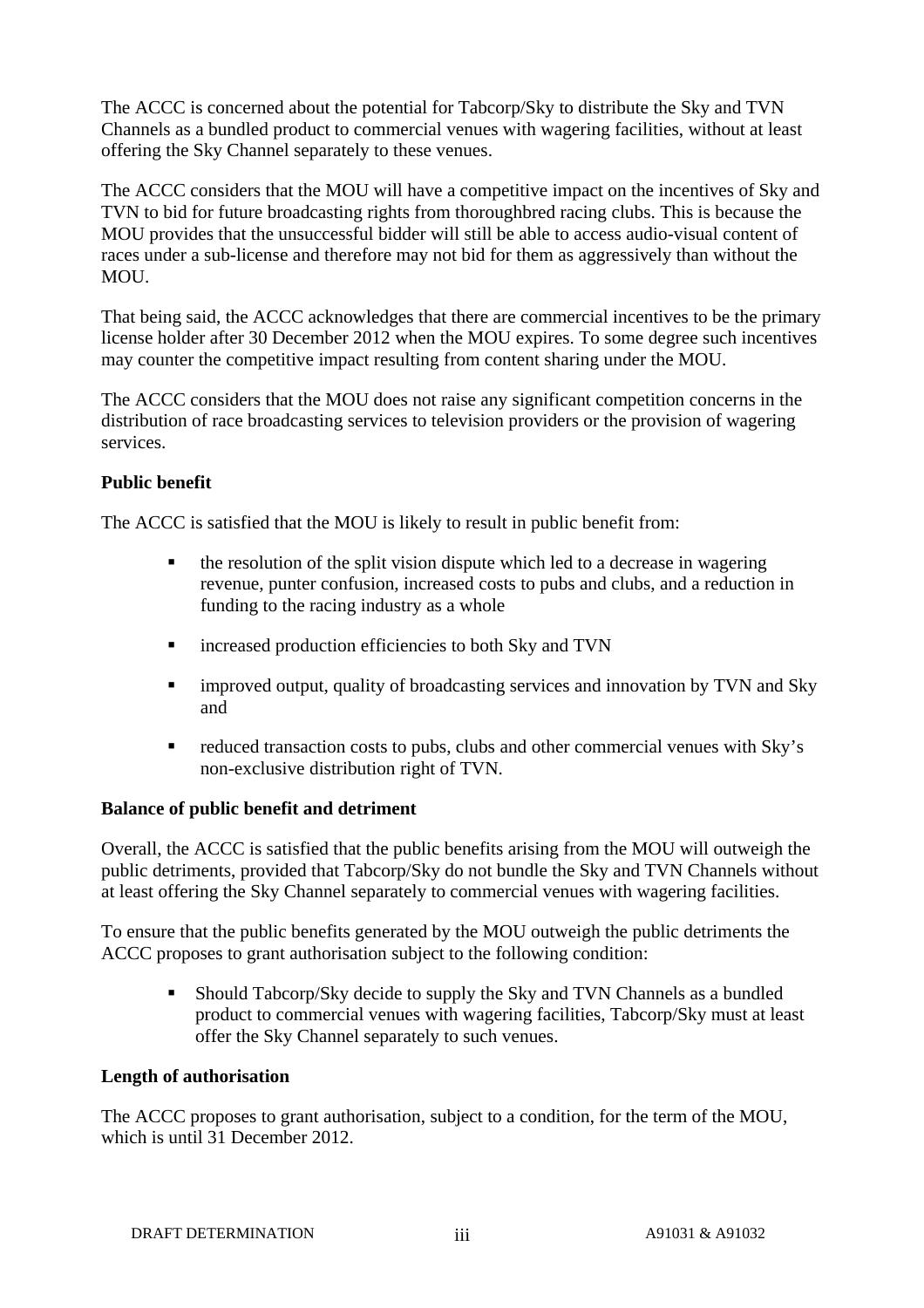The ACCC is concerned about the potential for Tabcorp/Sky to distribute the Sky and TVN Channels as a bundled product to commercial venues with wagering facilities, without at least offering the Sky Channel separately to these venues.

The ACCC considers that the MOU will have a competitive impact on the incentives of Sky and TVN to bid for future broadcasting rights from thoroughbred racing clubs. This is because the MOU provides that the unsuccessful bidder will still be able to access audio-visual content of races under a sub-license and therefore may not bid for them as aggressively than without the MOU.

That being said, the ACCC acknowledges that there are commercial incentives to be the primary license holder after 30 December 2012 when the MOU expires. To some degree such incentives may counter the competitive impact resulting from content sharing under the MOU.

The ACCC considers that the MOU does not raise any significant competition concerns in the distribution of race broadcasting services to television providers or the provision of wagering services.

**Public benefit**

The ACCC is satisfied that the MOU is likely to result in public benefit from:

- the resolution of the split vision dispute which led to a decrease in wagering revenue, punter confusion, increased costs to pubs and clubs, and a reduction in funding to the racing industry as a whole
- increased production efficiencies to both Sky and TVN
- improved output, quality of broadcasting services and innovation by TVN and Sky and
- reduced transaction costs to pubs, clubs and other commercial venues with Sky's non-exclusive distribution right of TVN.

**Balance of public benefit and detriment**

Overall, the ACCC is satisfied that the public benefits arising from the MOU will outweigh the public detriments, provided that Tabcorp/Sky do not bundle the Sky and TVN Channels without at least offering the Sky Channel separately to commercial venues with wagering facilities.

To ensure that the public benefits generated by the MOU outweigh the public detriments the ACCC proposes to grant authorisation subject to the following condition:

- Should Tabcorp/Sky decide to supply the Sky and TVN Channels as a bundled product to commercial venues with wagering facilities, Tabcorp/Sky must at least offer the Sky Channel separately to such venues.

**Length of authorisation**

The ACCC proposes to grant authorisation, subject to a condition, for the term of the MOU, which is until 31 December 2012.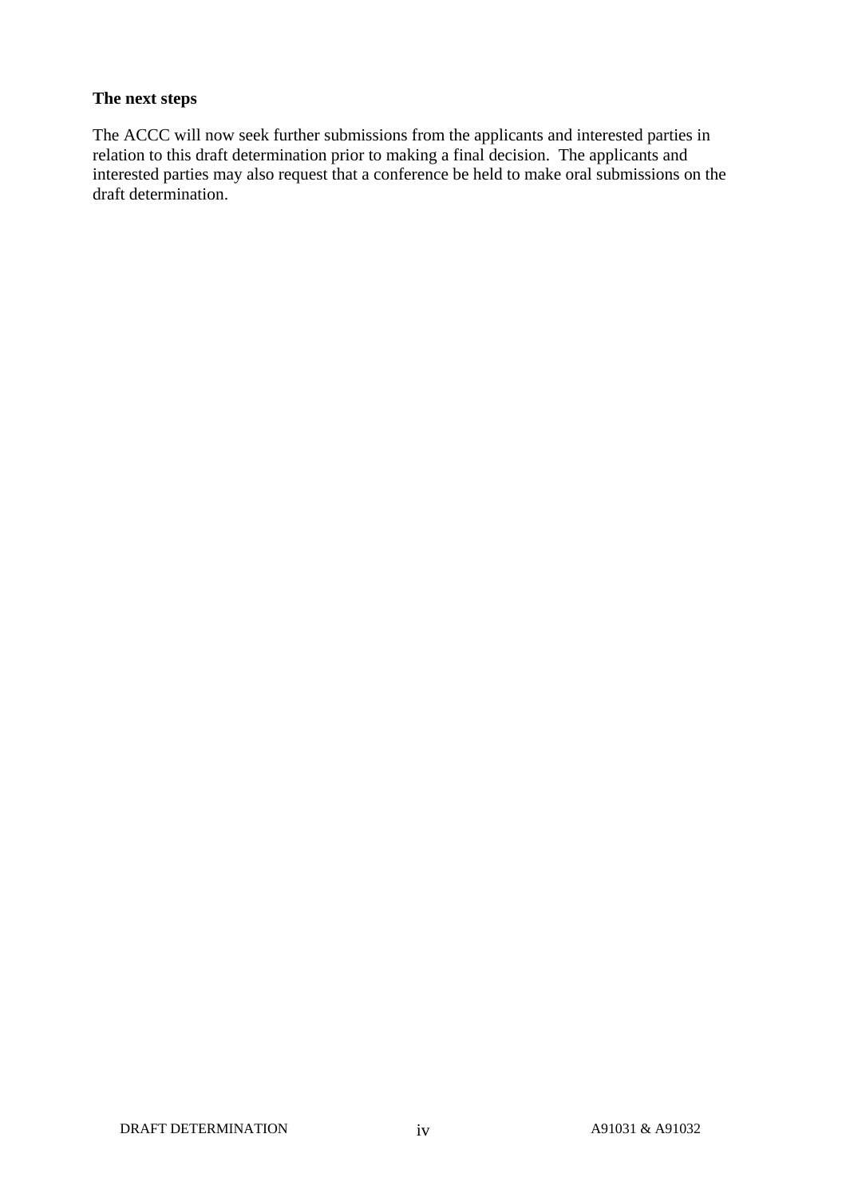**The next steps**

The ACCC will now seek further submissions from the applicants and interested parties in relation to this draft determination prior to making a final decision. The applicants and interested parties may also request that a conference be held to make oral submissions on the draft determination.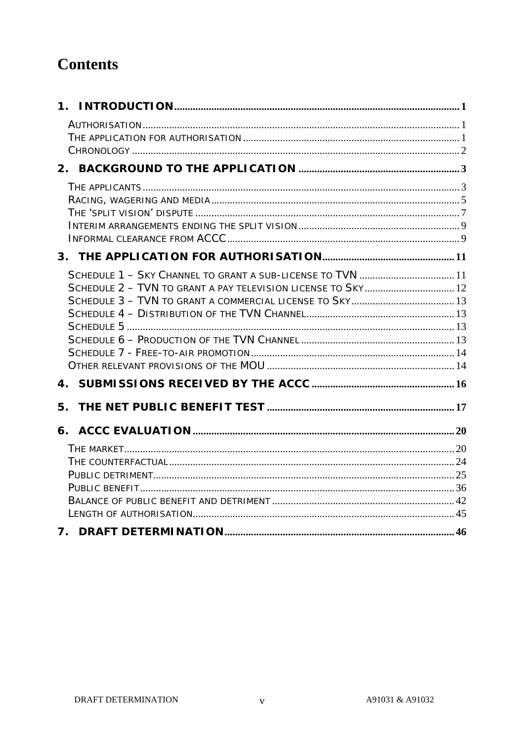# Contents

**1. INTRODUCTION** .......... 1

- Authorisation .......... 1
- The application for authorisation .......... 1
- Chronology .......... 2

**2. BACKGROUND TO THE APPLICATION** .......... 3

- The applicants .......... 3
- Racing, wagering and media .......... 5
- The 'split vision' dispute .......... 7
- Interim arrangements ending the split vision .......... 9
- Informal clearance from ACCC .......... 9

**3. THE APPLICATION FOR AUTHORISATION** .......... 11

- Schedule 1 – Sky Channel to grant a sub-license to TVN .......... 11
- Schedule 2 – TVN to grant a pay television license to Sky .......... 12
- Schedule 3 – TVN to grant a commercial license to Sky .......... 13
- Schedule 4 – Distribution of the TVN Channel .......... 13
- Schedule 5 .......... 13
- Schedule 6 – Production of the TVN Channel .......... 13
- Schedule 7 - Free-to-air promotion .......... 14
- Other relevant provisions of the MOU .......... 14

**4. SUBMISSIONS RECEIVED BY THE ACCC** .......... 16

**5. THE NET PUBLIC BENEFIT TEST** .......... 17

**6. ACCC EVALUATION** .......... 20

- The market .......... 20
- The counterfactual .......... 24
- Public detriment .......... 25
- Public benefit .......... 36
- Balance of public benefit and detriment .......... 42
- Length of authorisation .......... 45

**7. DRAFT DETERMINATION** .......... 46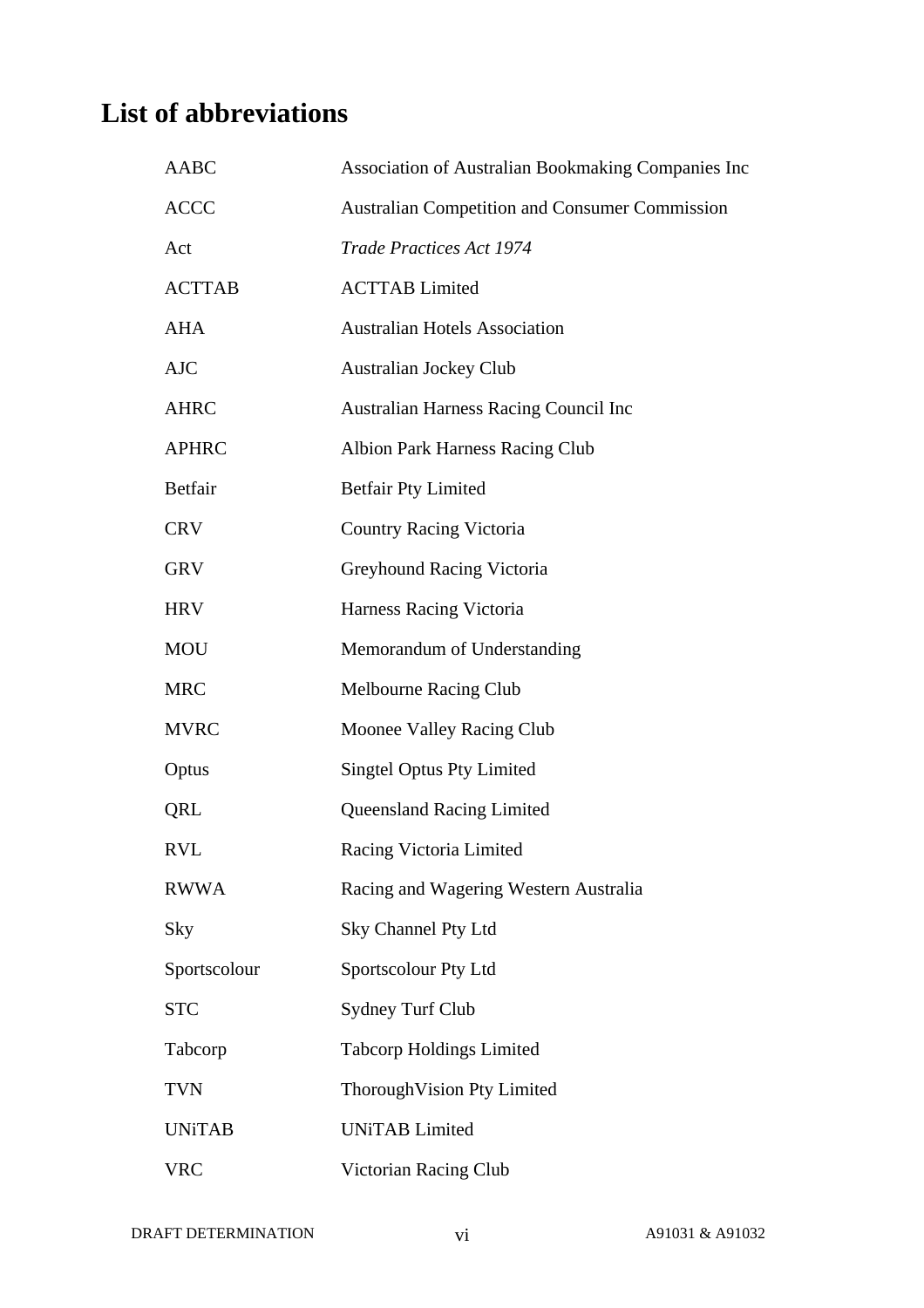# List of abbreviations

| | |
|---|---|
| AABC | Association of Australian Bookmaking Companies Inc |
| ACCC | Australian Competition and Consumer Commission |
| Act | *Trade Practices Act 1974* |
| ACTTAB | ACTTAB Limited |
| AHA | Australian Hotels Association |
| AJC | Australian Jockey Club |
| AHRC | Australian Harness Racing Council Inc |
| APHRC | Albion Park Harness Racing Club |
| Betfair | Betfair Pty Limited |
| CRV | Country Racing Victoria |
| GRV | Greyhound Racing Victoria |
| HRV | Harness Racing Victoria |
| MOU | Memorandum of Understanding |
| MRC | Melbourne Racing Club |
| MVRC | Moonee Valley Racing Club |
| Optus | Singtel Optus Pty Limited |
| QRL | Queensland Racing Limited |
| RVL | Racing Victoria Limited |
| RWWA | Racing and Wagering Western Australia |
| Sky | Sky Channel Pty Ltd |
| Sportscolour | Sportscolour Pty Ltd |
| STC | Sydney Turf Club |
| Tabcorp | Tabcorp Holdings Limited |
| TVN | ThoroughVision Pty Limited |
| UNiTAB | UNiTAB Limited |
| VRC | Victorian Racing Club |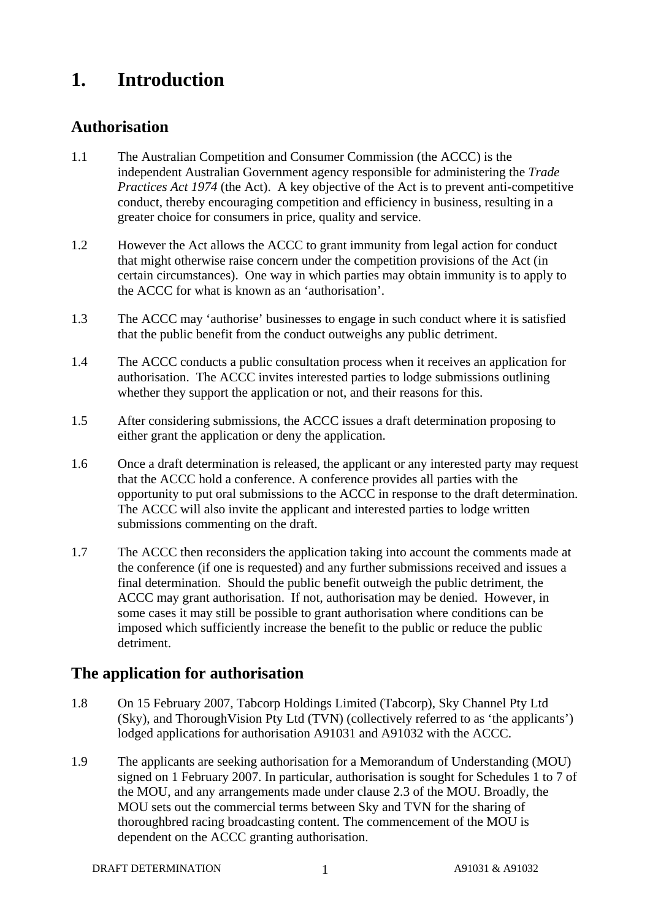# 1. Introduction

## Authorisation

1.1 The Australian Competition and Consumer Commission (the ACCC) is the independent Australian Government agency responsible for administering the *Trade Practices Act 1974* (the Act). A key objective of the Act is to prevent anti-competitive conduct, thereby encouraging competition and efficiency in business, resulting in a greater choice for consumers in price, quality and service.

1.2 However the Act allows the ACCC to grant immunity from legal action for conduct that might otherwise raise concern under the competition provisions of the Act (in certain circumstances). One way in which parties may obtain immunity is to apply to the ACCC for what is known as an 'authorisation'.

1.3 The ACCC may 'authorise' businesses to engage in such conduct where it is satisfied that the public benefit from the conduct outweighs any public detriment.

1.4 The ACCC conducts a public consultation process when it receives an application for authorisation. The ACCC invites interested parties to lodge submissions outlining whether they support the application or not, and their reasons for this.

1.5 After considering submissions, the ACCC issues a draft determination proposing to either grant the application or deny the application.

1.6 Once a draft determination is released, the applicant or any interested party may request that the ACCC hold a conference. A conference provides all parties with the opportunity to put oral submissions to the ACCC in response to the draft determination. The ACCC will also invite the applicant and interested parties to lodge written submissions commenting on the draft.

1.7 The ACCC then reconsiders the application taking into account the comments made at the conference (if one is requested) and any further submissions received and issues a final determination. Should the public benefit outweigh the public detriment, the ACCC may grant authorisation. If not, authorisation may be denied. However, in some cases it may still be possible to grant authorisation where conditions can be imposed which sufficiently increase the benefit to the public or reduce the public detriment.

## The application for authorisation

1.8 On 15 February 2007, Tabcorp Holdings Limited (Tabcorp), Sky Channel Pty Ltd (Sky), and ThoroughVision Pty Ltd (TVN) (collectively referred to as 'the applicants') lodged applications for authorisation A91031 and A91032 with the ACCC.

1.9 The applicants are seeking authorisation for a Memorandum of Understanding (MOU) signed on 1 February 2007. In particular, authorisation is sought for Schedules 1 to 7 of the MOU, and any arrangements made under clause 2.3 of the MOU. Broadly, the MOU sets out the commercial terms between Sky and TVN for the sharing of thoroughbred racing broadcasting content. The commencement of the MOU is dependent on the ACCC granting authorisation.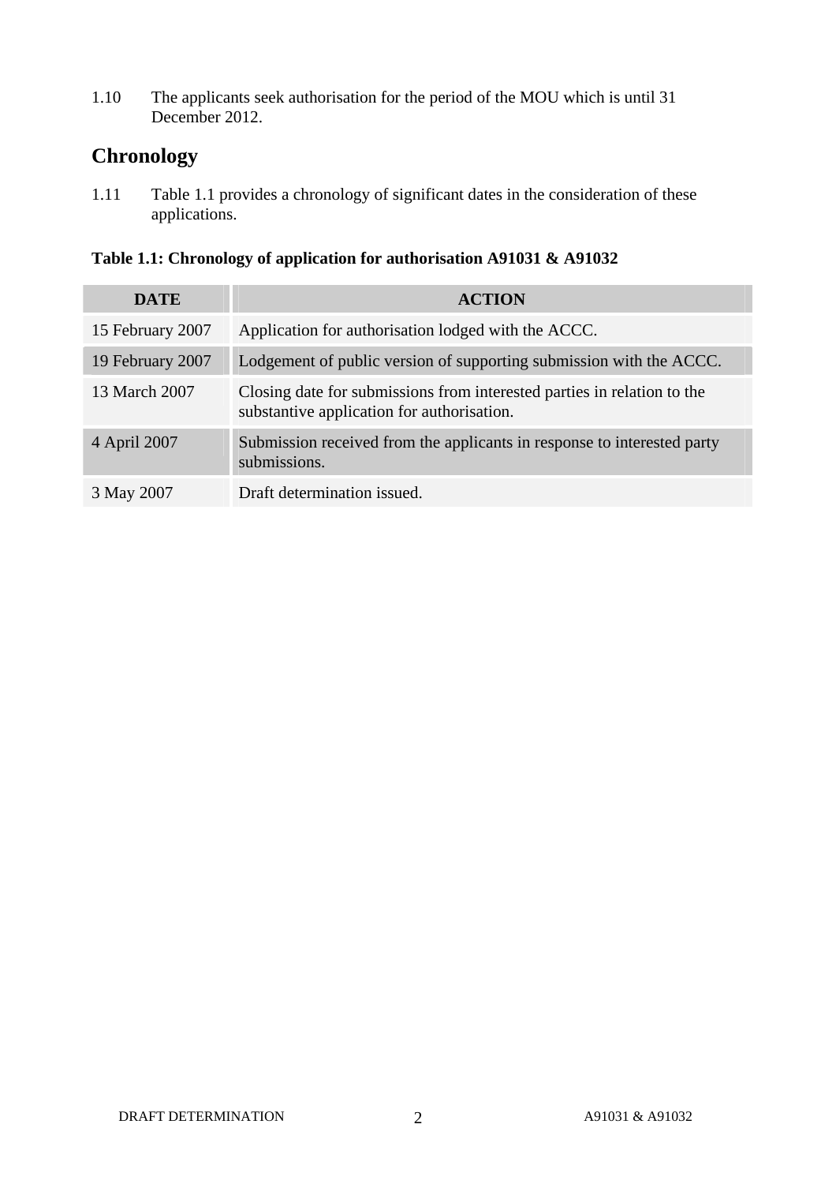1.10 The applicants seek authorisation for the period of the MOU which is until 31 December 2012.

## Chronology

1.11 Table 1.1 provides a chronology of significant dates in the consideration of these applications.

**Table 1.1: Chronology of application for authorisation A91031 & A91032**

| DATE | ACTION |
|---|---|
| 15 February 2007 | Application for authorisation lodged with the ACCC. |
| 19 February 2007 | Lodgement of public version of supporting submission with the ACCC. |
| 13 March 2007 | Closing date for submissions from interested parties in relation to the substantive application for authorisation. |
| 4 April 2007 | Submission received from the applicants in response to interested party submissions. |
| 3 May 2007 | Draft determination issued. |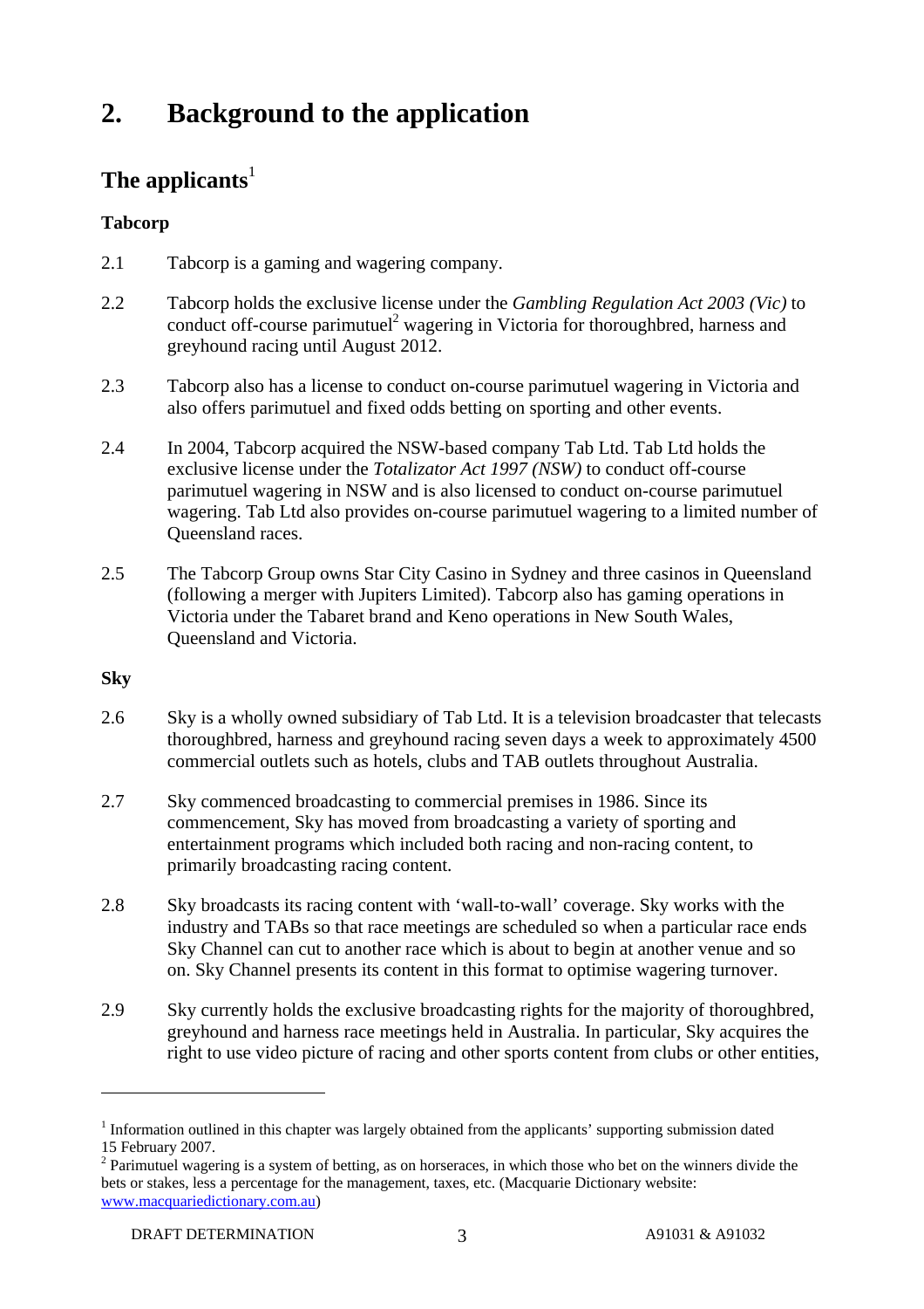# 2. Background to the application

## The applicants[1]

### Tabcorp

2.1 Tabcorp is a gaming and wagering company.

2.2 Tabcorp holds the exclusive license under the *Gambling Regulation Act 2003 (Vic)* to conduct off-course parimutuel[2] wagering in Victoria for thoroughbred, harness and greyhound racing until August 2012.

2.3 Tabcorp also has a license to conduct on-course parimutuel wagering in Victoria and also offers parimutuel and fixed odds betting on sporting and other events.

2.4 In 2004, Tabcorp acquired the NSW-based company Tab Ltd. Tab Ltd holds the exclusive license under the *Totalizator Act 1997 (NSW)* to conduct off-course parimutuel wagering in NSW and is also licensed to conduct on-course parimutuel wagering. Tab Ltd also provides on-course parimutuel wagering to a limited number of Queensland races.

2.5 The Tabcorp Group owns Star City Casino in Sydney and three casinos in Queensland (following a merger with Jupiters Limited). Tabcorp also has gaming operations in Victoria under the Tabaret brand and Keno operations in New South Wales, Queensland and Victoria.

### Sky

2.6 Sky is a wholly owned subsidiary of Tab Ltd. It is a television broadcaster that telecasts thoroughbred, harness and greyhound racing seven days a week to approximately 4500 commercial outlets such as hotels, clubs and TAB outlets throughout Australia.

2.7 Sky commenced broadcasting to commercial premises in 1986. Since its commencement, Sky has moved from broadcasting a variety of sporting and entertainment programs which included both racing and non-racing content, to primarily broadcasting racing content.

2.8 Sky broadcasts its racing content with 'wall-to-wall' coverage. Sky works with the industry and TABs so that race meetings are scheduled so when a particular race ends Sky Channel can cut to another race which is about to begin at another venue and so on. Sky Channel presents its content in this format to optimise wagering turnover.

2.9 Sky currently holds the exclusive broadcasting rights for the majority of thoroughbred, greyhound and harness race meetings held in Australia. In particular, Sky acquires the right to use video picture of racing and other sports content from clubs or other entities,

---

[1] Information outlined in this chapter was largely obtained from the applicants' supporting submission dated 15 February 2007.

[2] Parimutuel wagering is a system of betting, as on horseraces, in which those who bet on the winners divide the bets or stakes, less a percentage for the management, taxes, etc. (Macquarie Dictionary website: www.macquariedictionary.com.au)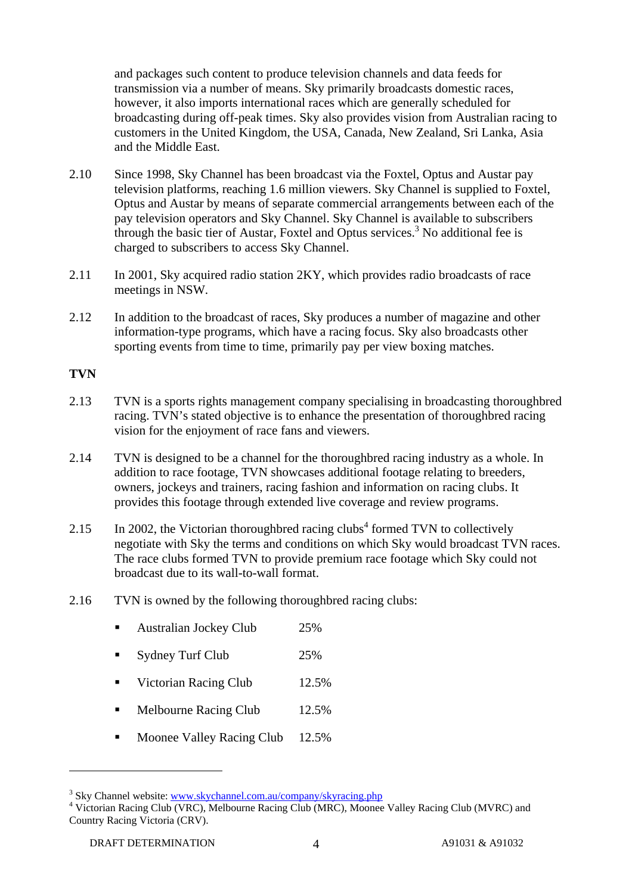and packages such content to produce television channels and data feeds for transmission via a number of means. Sky primarily broadcasts domestic races, however, it also imports international races which are generally scheduled for broadcasting during off-peak times. Sky also provides vision from Australian racing to customers in the United Kingdom, the USA, Canada, New Zealand, Sri Lanka, Asia and the Middle East.

2.10 Since 1998, Sky Channel has been broadcast via the Foxtel, Optus and Austar pay television platforms, reaching 1.6 million viewers. Sky Channel is supplied to Foxtel, Optus and Austar by means of separate commercial arrangements between each of the pay television operators and Sky Channel. Sky Channel is available to subscribers through the basic tier of Austar, Foxtel and Optus services.[3] No additional fee is charged to subscribers to access Sky Channel.

2.11 In 2001, Sky acquired radio station 2KY, which provides radio broadcasts of race meetings in NSW.

2.12 In addition to the broadcast of races, Sky produces a number of magazine and other information-type programs, which have a racing focus. Sky also broadcasts other sporting events from time to time, primarily pay per view boxing matches.

**TVN**

2.13 TVN is a sports rights management company specialising in broadcasting thoroughbred racing. TVN's stated objective is to enhance the presentation of thoroughbred racing vision for the enjoyment of race fans and viewers.

2.14 TVN is designed to be a channel for the thoroughbred racing industry as a whole. In addition to race footage, TVN showcases additional footage relating to breeders, owners, jockeys and trainers, racing fashion and information on racing clubs. It provides this footage through extended live coverage and review programs.

2.15 In 2002, the Victorian thoroughbred racing clubs[4] formed TVN to collectively negotiate with Sky the terms and conditions on which Sky would broadcast TVN races. The race clubs formed TVN to provide premium race footage which Sky could not broadcast due to its wall-to-wall format.

2.16 TVN is owned by the following thoroughbred racing clubs:

- Australian Jockey Club 25%
- Sydney Turf Club 25%
- Victorian Racing Club 12.5%
- Melbourne Racing Club 12.5%
- Moonee Valley Racing Club 12.5%

---

[3] Sky Channel website: www.skychannel.com.au/company/skyracing.php

[4] Victorian Racing Club (VRC), Melbourne Racing Club (MRC), Moonee Valley Racing Club (MVRC) and Country Racing Victoria (CRV).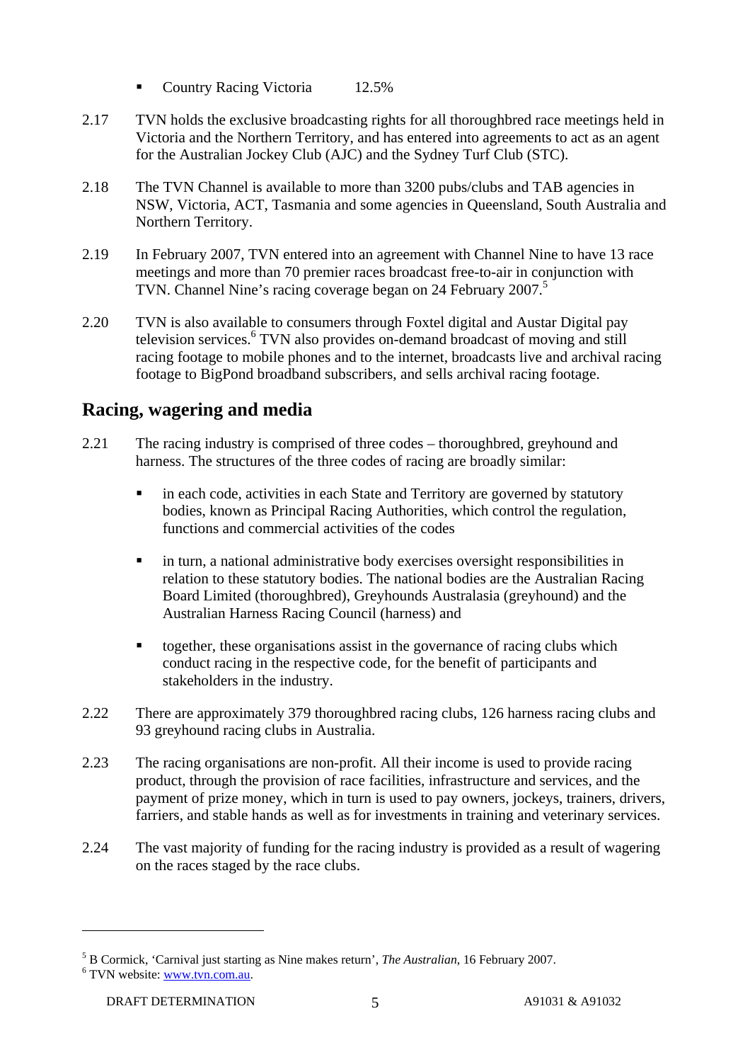- Country Racing Victoria 12.5%

2.17 TVN holds the exclusive broadcasting rights for all thoroughbred race meetings held in Victoria and the Northern Territory, and has entered into agreements to act as an agent for the Australian Jockey Club (AJC) and the Sydney Turf Club (STC).

2.18 The TVN Channel is available to more than 3200 pubs/clubs and TAB agencies in NSW, Victoria, ACT, Tasmania and some agencies in Queensland, South Australia and Northern Territory.

2.19 In February 2007, TVN entered into an agreement with Channel Nine to have 13 race meetings and more than 70 premier races broadcast free-to-air in conjunction with TVN. Channel Nine's racing coverage began on 24 February 2007.[5]

2.20 TVN is also available to consumers through Foxtel digital and Austar Digital pay television services.[6] TVN also provides on-demand broadcast of moving and still racing footage to mobile phones and to the internet, broadcasts live and archival racing footage to BigPond broadband subscribers, and sells archival racing footage.

## Racing, wagering and media

2.21 The racing industry is comprised of three codes – thoroughbred, greyhound and harness. The structures of the three codes of racing are broadly similar:

- in each code, activities in each State and Territory are governed by statutory bodies, known as Principal Racing Authorities, which control the regulation, functions and commercial activities of the codes
- in turn, a national administrative body exercises oversight responsibilities in relation to these statutory bodies. The national bodies are the Australian Racing Board Limited (thoroughbred), Greyhounds Australasia (greyhound) and the Australian Harness Racing Council (harness) and
- together, these organisations assist in the governance of racing clubs which conduct racing in the respective code, for the benefit of participants and stakeholders in the industry.

2.22 There are approximately 379 thoroughbred racing clubs, 126 harness racing clubs and 93 greyhound racing clubs in Australia.

2.23 The racing organisations are non-profit. All their income is used to provide racing product, through the provision of race facilities, infrastructure and services, and the payment of prize money, which in turn is used to pay owners, jockeys, trainers, drivers, farriers, and stable hands as well as for investments in training and veterinary services.

2.24 The vast majority of funding for the racing industry is provided as a result of wagering on the races staged by the race clubs.

---

[5] B Cormick, 'Carnival just starting as Nine makes return', *The Australian*, 16 February 2007.

[6] TVN website: www.tvn.com.au.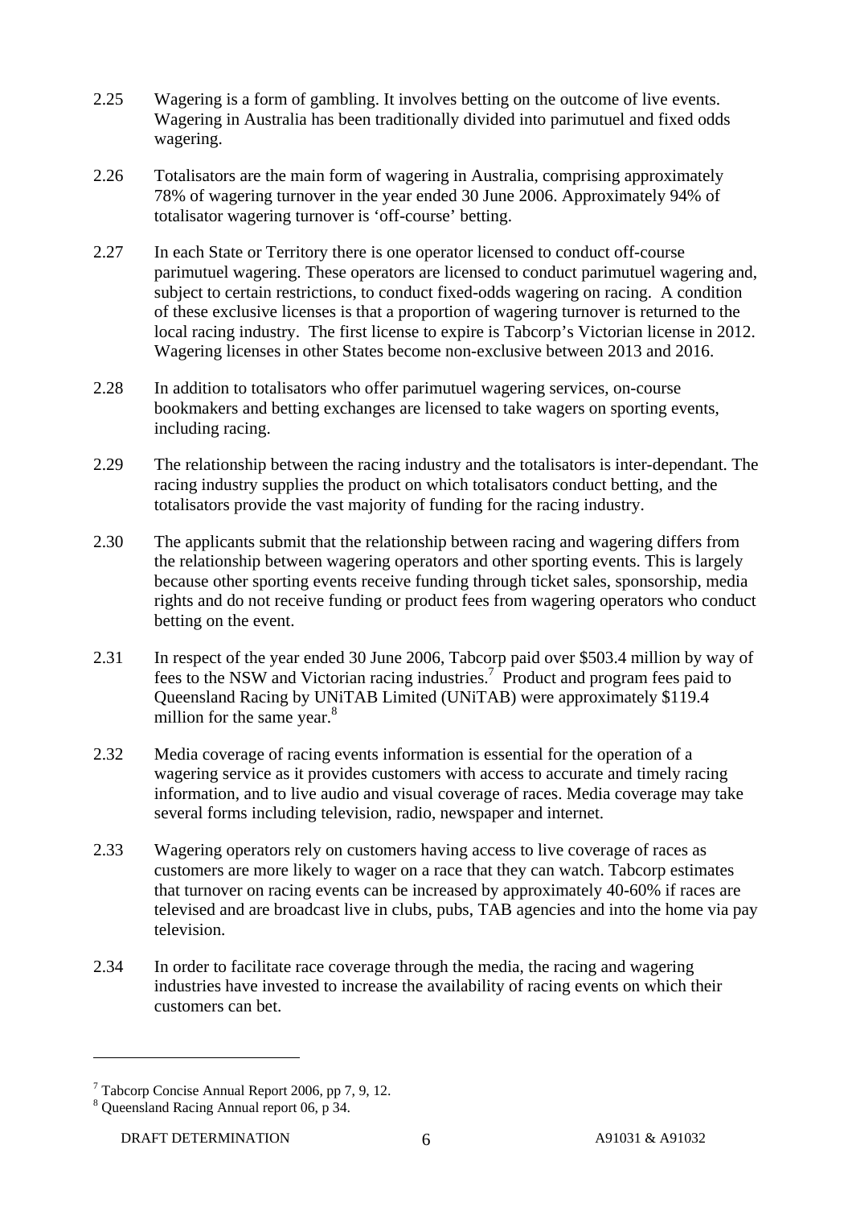2.25 Wagering is a form of gambling. It involves betting on the outcome of live events. Wagering in Australia has been traditionally divided into parimutuel and fixed odds wagering.

2.26 Totalisators are the main form of wagering in Australia, comprising approximately 78% of wagering turnover in the year ended 30 June 2006. Approximately 94% of totalisator wagering turnover is 'off-course' betting.

2.27 In each State or Territory there is one operator licensed to conduct off-course parimutuel wagering. These operators are licensed to conduct parimutuel wagering and, subject to certain restrictions, to conduct fixed-odds wagering on racing. A condition of these exclusive licenses is that a proportion of wagering turnover is returned to the local racing industry. The first license to expire is Tabcorp's Victorian license in 2012. Wagering licenses in other States become non-exclusive between 2013 and 2016.

2.28 In addition to totalisators who offer parimutuel wagering services, on-course bookmakers and betting exchanges are licensed to take wagers on sporting events, including racing.

2.29 The relationship between the racing industry and the totalisators is inter-dependant. The racing industry supplies the product on which totalisators conduct betting, and the totalisators provide the vast majority of funding for the racing industry.

2.30 The applicants submit that the relationship between racing and wagering differs from the relationship between wagering operators and other sporting events. This is largely because other sporting events receive funding through ticket sales, sponsorship, media rights and do not receive funding or product fees from wagering operators who conduct betting on the event.

2.31 In respect of the year ended 30 June 2006, Tabcorp paid over \$503.4 million by way of fees to the NSW and Victorian racing industries.[7] Product and program fees paid to Queensland Racing by UNiTAB Limited (UNiTAB) were approximately \$119.4 million for the same year.[8]

2.32 Media coverage of racing events information is essential for the operation of a wagering service as it provides customers with access to accurate and timely racing information, and to live audio and visual coverage of races. Media coverage may take several forms including television, radio, newspaper and internet.

2.33 Wagering operators rely on customers having access to live coverage of races as customers are more likely to wager on a race that they can watch. Tabcorp estimates that turnover on racing events can be increased by approximately 40-60% if races are televised and are broadcast live in clubs, pubs, TAB agencies and into the home via pay television.

2.34 In order to facilitate race coverage through the media, the racing and wagering industries have invested to increase the availability of racing events on which their customers can bet.

---

[7] Tabcorp Concise Annual Report 2006, pp 7, 9, 12.

[8] Queensland Racing Annual report 06, p 34.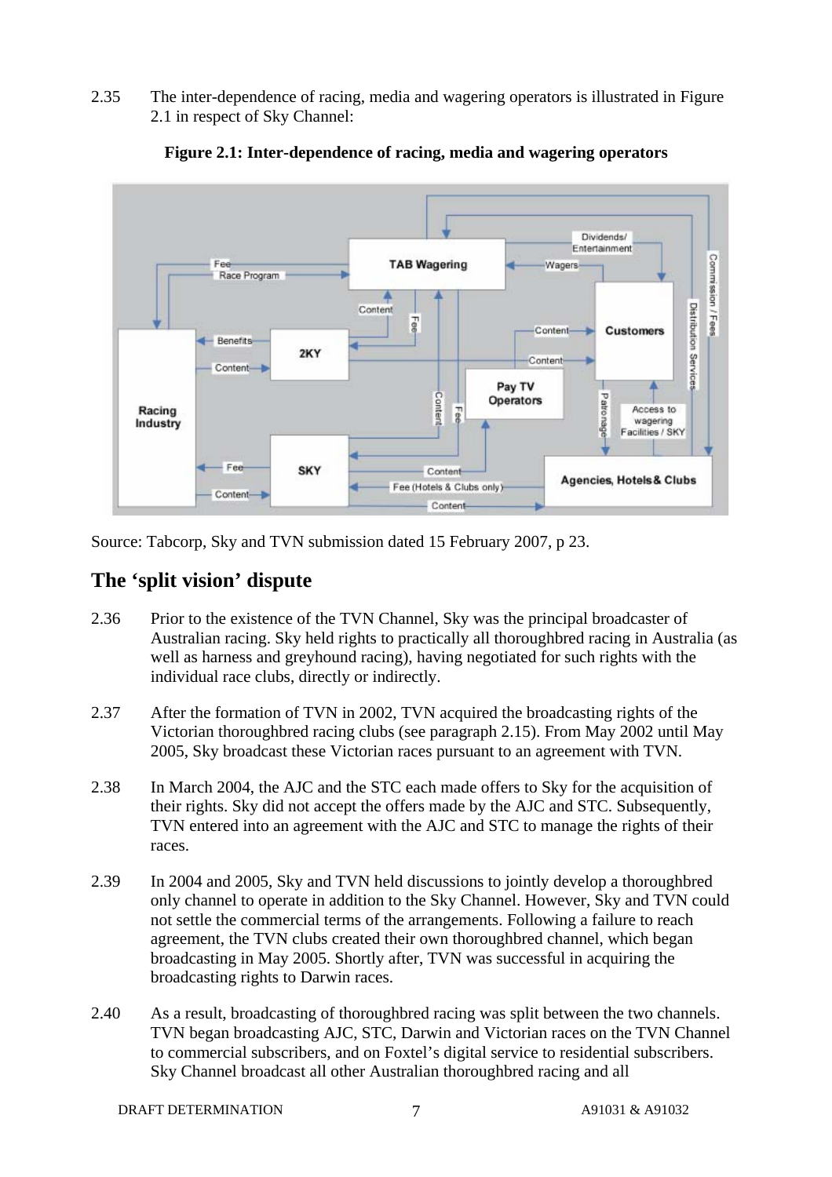2.35 The inter-dependence of racing, media and wagering operators is illustrated in Figure 2.1 in respect of Sky Channel:

**Figure 2.1: Inter-dependence of racing, media and wagering operators**

Source: Tabcorp, Sky and TVN submission dated 15 February 2007, p 23.

## The 'split vision' dispute

2.36 Prior to the existence of the TVN Channel, Sky was the principal broadcaster of Australian racing. Sky held rights to practically all thoroughbred racing in Australia (as well as harness and greyhound racing), having negotiated for such rights with the individual race clubs, directly or indirectly.

2.37 After the formation of TVN in 2002, TVN acquired the broadcasting rights of the Victorian thoroughbred racing clubs (see paragraph 2.15). From May 2002 until May 2005, Sky broadcast these Victorian races pursuant to an agreement with TVN.

2.38 In March 2004, the AJC and the STC each made offers to Sky for the acquisition of their rights. Sky did not accept the offers made by the AJC and STC. Subsequently, TVN entered into an agreement with the AJC and STC to manage the rights of their races.

2.39 In 2004 and 2005, Sky and TVN held discussions to jointly develop a thoroughbred only channel to operate in addition to the Sky Channel. However, Sky and TVN could not settle the commercial terms of the arrangements. Following a failure to reach agreement, the TVN clubs created their own thoroughbred channel, which began broadcasting in May 2005. Shortly after, TVN was successful in acquiring the broadcasting rights to Darwin races.

2.40 As a result, broadcasting of thoroughbred racing was split between the two channels. TVN began broadcasting AJC, STC, Darwin and Victorian races on the TVN Channel to commercial subscribers, and on Foxtel's digital service to residential subscribers. Sky Channel broadcast all other Australian thoroughbred racing and all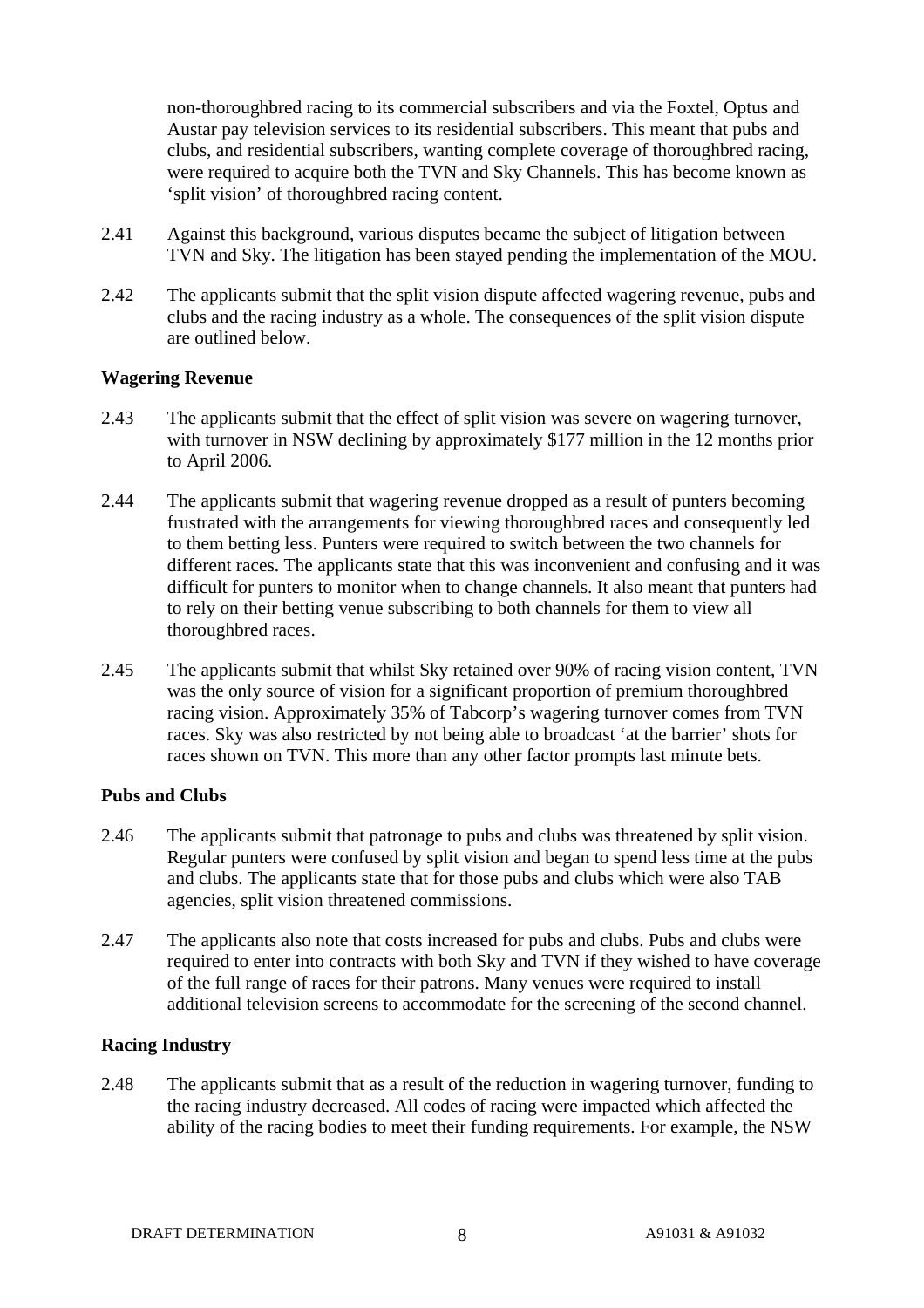non-thoroughbred racing to its commercial subscribers and via the Foxtel, Optus and Austar pay television services to its residential subscribers. This meant that pubs and clubs, and residential subscribers, wanting complete coverage of thoroughbred racing, were required to acquire both the TVN and Sky Channels. This has become known as 'split vision' of thoroughbred racing content.

2.41 Against this background, various disputes became the subject of litigation between TVN and Sky. The litigation has been stayed pending the implementation of the MOU.

2.42 The applicants submit that the split vision dispute affected wagering revenue, pubs and clubs and the racing industry as a whole. The consequences of the split vision dispute are outlined below.

**Wagering Revenue**

2.43 The applicants submit that the effect of split vision was severe on wagering turnover, with turnover in NSW declining by approximately $177 million in the 12 months prior to April 2006.

2.44 The applicants submit that wagering revenue dropped as a result of punters becoming frustrated with the arrangements for viewing thoroughbred races and consequently led to them betting less. Punters were required to switch between the two channels for different races. The applicants state that this was inconvenient and confusing and it was difficult for punters to monitor when to change channels. It also meant that punters had to rely on their betting venue subscribing to both channels for them to view all thoroughbred races.

2.45 The applicants submit that whilst Sky retained over 90% of racing vision content, TVN was the only source of vision for a significant proportion of premium thoroughbred racing vision. Approximately 35% of Tabcorp's wagering turnover comes from TVN races. Sky was also restricted by not being able to broadcast 'at the barrier' shots for races shown on TVN. This more than any other factor prompts last minute bets.

**Pubs and Clubs**

2.46 The applicants submit that patronage to pubs and clubs was threatened by split vision. Regular punters were confused by split vision and began to spend less time at the pubs and clubs. The applicants state that for those pubs and clubs which were also TAB agencies, split vision threatened commissions.

2.47 The applicants also note that costs increased for pubs and clubs. Pubs and clubs were required to enter into contracts with both Sky and TVN if they wished to have coverage of the full range of races for their patrons. Many venues were required to install additional television screens to accommodate for the screening of the second channel.

**Racing Industry**

2.48 The applicants submit that as a result of the reduction in wagering turnover, funding to the racing industry decreased. All codes of racing were impacted which affected the ability of the racing bodies to meet their funding requirements. For example, the NSW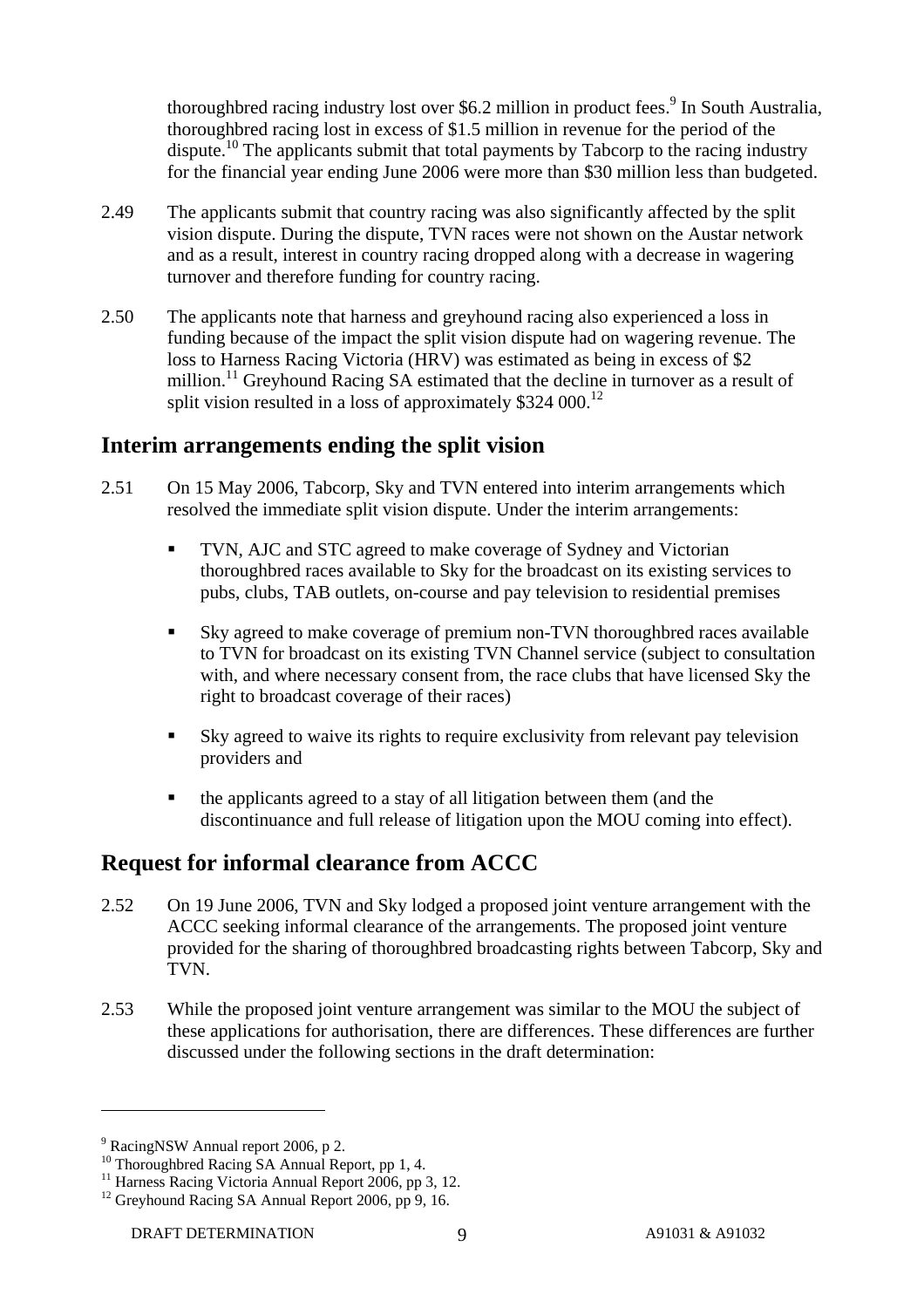thoroughbred racing industry lost over $6.2 million in product fees.[9] In South Australia, thoroughbred racing lost in excess of $1.5 million in revenue for the period of the dispute.[10] The applicants submit that total payments by Tabcorp to the racing industry for the financial year ending June 2006 were more than $30 million less than budgeted.

2.49 The applicants submit that country racing was also significantly affected by the split vision dispute. During the dispute, TVN races were not shown on the Austar network and as a result, interest in country racing dropped along with a decrease in wagering turnover and therefore funding for country racing.

2.50 The applicants note that harness and greyhound racing also experienced a loss in funding because of the impact the split vision dispute had on wagering revenue. The loss to Harness Racing Victoria (HRV) was estimated as being in excess of $2 million.[11] Greyhound Racing SA estimated that the decline in turnover as a result of split vision resulted in a loss of approximately $324 000.[12]

## Interim arrangements ending the split vision

2.51 On 15 May 2006, Tabcorp, Sky and TVN entered into interim arrangements which resolved the immediate split vision dispute. Under the interim arrangements:

- TVN, AJC and STC agreed to make coverage of Sydney and Victorian thoroughbred races available to Sky for the broadcast on its existing services to pubs, clubs, TAB outlets, on-course and pay television to residential premises
- Sky agreed to make coverage of premium non-TVN thoroughbred races available to TVN for broadcast on its existing TVN Channel service (subject to consultation with, and where necessary consent from, the race clubs that have licensed Sky the right to broadcast coverage of their races)
- Sky agreed to waive its rights to require exclusivity from relevant pay television providers and
- the applicants agreed to a stay of all litigation between them (and the discontinuance and full release of litigation upon the MOU coming into effect).

## Request for informal clearance from ACCC

2.52 On 19 June 2006, TVN and Sky lodged a proposed joint venture arrangement with the ACCC seeking informal clearance of the arrangements. The proposed joint venture provided for the sharing of thoroughbred broadcasting rights between Tabcorp, Sky and TVN.

2.53 While the proposed joint venture arrangement was similar to the MOU the subject of these applications for authorisation, there are differences. These differences are further discussed under the following sections in the draft determination:

---

[9] RacingNSW Annual report 2006, p 2.
[10] Thoroughbred Racing SA Annual Report, pp 1, 4.
[11] Harness Racing Victoria Annual Report 2006, pp 3, 12.
[12] Greyhound Racing SA Annual Report 2006, pp 9, 16.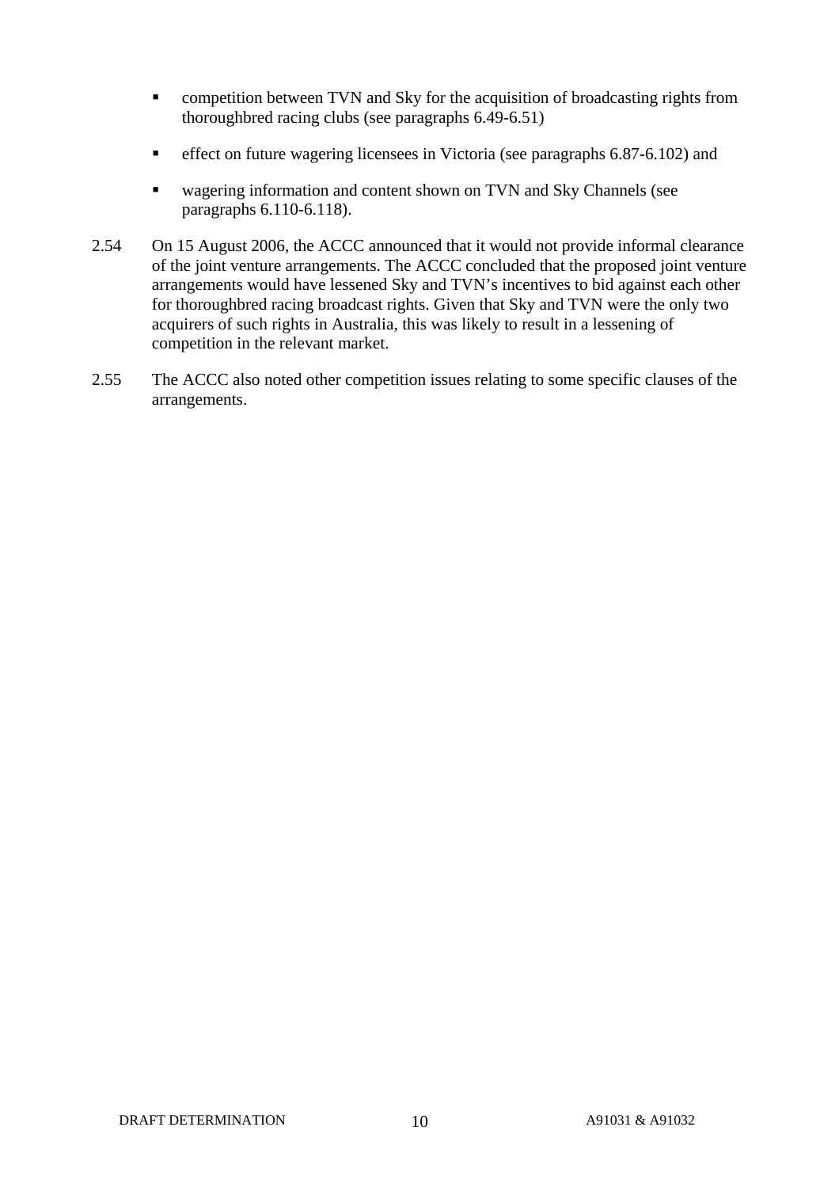- competition between TVN and Sky for the acquisition of broadcasting rights from thoroughbred racing clubs (see paragraphs 6.49-6.51)

- effect on future wagering licensees in Victoria (see paragraphs 6.87-6.102) and

- wagering information and content shown on TVN and Sky Channels (see paragraphs 6.110-6.118).

2.54 On 15 August 2006, the ACCC announced that it would not provide informal clearance of the joint venture arrangements. The ACCC concluded that the proposed joint venture arrangements would have lessened Sky and TVN's incentives to bid against each other for thoroughbred racing broadcast rights. Given that Sky and TVN were the only two acquirers of such rights in Australia, this was likely to result in a lessening of competition in the relevant market.

2.55 The ACCC also noted other competition issues relating to some specific clauses of the arrangements.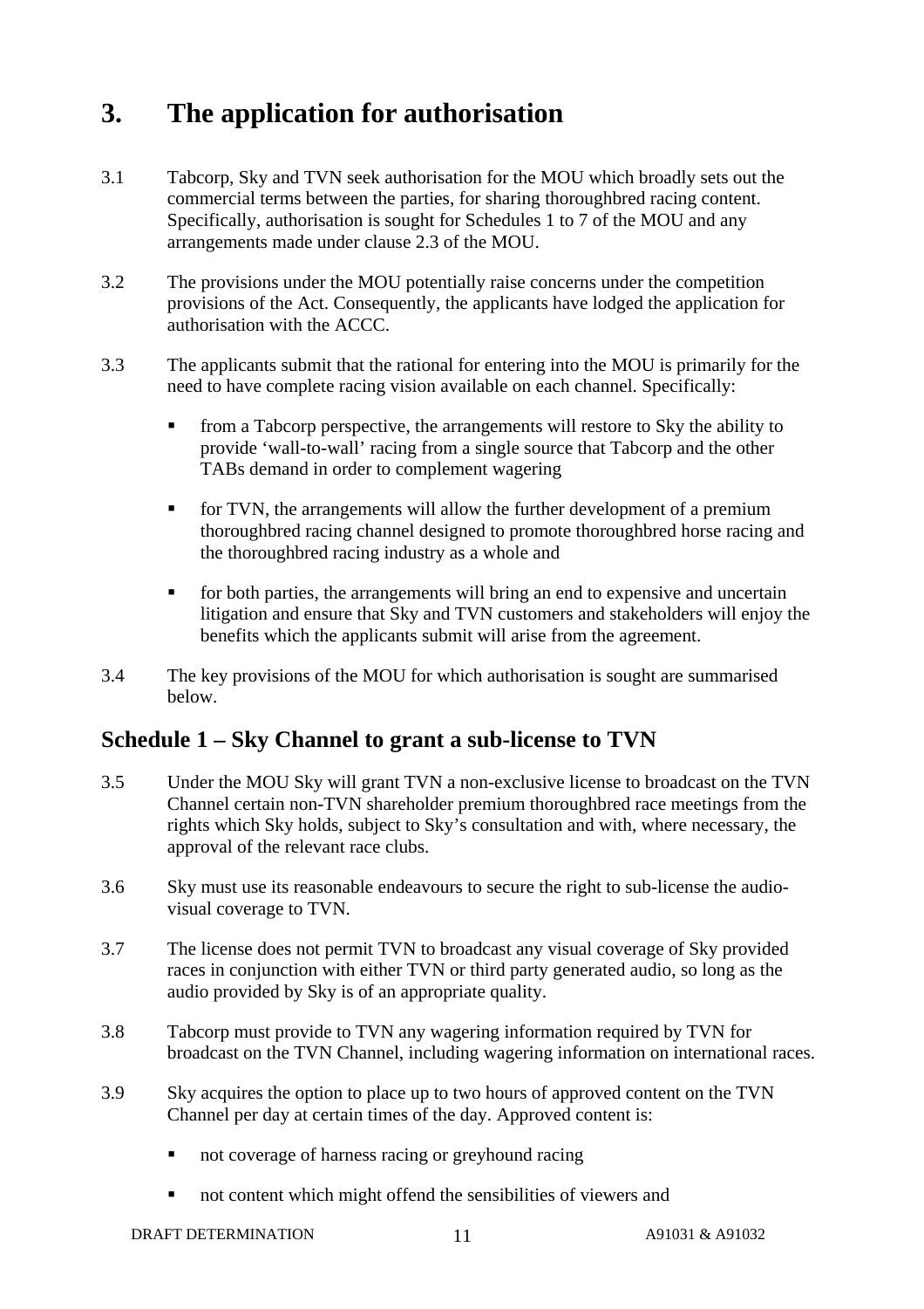# 3. The application for authorisation

3.1 Tabcorp, Sky and TVN seek authorisation for the MOU which broadly sets out the commercial terms between the parties, for sharing thoroughbred racing content. Specifically, authorisation is sought for Schedules 1 to 7 of the MOU and any arrangements made under clause 2.3 of the MOU.

3.2 The provisions under the MOU potentially raise concerns under the competition provisions of the Act. Consequently, the applicants have lodged the application for authorisation with the ACCC.

3.3 The applicants submit that the rational for entering into the MOU is primarily for the need to have complete racing vision available on each channel. Specifically:

- from a Tabcorp perspective, the arrangements will restore to Sky the ability to provide 'wall-to-wall' racing from a single source that Tabcorp and the other TABs demand in order to complement wagering
- for TVN, the arrangements will allow the further development of a premium thoroughbred racing channel designed to promote thoroughbred horse racing and the thoroughbred racing industry as a whole and
- for both parties, the arrangements will bring an end to expensive and uncertain litigation and ensure that Sky and TVN customers and stakeholders will enjoy the benefits which the applicants submit will arise from the agreement.

3.4 The key provisions of the MOU for which authorisation is sought are summarised below.

## Schedule 1 – Sky Channel to grant a sub-license to TVN

3.5 Under the MOU Sky will grant TVN a non-exclusive license to broadcast on the TVN Channel certain non-TVN shareholder premium thoroughbred race meetings from the rights which Sky holds, subject to Sky's consultation and with, where necessary, the approval of the relevant race clubs.

3.6 Sky must use its reasonable endeavours to secure the right to sub-license the audio-visual coverage to TVN.

3.7 The license does not permit TVN to broadcast any visual coverage of Sky provided races in conjunction with either TVN or third party generated audio, so long as the audio provided by Sky is of an appropriate quality.

3.8 Tabcorp must provide to TVN any wagering information required by TVN for broadcast on the TVN Channel, including wagering information on international races.

3.9 Sky acquires the option to place up to two hours of approved content on the TVN Channel per day at certain times of the day. Approved content is:

- not coverage of harness racing or greyhound racing
- not content which might offend the sensibilities of viewers and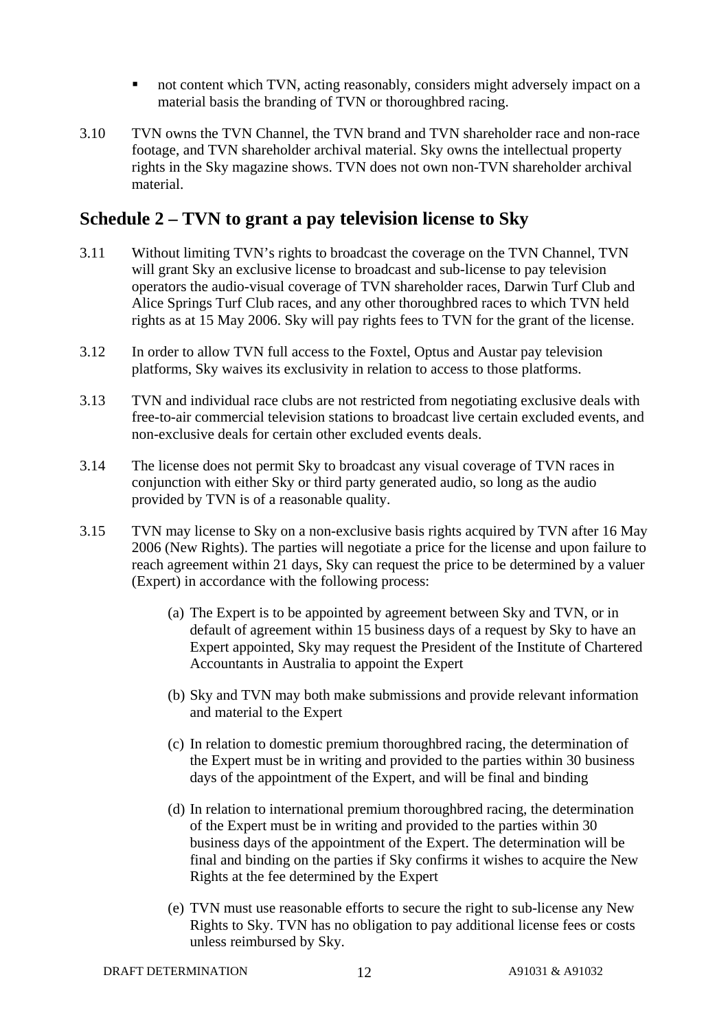- not content which TVN, acting reasonably, considers might adversely impact on a material basis the branding of TVN or thoroughbred racing.

3.10 TVN owns the TVN Channel, the TVN brand and TVN shareholder race and non-race footage, and TVN shareholder archival material. Sky owns the intellectual property rights in the Sky magazine shows. TVN does not own non-TVN shareholder archival material.

## Schedule 2 – TVN to grant a pay television license to Sky

3.11 Without limiting TVN's rights to broadcast the coverage on the TVN Channel, TVN will grant Sky an exclusive license to broadcast and sub-license to pay television operators the audio-visual coverage of TVN shareholder races, Darwin Turf Club and Alice Springs Turf Club races, and any other thoroughbred races to which TVN held rights as at 15 May 2006. Sky will pay rights fees to TVN for the grant of the license.

3.12 In order to allow TVN full access to the Foxtel, Optus and Austar pay television platforms, Sky waives its exclusivity in relation to access to those platforms.

3.13 TVN and individual race clubs are not restricted from negotiating exclusive deals with free-to-air commercial television stations to broadcast live certain excluded events, and non-exclusive deals for certain other excluded events deals.

3.14 The license does not permit Sky to broadcast any visual coverage of TVN races in conjunction with either Sky or third party generated audio, so long as the audio provided by TVN is of a reasonable quality.

3.15 TVN may license to Sky on a non-exclusive basis rights acquired by TVN after 16 May 2006 (New Rights). The parties will negotiate a price for the license and upon failure to reach agreement within 21 days, Sky can request the price to be determined by a valuer (Expert) in accordance with the following process:

(a) The Expert is to be appointed by agreement between Sky and TVN, or in default of agreement within 15 business days of a request by Sky to have an Expert appointed, Sky may request the President of the Institute of Chartered Accountants in Australia to appoint the Expert

(b) Sky and TVN may both make submissions and provide relevant information and material to the Expert

(c) In relation to domestic premium thoroughbred racing, the determination of the Expert must be in writing and provided to the parties within 30 business days of the appointment of the Expert, and will be final and binding

(d) In relation to international premium thoroughbred racing, the determination of the Expert must be in writing and provided to the parties within 30 business days of the appointment of the Expert. The determination will be final and binding on the parties if Sky confirms it wishes to acquire the New Rights at the fee determined by the Expert

(e) TVN must use reasonable efforts to secure the right to sub-license any New Rights to Sky. TVN has no obligation to pay additional license fees or costs unless reimbursed by Sky.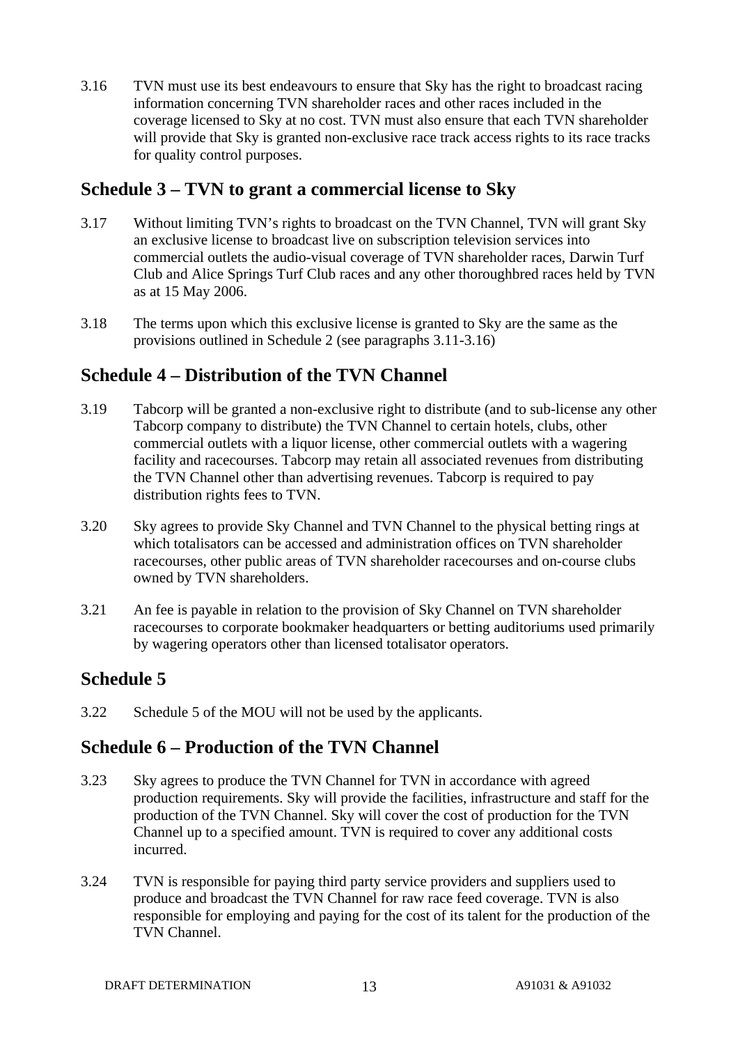3.16 TVN must use its best endeavours to ensure that Sky has the right to broadcast racing information concerning TVN shareholder races and other races included in the coverage licensed to Sky at no cost. TVN must also ensure that each TVN shareholder will provide that Sky is granted non-exclusive race track access rights to its race tracks for quality control purposes.

## Schedule 3 – TVN to grant a commercial license to Sky

3.17 Without limiting TVN's rights to broadcast on the TVN Channel, TVN will grant Sky an exclusive license to broadcast live on subscription television services into commercial outlets the audio-visual coverage of TVN shareholder races, Darwin Turf Club and Alice Springs Turf Club races and any other thoroughbred races held by TVN as at 15 May 2006.

3.18 The terms upon which this exclusive license is granted to Sky are the same as the provisions outlined in Schedule 2 (see paragraphs 3.11-3.16)

## Schedule 4 – Distribution of the TVN Channel

3.19 Tabcorp will be granted a non-exclusive right to distribute (and to sub-license any other Tabcorp company to distribute) the TVN Channel to certain hotels, clubs, other commercial outlets with a liquor license, other commercial outlets with a wagering facility and racecourses. Tabcorp may retain all associated revenues from distributing the TVN Channel other than advertising revenues. Tabcorp is required to pay distribution rights fees to TVN.

3.20 Sky agrees to provide Sky Channel and TVN Channel to the physical betting rings at which totalisators can be accessed and administration offices on TVN shareholder racecourses, other public areas of TVN shareholder racecourses and on-course clubs owned by TVN shareholders.

3.21 An fee is payable in relation to the provision of Sky Channel on TVN shareholder racecourses to corporate bookmaker headquarters or betting auditoriums used primarily by wagering operators other than licensed totalisator operators.

## Schedule 5

3.22 Schedule 5 of the MOU will not be used by the applicants.

## Schedule 6 – Production of the TVN Channel

3.23 Sky agrees to produce the TVN Channel for TVN in accordance with agreed production requirements. Sky will provide the facilities, infrastructure and staff for the production of the TVN Channel. Sky will cover the cost of production for the TVN Channel up to a specified amount. TVN is required to cover any additional costs incurred.

3.24 TVN is responsible for paying third party service providers and suppliers used to produce and broadcast the TVN Channel for raw race feed coverage. TVN is also responsible for employing and paying for the cost of its talent for the production of the TVN Channel.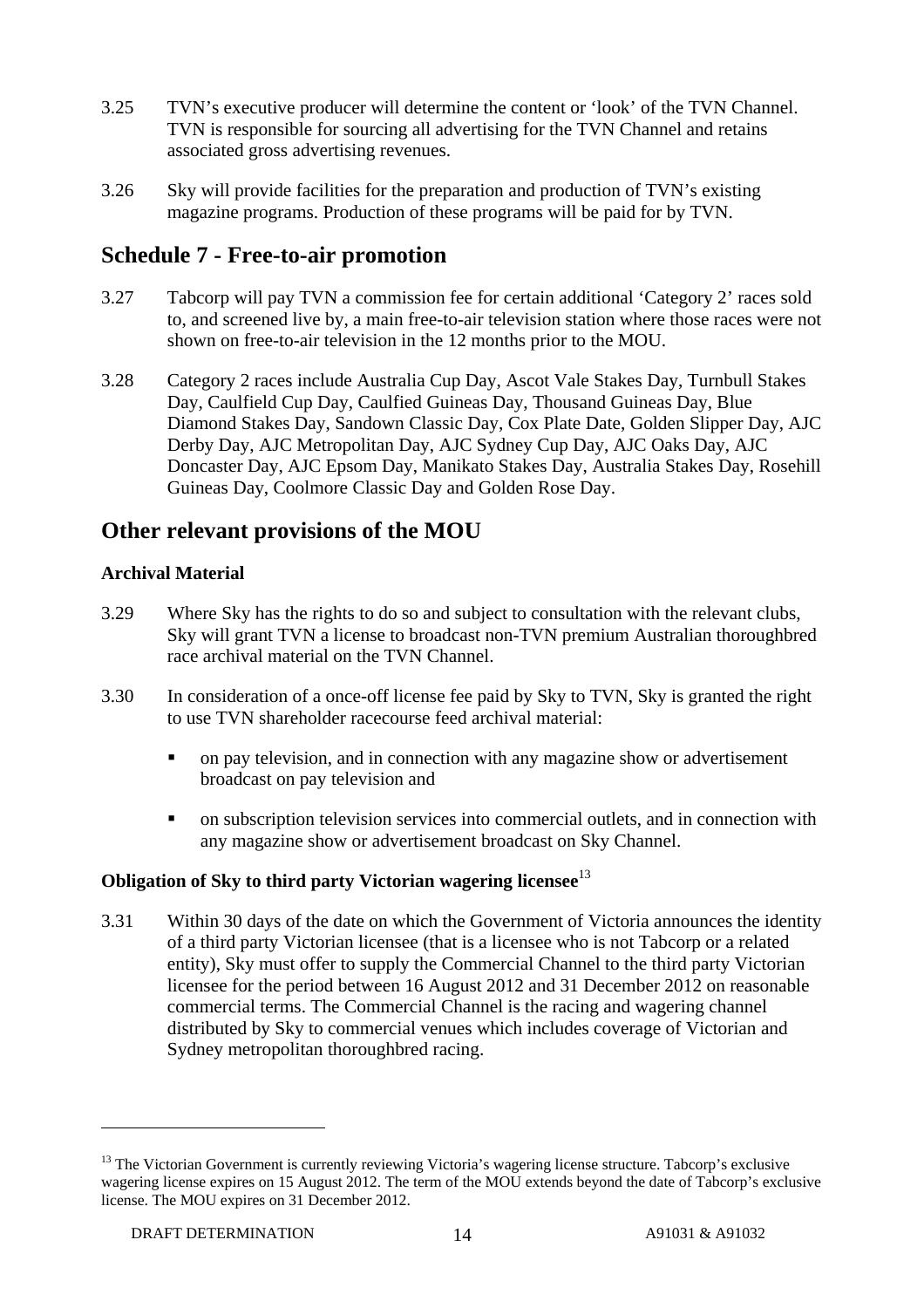3.25 TVN's executive producer will determine the content or 'look' of the TVN Channel. TVN is responsible for sourcing all advertising for the TVN Channel and retains associated gross advertising revenues.

3.26 Sky will provide facilities for the preparation and production of TVN's existing magazine programs. Production of these programs will be paid for by TVN.

## Schedule 7 - Free-to-air promotion

3.27 Tabcorp will pay TVN a commission fee for certain additional 'Category 2' races sold to, and screened live by, a main free-to-air television station where those races were not shown on free-to-air television in the 12 months prior to the MOU.

3.28 Category 2 races include Australia Cup Day, Ascot Vale Stakes Day, Turnbull Stakes Day, Caulfield Cup Day, Caulfied Guineas Day, Thousand Guineas Day, Blue Diamond Stakes Day, Sandown Classic Day, Cox Plate Date, Golden Slipper Day, AJC Derby Day, AJC Metropolitan Day, AJC Sydney Cup Day, AJC Oaks Day, AJC Doncaster Day, AJC Epsom Day, Manikato Stakes Day, Australia Stakes Day, Rosehill Guineas Day, Coolmore Classic Day and Golden Rose Day.

## Other relevant provisions of the MOU

### Archival Material

3.29 Where Sky has the rights to do so and subject to consultation with the relevant clubs, Sky will grant TVN a license to broadcast non-TVN premium Australian thoroughbred race archival material on the TVN Channel.

3.30 In consideration of a once-off license fee paid by Sky to TVN, Sky is granted the right to use TVN shareholder racecourse feed archival material:

- on pay television, and in connection with any magazine show or advertisement broadcast on pay television and
- on subscription television services into commercial outlets, and in connection with any magazine show or advertisement broadcast on Sky Channel.

### Obligation of Sky to third party Victorian wagering licensee[13]

3.31 Within 30 days of the date on which the Government of Victoria announces the identity of a third party Victorian licensee (that is a licensee who is not Tabcorp or a related entity), Sky must offer to supply the Commercial Channel to the third party Victorian licensee for the period between 16 August 2012 and 31 December 2012 on reasonable commercial terms. The Commercial Channel is the racing and wagering channel distributed by Sky to commercial venues which includes coverage of Victorian and Sydney metropolitan thoroughbred racing.

---

[13] The Victorian Government is currently reviewing Victoria's wagering license structure. Tabcorp's exclusive wagering license expires on 15 August 2012. The term of the MOU extends beyond the date of Tabcorp's exclusive license. The MOU expires on 31 December 2012.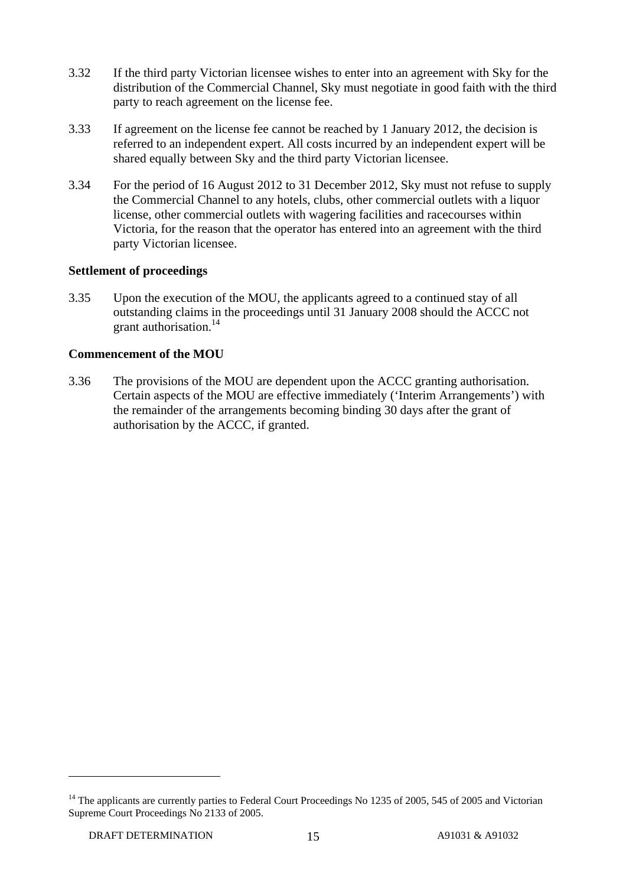3.32 If the third party Victorian licensee wishes to enter into an agreement with Sky for the distribution of the Commercial Channel, Sky must negotiate in good faith with the third party to reach agreement on the license fee.

3.33 If agreement on the license fee cannot be reached by 1 January 2012, the decision is referred to an independent expert. All costs incurred by an independent expert will be shared equally between Sky and the third party Victorian licensee.

3.34 For the period of 16 August 2012 to 31 December 2012, Sky must not refuse to supply the Commercial Channel to any hotels, clubs, other commercial outlets with a liquor license, other commercial outlets with wagering facilities and racecourses within Victoria, for the reason that the operator has entered into an agreement with the third party Victorian licensee.

**Settlement of proceedings**

3.35 Upon the execution of the MOU, the applicants agreed to a continued stay of all outstanding claims in the proceedings until 31 January 2008 should the ACCC not grant authorisation.[14]

**Commencement of the MOU**

3.36 The provisions of the MOU are dependent upon the ACCC granting authorisation. Certain aspects of the MOU are effective immediately ('Interim Arrangements') with the remainder of the arrangements becoming binding 30 days after the grant of authorisation by the ACCC, if granted.

[14] The applicants are currently parties to Federal Court Proceedings No 1235 of 2005, 545 of 2005 and Victorian Supreme Court Proceedings No 2133 of 2005.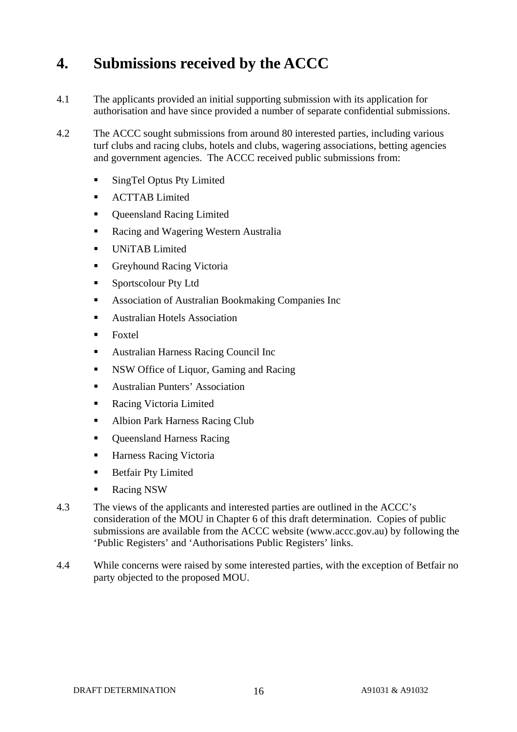# 4. Submissions received by the ACCC

4.1 The applicants provided an initial supporting submission with its application for authorisation and have since provided a number of separate confidential submissions.

4.2 The ACCC sought submissions from around 80 interested parties, including various turf clubs and racing clubs, hotels and clubs, wagering associations, betting agencies and government agencies. The ACCC received public submissions from:

- SingTel Optus Pty Limited
- ACTTAB Limited
- Queensland Racing Limited
- Racing and Wagering Western Australia
- UNiTAB Limited
- Greyhound Racing Victoria
- Sportscolour Pty Ltd
- Association of Australian Bookmaking Companies Inc
- Australian Hotels Association
- Foxtel
- Australian Harness Racing Council Inc
- NSW Office of Liquor, Gaming and Racing
- Australian Punters' Association
- Racing Victoria Limited
- Albion Park Harness Racing Club
- Queensland Harness Racing
- Harness Racing Victoria
- Betfair Pty Limited
- Racing NSW

4.3 The views of the applicants and interested parties are outlined in the ACCC's consideration of the MOU in Chapter 6 of this draft determination. Copies of public submissions are available from the ACCC website (www.accc.gov.au) by following the 'Public Registers' and 'Authorisations Public Registers' links.

4.4 While concerns were raised by some interested parties, with the exception of Betfair no party objected to the proposed MOU.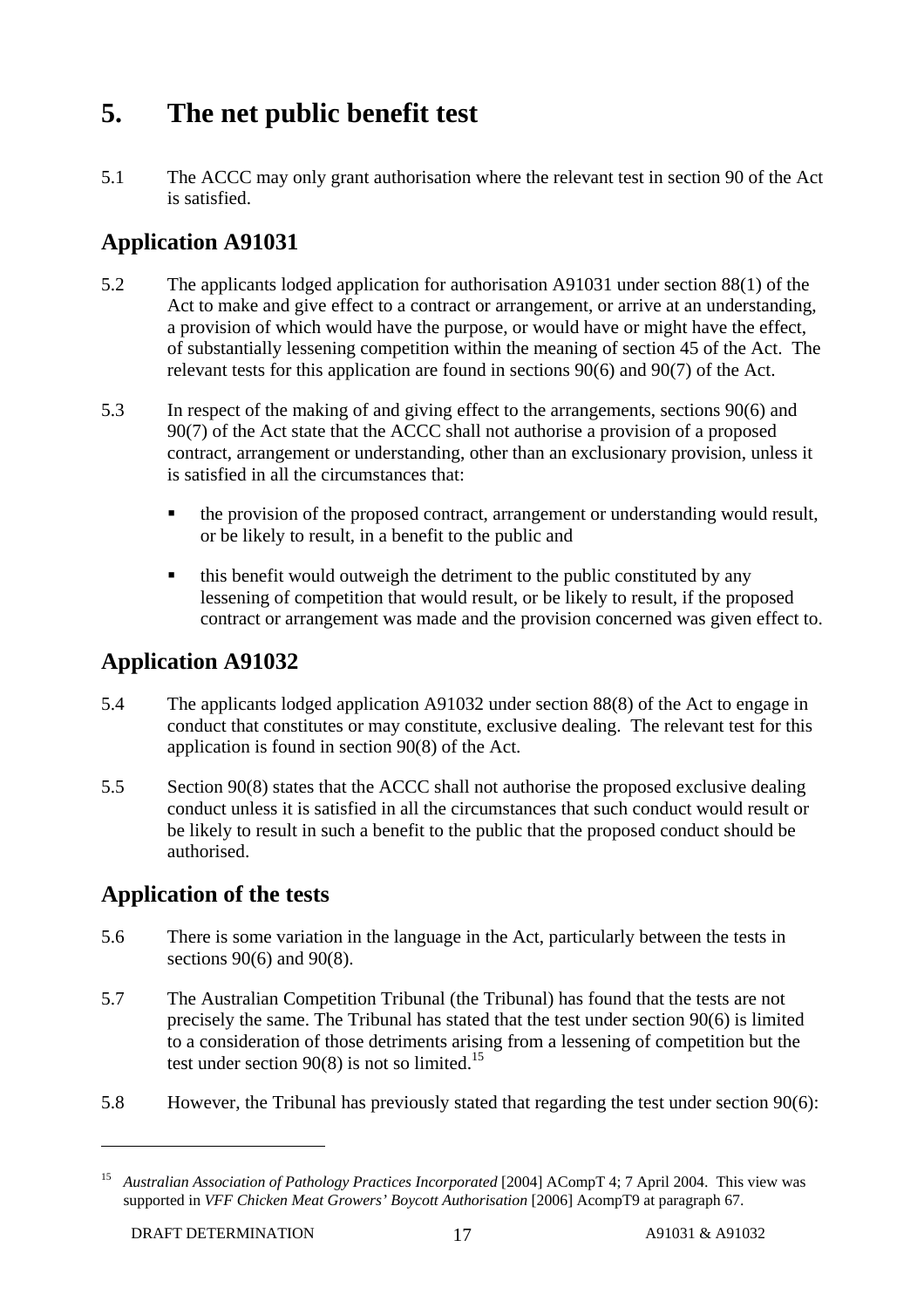# 5. The net public benefit test

5.1 The ACCC may only grant authorisation where the relevant test in section 90 of the Act is satisfied.

## Application A91031

5.2 The applicants lodged application for authorisation A91031 under section 88(1) of the Act to make and give effect to a contract or arrangement, or arrive at an understanding, a provision of which would have the purpose, or would have or might have the effect, of substantially lessening competition within the meaning of section 45 of the Act. The relevant tests for this application are found in sections 90(6) and 90(7) of the Act.

5.3 In respect of the making of and giving effect to the arrangements, sections 90(6) and 90(7) of the Act state that the ACCC shall not authorise a provision of a proposed contract, arrangement or understanding, other than an exclusionary provision, unless it is satisfied in all the circumstances that:

- the provision of the proposed contract, arrangement or understanding would result, or be likely to result, in a benefit to the public and
- this benefit would outweigh the detriment to the public constituted by any lessening of competition that would result, or be likely to result, if the proposed contract or arrangement was made and the provision concerned was given effect to.

## Application A91032

5.4 The applicants lodged application A91032 under section 88(8) of the Act to engage in conduct that constitutes or may constitute, exclusive dealing. The relevant test for this application is found in section 90(8) of the Act.

5.5 Section 90(8) states that the ACCC shall not authorise the proposed exclusive dealing conduct unless it is satisfied in all the circumstances that such conduct would result or be likely to result in such a benefit to the public that the proposed conduct should be authorised.

## Application of the tests

5.6 There is some variation in the language in the Act, particularly between the tests in sections 90(6) and 90(8).

5.7 The Australian Competition Tribunal (the Tribunal) has found that the tests are not precisely the same. The Tribunal has stated that the test under section 90(6) is limited to a consideration of those detriments arising from a lessening of competition but the test under section 90(8) is not so limited.[15]

5.8 However, the Tribunal has previously stated that regarding the test under section 90(6):

---

[15] *Australian Association of Pathology Practices Incorporated* [2004] ACompT 4; 7 April 2004. This view was supported in *VFF Chicken Meat Growers' Boycott Authorisation* [2006] AcompT9 at paragraph 67.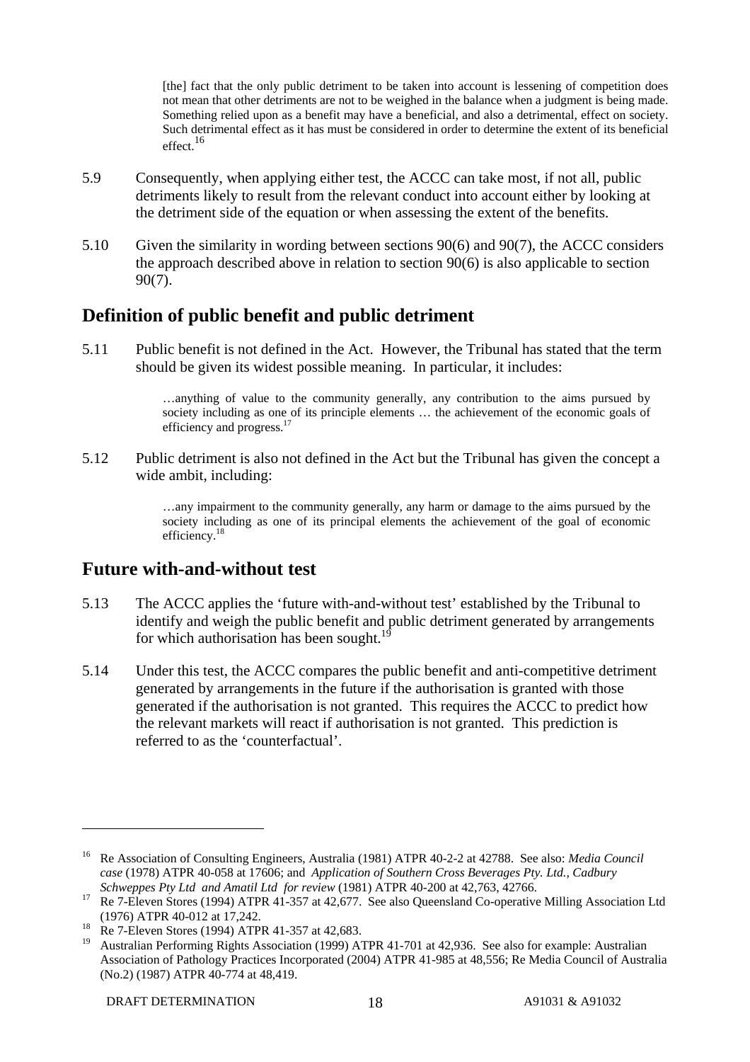> [the] fact that the only public detriment to be taken into account is lessening of competition does not mean that other detriments are not to be weighed in the balance when a judgment is being made. Something relied upon as a benefit may have a beneficial, and also a detrimental, effect on society. Such detrimental effect as it has must be considered in order to determine the extent of its beneficial effect.[16]

5.9 Consequently, when applying either test, the ACCC can take most, if not all, public detriments likely to result from the relevant conduct into account either by looking at the detriment side of the equation or when assessing the extent of the benefits.

5.10 Given the similarity in wording between sections 90(6) and 90(7), the ACCC considers the approach described above in relation to section 90(6) is also applicable to section 90(7).

## Definition of public benefit and public detriment

5.11 Public benefit is not defined in the Act. However, the Tribunal has stated that the term should be given its widest possible meaning. In particular, it includes:

> …anything of value to the community generally, any contribution to the aims pursued by society including as one of its principle elements … the achievement of the economic goals of efficiency and progress.[17]

5.12 Public detriment is also not defined in the Act but the Tribunal has given the concept a wide ambit, including:

> …any impairment to the community generally, any harm or damage to the aims pursued by the society including as one of its principal elements the achievement of the goal of economic efficiency.[18]

## Future with-and-without test

5.13 The ACCC applies the 'future with-and-without test' established by the Tribunal to identify and weigh the public benefit and public detriment generated by arrangements for which authorisation has been sought.[19]

5.14 Under this test, the ACCC compares the public benefit and anti-competitive detriment generated by arrangements in the future if the authorisation is granted with those generated if the authorisation is not granted. This requires the ACCC to predict how the relevant markets will react if authorisation is not granted. This prediction is referred to as the 'counterfactual'.

---

[16] Re Association of Consulting Engineers, Australia (1981) ATPR 40-2-2 at 42788. See also: *Media Council case* (1978) ATPR 40-058 at 17606; and *Application of Southern Cross Beverages Pty. Ltd., Cadbury Schweppes Pty Ltd and Amatil Ltd for review* (1981) ATPR 40-200 at 42,763, 42766.

[17] Re 7-Eleven Stores (1994) ATPR 41-357 at 42,677. See also Queensland Co-operative Milling Association Ltd (1976) ATPR 40-012 at 17,242.

[18] Re 7-Eleven Stores (1994) ATPR 41-357 at 42,683.

[19] Australian Performing Rights Association (1999) ATPR 41-701 at 42,936. See also for example: Australian Association of Pathology Practices Incorporated (2004) ATPR 41-985 at 48,556; Re Media Council of Australia (No.2) (1987) ATPR 40-774 at 48,419.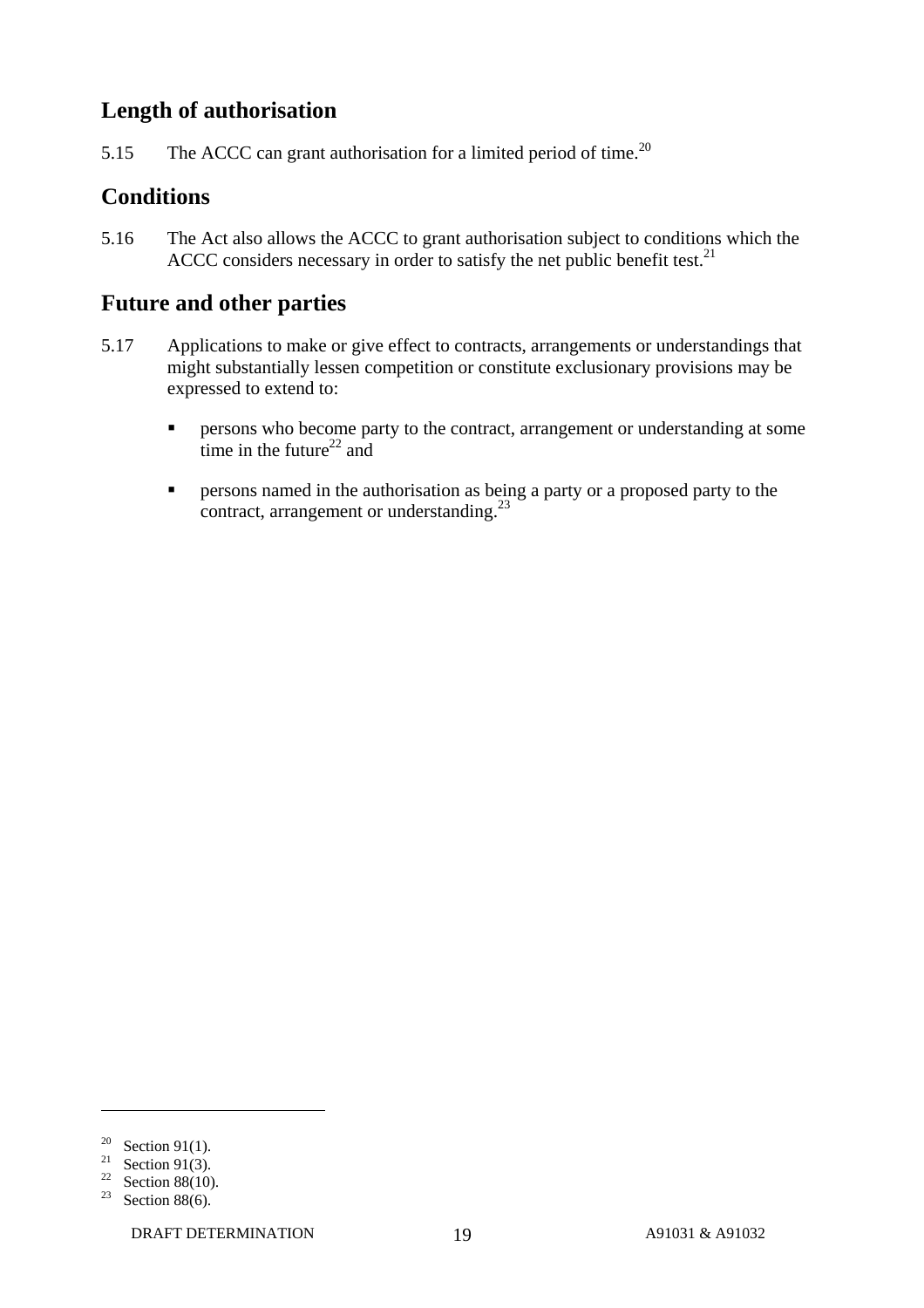## Length of authorisation

5.15 The ACCC can grant authorisation for a limited period of time.[20]

## Conditions

5.16 The Act also allows the ACCC to grant authorisation subject to conditions which the ACCC considers necessary in order to satisfy the net public benefit test.[21]

## Future and other parties

5.17 Applications to make or give effect to contracts, arrangements or understandings that might substantially lessen competition or constitute exclusionary provisions may be expressed to extend to:

- persons who become party to the contract, arrangement or understanding at some time in the future[22] and
- persons named in the authorisation as being a party or a proposed party to the contract, arrangement or understanding.[23]

---

[20] Section 91(1).
[21] Section 91(3).
[22] Section 88(10).
[23] Section 88(6).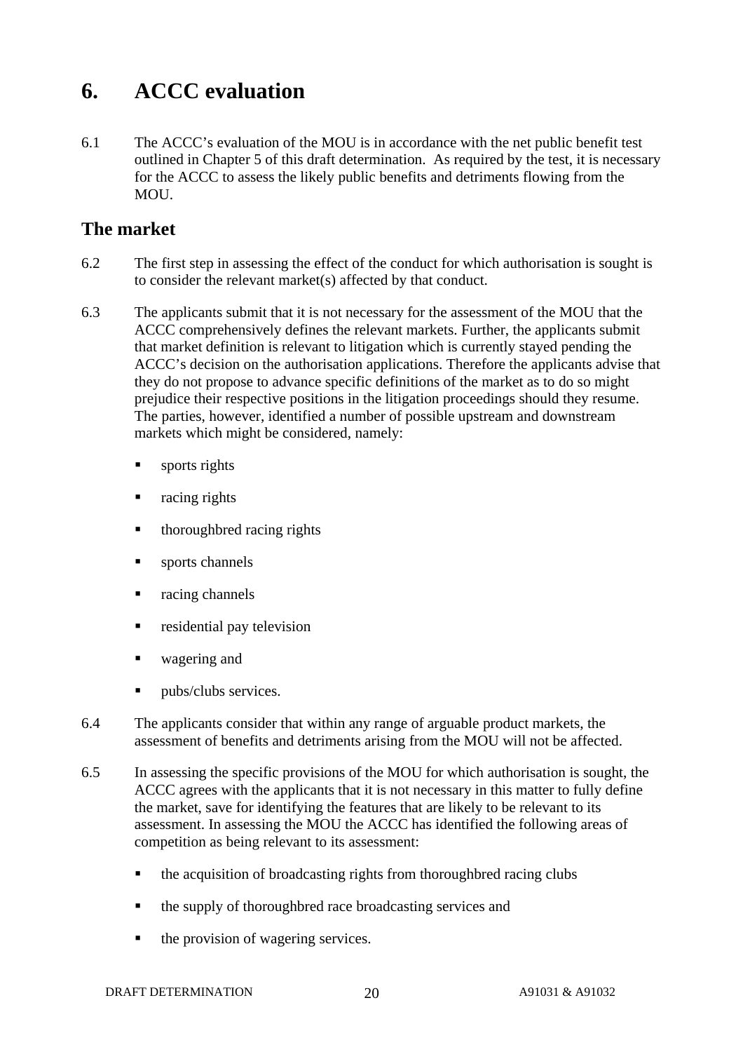# 6. ACCC evaluation

6.1 The ACCC's evaluation of the MOU is in accordance with the net public benefit test outlined in Chapter 5 of this draft determination. As required by the test, it is necessary for the ACCC to assess the likely public benefits and detriments flowing from the MOU.

## The market

6.2 The first step in assessing the effect of the conduct for which authorisation is sought is to consider the relevant market(s) affected by that conduct.

6.3 The applicants submit that it is not necessary for the assessment of the MOU that the ACCC comprehensively defines the relevant markets. Further, the applicants submit that market definition is relevant to litigation which is currently stayed pending the ACCC's decision on the authorisation applications. Therefore the applicants advise that they do not propose to advance specific definitions of the market as to do so might prejudice their respective positions in the litigation proceedings should they resume. The parties, however, identified a number of possible upstream and downstream markets which might be considered, namely:

- sports rights
- racing rights
- thoroughbred racing rights
- sports channels
- racing channels
- residential pay television
- wagering and
- pubs/clubs services.

6.4 The applicants consider that within any range of arguable product markets, the assessment of benefits and detriments arising from the MOU will not be affected.

6.5 In assessing the specific provisions of the MOU for which authorisation is sought, the ACCC agrees with the applicants that it is not necessary in this matter to fully define the market, save for identifying the features that are likely to be relevant to its assessment. In assessing the MOU the ACCC has identified the following areas of competition as being relevant to its assessment:

- the acquisition of broadcasting rights from thoroughbred racing clubs
- the supply of thoroughbred race broadcasting services and
- the provision of wagering services.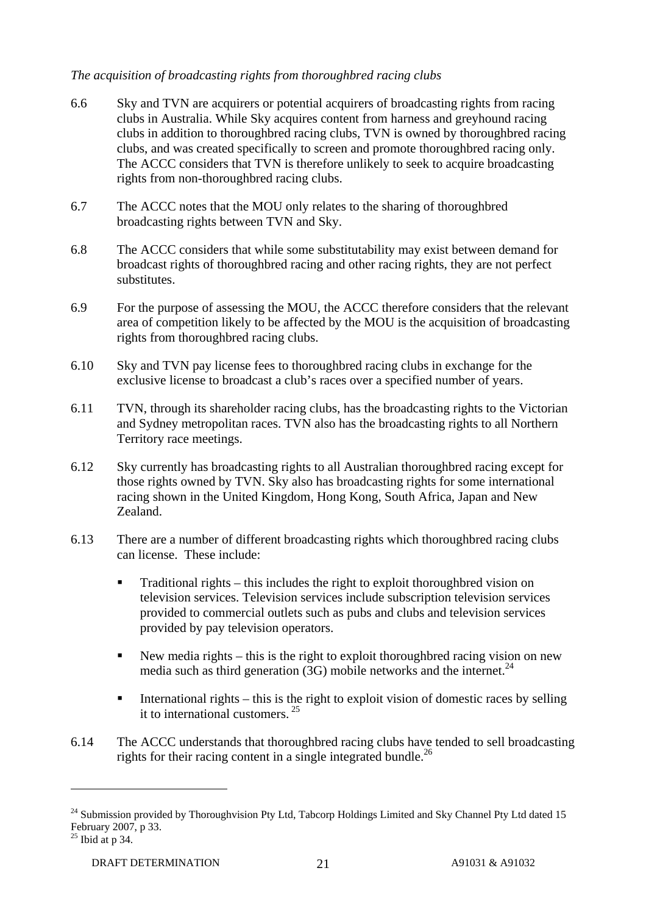*The acquisition of broadcasting rights from thoroughbred racing clubs*

6.6 Sky and TVN are acquirers or potential acquirers of broadcasting rights from racing clubs in Australia. While Sky acquires content from harness and greyhound racing clubs in addition to thoroughbred racing clubs, TVN is owned by thoroughbred racing clubs, and was created specifically to screen and promote thoroughbred racing only. The ACCC considers that TVN is therefore unlikely to seek to acquire broadcasting rights from non-thoroughbred racing clubs.

6.7 The ACCC notes that the MOU only relates to the sharing of thoroughbred broadcasting rights between TVN and Sky.

6.8 The ACCC considers that while some substitutability may exist between demand for broadcast rights of thoroughbred racing and other racing rights, they are not perfect substitutes.

6.9 For the purpose of assessing the MOU, the ACCC therefore considers that the relevant area of competition likely to be affected by the MOU is the acquisition of broadcasting rights from thoroughbred racing clubs.

6.10 Sky and TVN pay license fees to thoroughbred racing clubs in exchange for the exclusive license to broadcast a club's races over a specified number of years.

6.11 TVN, through its shareholder racing clubs, has the broadcasting rights to the Victorian and Sydney metropolitan races. TVN also has the broadcasting rights to all Northern Territory race meetings.

6.12 Sky currently has broadcasting rights to all Australian thoroughbred racing except for those rights owned by TVN. Sky also has broadcasting rights for some international racing shown in the United Kingdom, Hong Kong, South Africa, Japan and New Zealand.

6.13 There are a number of different broadcasting rights which thoroughbred racing clubs can license. These include:

- Traditional rights – this includes the right to exploit thoroughbred vision on television services. Television services include subscription television services provided to commercial outlets such as pubs and clubs and television services provided by pay television operators.
- New media rights – this is the right to exploit thoroughbred racing vision on new media such as third generation (3G) mobile networks and the internet.[24]
- International rights – this is the right to exploit vision of domestic races by selling it to international customers.[25]

6.14 The ACCC understands that thoroughbred racing clubs have tended to sell broadcasting rights for their racing content in a single integrated bundle.[26]

---

[24] Submission provided by Thoroughvision Pty Ltd, Tabcorp Holdings Limited and Sky Channel Pty Ltd dated 15 February 2007, p 33.

[25] Ibid at p 34.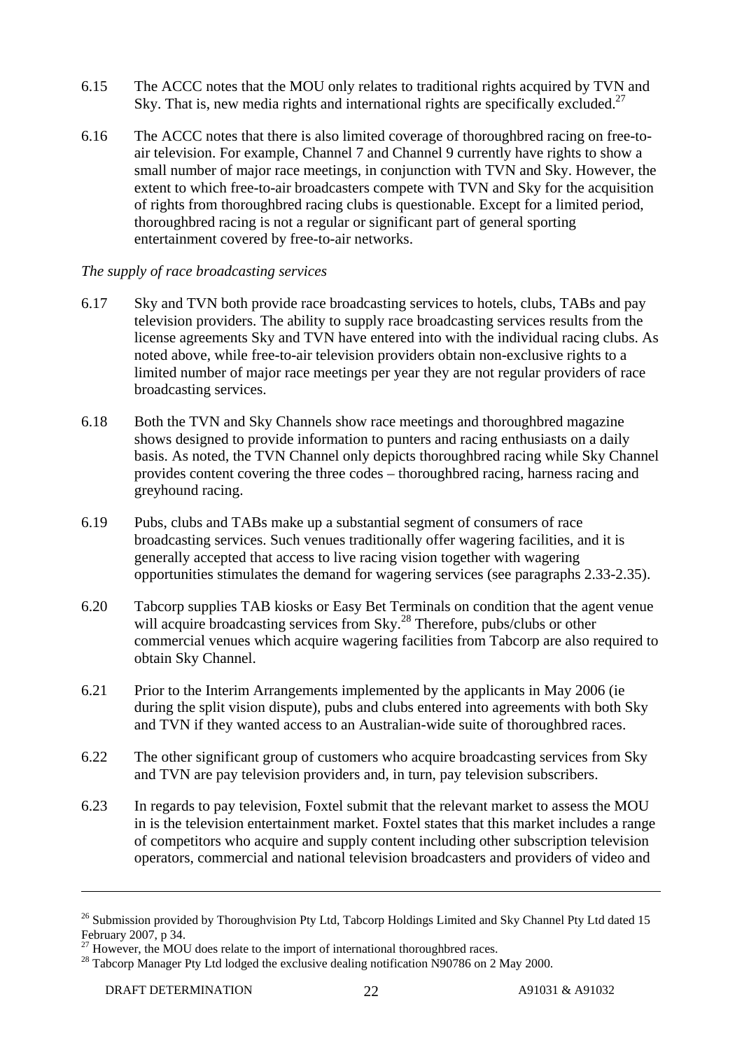6.15 The ACCC notes that the MOU only relates to traditional rights acquired by TVN and Sky. That is, new media rights and international rights are specifically excluded.[27]

6.16 The ACCC notes that there is also limited coverage of thoroughbred racing on free-to-air television. For example, Channel 7 and Channel 9 currently have rights to show a small number of major race meetings, in conjunction with TVN and Sky. However, the extent to which free-to-air broadcasters compete with TVN and Sky for the acquisition of rights from thoroughbred racing clubs is questionable. Except for a limited period, thoroughbred racing is not a regular or significant part of general sporting entertainment covered by free-to-air networks.

*The supply of race broadcasting services*

6.17 Sky and TVN both provide race broadcasting services to hotels, clubs, TABs and pay television providers. The ability to supply race broadcasting services results from the license agreements Sky and TVN have entered into with the individual racing clubs. As noted above, while free-to-air television providers obtain non-exclusive rights to a limited number of major race meetings per year they are not regular providers of race broadcasting services.

6.18 Both the TVN and Sky Channels show race meetings and thoroughbred magazine shows designed to provide information to punters and racing enthusiasts on a daily basis. As noted, the TVN Channel only depicts thoroughbred racing while Sky Channel provides content covering the three codes – thoroughbred racing, harness racing and greyhound racing.

6.19 Pubs, clubs and TABs make up a substantial segment of consumers of race broadcasting services. Such venues traditionally offer wagering facilities, and it is generally accepted that access to live racing vision together with wagering opportunities stimulates the demand for wagering services (see paragraphs 2.33-2.35).

6.20 Tabcorp supplies TAB kiosks or Easy Bet Terminals on condition that the agent venue will acquire broadcasting services from Sky.[28] Therefore, pubs/clubs or other commercial venues which acquire wagering facilities from Tabcorp are also required to obtain Sky Channel.

6.21 Prior to the Interim Arrangements implemented by the applicants in May 2006 (ie during the split vision dispute), pubs and clubs entered into agreements with both Sky and TVN if they wanted access to an Australian-wide suite of thoroughbred races.

6.22 The other significant group of customers who acquire broadcasting services from Sky and TVN are pay television providers and, in turn, pay television subscribers.

6.23 In regards to pay television, Foxtel submit that the relevant market to assess the MOU in is the television entertainment market. Foxtel states that this market includes a range of competitors who acquire and supply content including other subscription television operators, commercial and national television broadcasters and providers of video and

---

[26] Submission provided by Thoroughvision Pty Ltd, Tabcorp Holdings Limited and Sky Channel Pty Ltd dated 15 February 2007, p 34.

[27] However, the MOU does relate to the import of international thoroughbred races.

[28] Tabcorp Manager Pty Ltd lodged the exclusive dealing notification N90786 on 2 May 2000.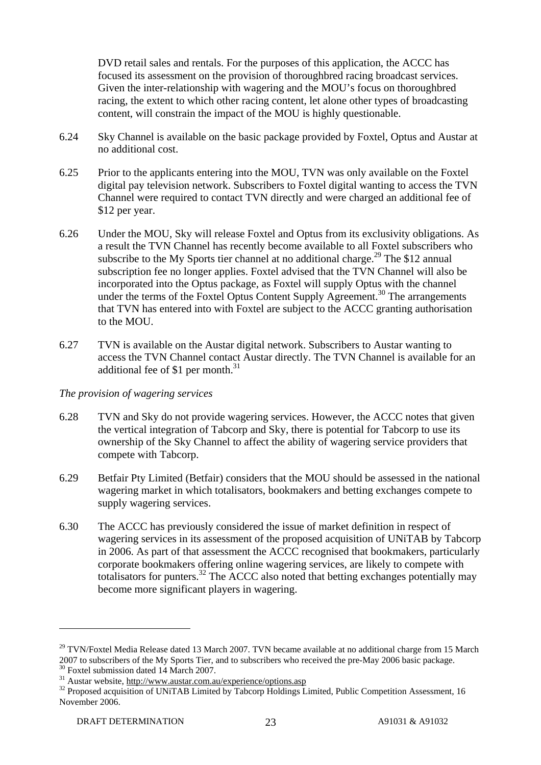DVD retail sales and rentals. For the purposes of this application, the ACCC has focused its assessment on the provision of thoroughbred racing broadcast services. Given the inter-relationship with wagering and the MOU's focus on thoroughbred racing, the extent to which other racing content, let alone other types of broadcasting content, will constrain the impact of the MOU is highly questionable.

6.24 Sky Channel is available on the basic package provided by Foxtel, Optus and Austar at no additional cost.

6.25 Prior to the applicants entering into the MOU, TVN was only available on the Foxtel digital pay television network. Subscribers to Foxtel digital wanting to access the TVN Channel were required to contact TVN directly and were charged an additional fee of $12 per year.

6.26 Under the MOU, Sky will release Foxtel and Optus from its exclusivity obligations. As a result the TVN Channel has recently become available to all Foxtel subscribers who subscribe to the My Sports tier channel at no additional charge.[29] The $12 annual subscription fee no longer applies. Foxtel advised that the TVN Channel will also be incorporated into the Optus package, as Foxtel will supply Optus with the channel under the terms of the Foxtel Optus Content Supply Agreement.[30] The arrangements that TVN has entered into with Foxtel are subject to the ACCC granting authorisation to the MOU.

6.27 TVN is available on the Austar digital network. Subscribers to Austar wanting to access the TVN Channel contact Austar directly. The TVN Channel is available for an additional fee of $1 per month.[31]

*The provision of wagering services*

6.28 TVN and Sky do not provide wagering services. However, the ACCC notes that given the vertical integration of Tabcorp and Sky, there is potential for Tabcorp to use its ownership of the Sky Channel to affect the ability of wagering service providers that compete with Tabcorp.

6.29 Betfair Pty Limited (Betfair) considers that the MOU should be assessed in the national wagering market in which totalisators, bookmakers and betting exchanges compete to supply wagering services.

6.30 The ACCC has previously considered the issue of market definition in respect of wagering services in its assessment of the proposed acquisition of UNiTAB by Tabcorp in 2006. As part of that assessment the ACCC recognised that bookmakers, particularly corporate bookmakers offering online wagering services, are likely to compete with totalisators for punters.[32] The ACCC also noted that betting exchanges potentially may become more significant players in wagering.

---

[29] TVN/Foxtel Media Release dated 13 March 2007. TVN became available at no additional charge from 15 March 2007 to subscribers of the My Sports Tier, and to subscribers who received the pre-May 2006 basic package.

[30] Foxtel submission dated 14 March 2007.

[31] Austar website, http://www.austar.com.au/experience/options.asp

[32] Proposed acquisition of UNiTAB Limited by Tabcorp Holdings Limited, Public Competition Assessment, 16 November 2006.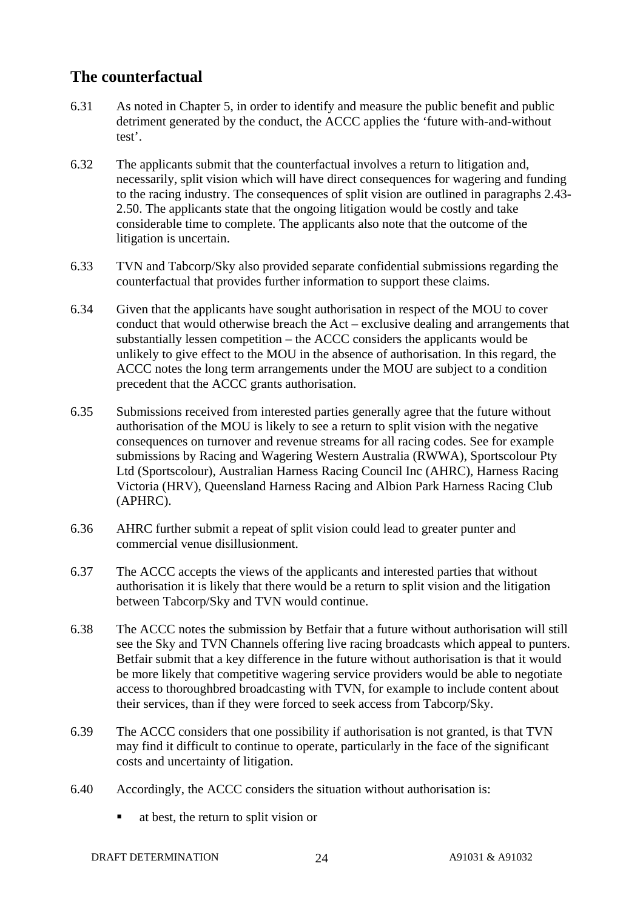## The counterfactual

6.31 As noted in Chapter 5, in order to identify and measure the public benefit and public detriment generated by the conduct, the ACCC applies the 'future with-and-without test'.

6.32 The applicants submit that the counterfactual involves a return to litigation and, necessarily, split vision which will have direct consequences for wagering and funding to the racing industry. The consequences of split vision are outlined in paragraphs 2.43-2.50. The applicants state that the ongoing litigation would be costly and take considerable time to complete. The applicants also note that the outcome of the litigation is uncertain.

6.33 TVN and Tabcorp/Sky also provided separate confidential submissions regarding the counterfactual that provides further information to support these claims.

6.34 Given that the applicants have sought authorisation in respect of the MOU to cover conduct that would otherwise breach the Act – exclusive dealing and arrangements that substantially lessen competition – the ACCC considers the applicants would be unlikely to give effect to the MOU in the absence of authorisation. In this regard, the ACCC notes the long term arrangements under the MOU are subject to a condition precedent that the ACCC grants authorisation.

6.35 Submissions received from interested parties generally agree that the future without authorisation of the MOU is likely to see a return to split vision with the negative consequences on turnover and revenue streams for all racing codes. See for example submissions by Racing and Wagering Western Australia (RWWA), Sportscolour Pty Ltd (Sportscolour), Australian Harness Racing Council Inc (AHRC), Harness Racing Victoria (HRV), Queensland Harness Racing and Albion Park Harness Racing Club (APHRC).

6.36 AHRC further submit a repeat of split vision could lead to greater punter and commercial venue disillusionment.

6.37 The ACCC accepts the views of the applicants and interested parties that without authorisation it is likely that there would be a return to split vision and the litigation between Tabcorp/Sky and TVN would continue.

6.38 The ACCC notes the submission by Betfair that a future without authorisation will still see the Sky and TVN Channels offering live racing broadcasts which appeal to punters. Betfair submit that a key difference in the future without authorisation is that it would be more likely that competitive wagering service providers would be able to negotiate access to thoroughbred broadcasting with TVN, for example to include content about their services, than if they were forced to seek access from Tabcorp/Sky.

6.39 The ACCC considers that one possibility if authorisation is not granted, is that TVN may find it difficult to continue to operate, particularly in the face of the significant costs and uncertainty of litigation.

6.40 Accordingly, the ACCC considers the situation without authorisation is:

- at best, the return to split vision or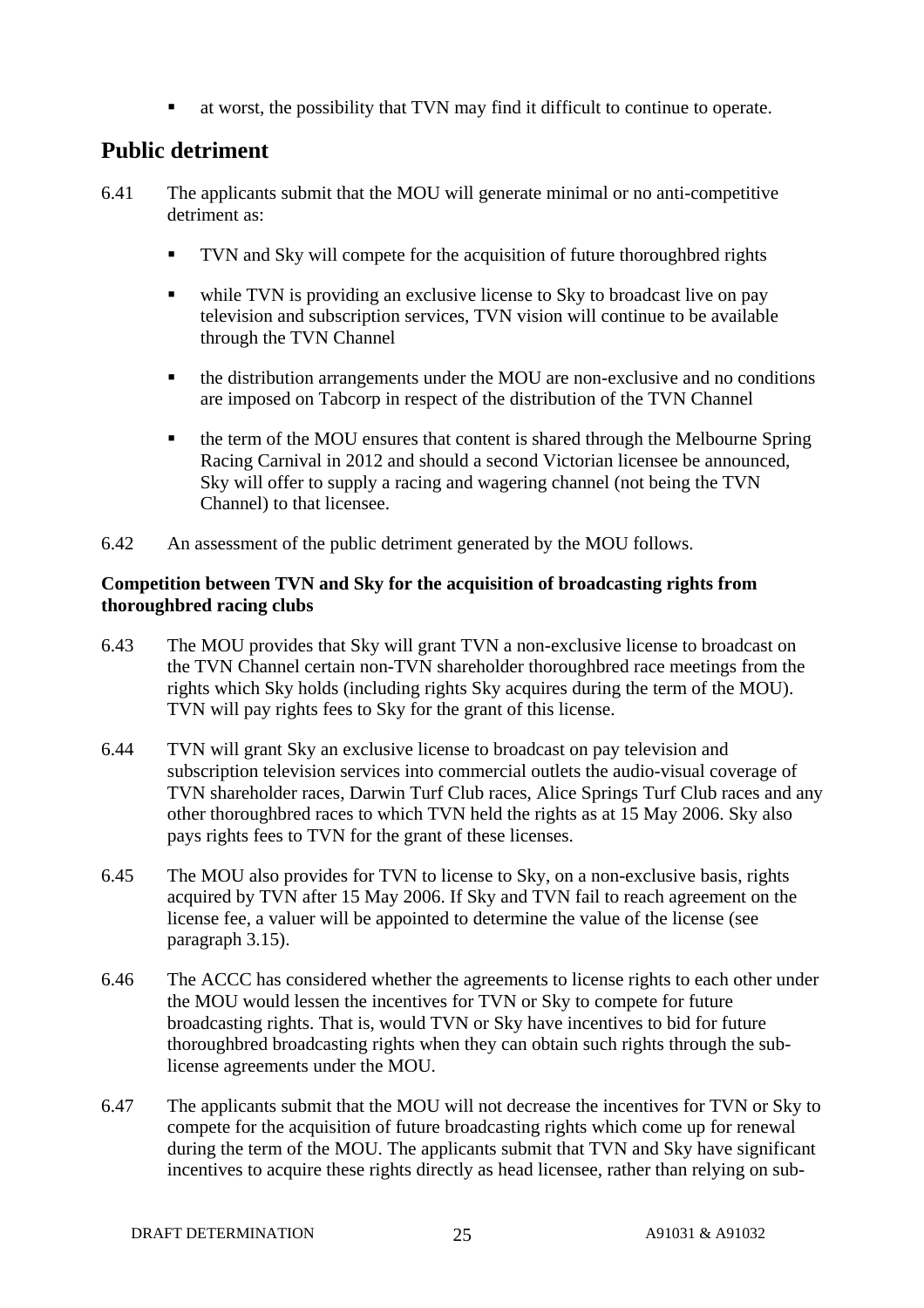- at worst, the possibility that TVN may find it difficult to continue to operate.

## Public detriment

6.41 The applicants submit that the MOU will generate minimal or no anti-competitive detriment as:

- TVN and Sky will compete for the acquisition of future thoroughbred rights
- while TVN is providing an exclusive license to Sky to broadcast live on pay television and subscription services, TVN vision will continue to be available through the TVN Channel
- the distribution arrangements under the MOU are non-exclusive and no conditions are imposed on Tabcorp in respect of the distribution of the TVN Channel
- the term of the MOU ensures that content is shared through the Melbourne Spring Racing Carnival in 2012 and should a second Victorian licensee be announced, Sky will offer to supply a racing and wagering channel (not being the TVN Channel) to that licensee.

6.42 An assessment of the public detriment generated by the MOU follows.

**Competition between TVN and Sky for the acquisition of broadcasting rights from thoroughbred racing clubs**

6.43 The MOU provides that Sky will grant TVN a non-exclusive license to broadcast on the TVN Channel certain non-TVN shareholder thoroughbred race meetings from the rights which Sky holds (including rights Sky acquires during the term of the MOU). TVN will pay rights fees to Sky for the grant of this license.

6.44 TVN will grant Sky an exclusive license to broadcast on pay television and subscription television services into commercial outlets the audio-visual coverage of TVN shareholder races, Darwin Turf Club races, Alice Springs Turf Club races and any other thoroughbred races to which TVN held the rights as at 15 May 2006. Sky also pays rights fees to TVN for the grant of these licenses.

6.45 The MOU also provides for TVN to license to Sky, on a non-exclusive basis, rights acquired by TVN after 15 May 2006. If Sky and TVN fail to reach agreement on the license fee, a valuer will be appointed to determine the value of the license (see paragraph 3.15).

6.46 The ACCC has considered whether the agreements to license rights to each other under the MOU would lessen the incentives for TVN or Sky to compete for future broadcasting rights. That is, would TVN or Sky have incentives to bid for future thoroughbred broadcasting rights when they can obtain such rights through the sub-license agreements under the MOU.

6.47 The applicants submit that the MOU will not decrease the incentives for TVN or Sky to compete for the acquisition of future broadcasting rights which come up for renewal during the term of the MOU. The applicants submit that TVN and Sky have significant incentives to acquire these rights directly as head licensee, rather than relying on sub-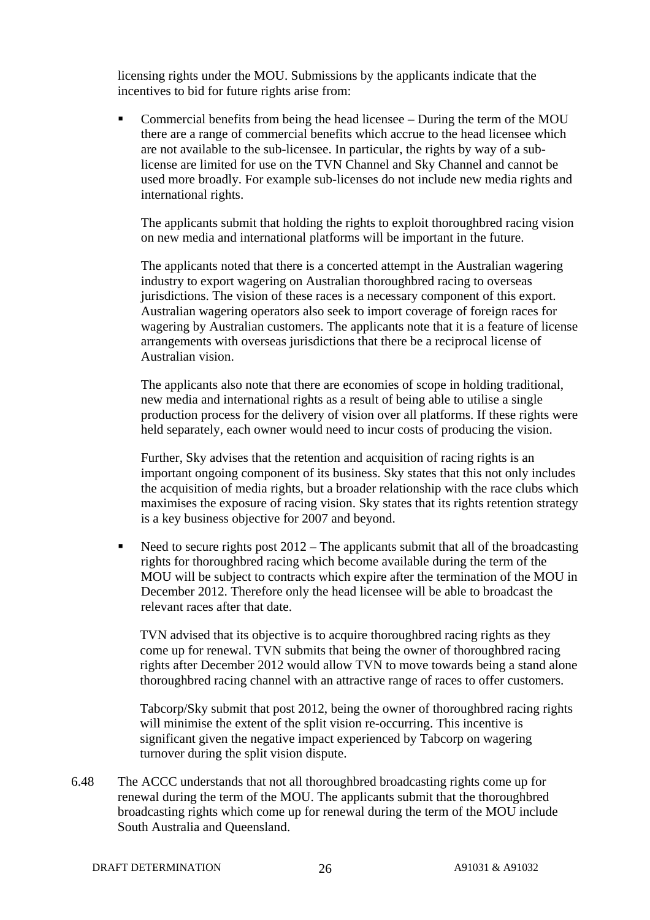licensing rights under the MOU. Submissions by the applicants indicate that the incentives to bid for future rights arise from:

- Commercial benefits from being the head licensee – During the term of the MOU there are a range of commercial benefits which accrue to the head licensee which are not available to the sub-licensee. In particular, the rights by way of a sub-license are limited for use on the TVN Channel and Sky Channel and cannot be used more broadly. For example sub-licenses do not include new media rights and international rights.

  The applicants submit that holding the rights to exploit thoroughbred racing vision on new media and international platforms will be important in the future.

  The applicants noted that there is a concerted attempt in the Australian wagering industry to export wagering on Australian thoroughbred racing to overseas jurisdictions. The vision of these races is a necessary component of this export. Australian wagering operators also seek to import coverage of foreign races for wagering by Australian customers. The applicants note that it is a feature of license arrangements with overseas jurisdictions that there be a reciprocal license of Australian vision.

  The applicants also note that there are economies of scope in holding traditional, new media and international rights as a result of being able to utilise a single production process for the delivery of vision over all platforms. If these rights were held separately, each owner would need to incur costs of producing the vision.

  Further, Sky advises that the retention and acquisition of racing rights is an important ongoing component of its business. Sky states that this not only includes the acquisition of media rights, but a broader relationship with the race clubs which maximises the exposure of racing vision. Sky states that its rights retention strategy is a key business objective for 2007 and beyond.

- Need to secure rights post 2012 – The applicants submit that all of the broadcasting rights for thoroughbred racing which become available during the term of the MOU will be subject to contracts which expire after the termination of the MOU in December 2012. Therefore only the head licensee will be able to broadcast the relevant races after that date.

  TVN advised that its objective is to acquire thoroughbred racing rights as they come up for renewal. TVN submits that being the owner of thoroughbred racing rights after December 2012 would allow TVN to move towards being a stand alone thoroughbred racing channel with an attractive range of races to offer customers.

  Tabcorp/Sky submit that post 2012, being the owner of thoroughbred racing rights will minimise the extent of the split vision re-occurring. This incentive is significant given the negative impact experienced by Tabcorp on wagering turnover during the split vision dispute.

6.48 The ACCC understands that not all thoroughbred broadcasting rights come up for renewal during the term of the MOU. The applicants submit that the thoroughbred broadcasting rights which come up for renewal during the term of the MOU include South Australia and Queensland.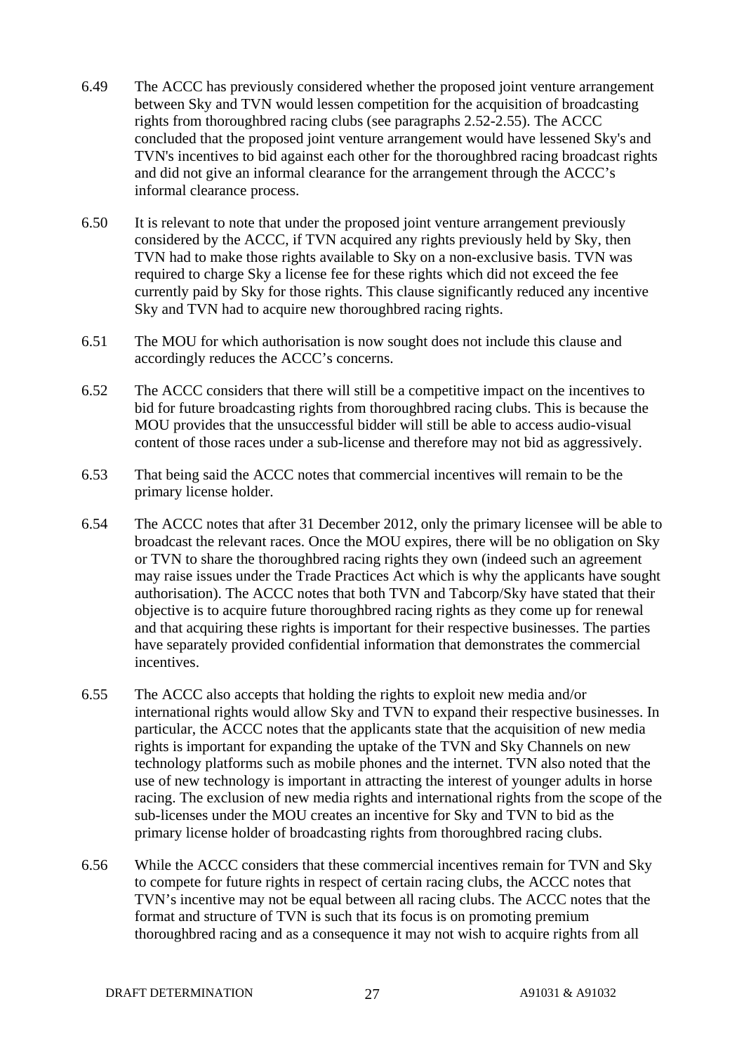6.49 The ACCC has previously considered whether the proposed joint venture arrangement between Sky and TVN would lessen competition for the acquisition of broadcasting rights from thoroughbred racing clubs (see paragraphs 2.52-2.55). The ACCC concluded that the proposed joint venture arrangement would have lessened Sky's and TVN's incentives to bid against each other for the thoroughbred racing broadcast rights and did not give an informal clearance for the arrangement through the ACCC's informal clearance process.

6.50 It is relevant to note that under the proposed joint venture arrangement previously considered by the ACCC, if TVN acquired any rights previously held by Sky, then TVN had to make those rights available to Sky on a non-exclusive basis. TVN was required to charge Sky a license fee for these rights which did not exceed the fee currently paid by Sky for those rights. This clause significantly reduced any incentive Sky and TVN had to acquire new thoroughbred racing rights.

6.51 The MOU for which authorisation is now sought does not include this clause and accordingly reduces the ACCC's concerns.

6.52 The ACCC considers that there will still be a competitive impact on the incentives to bid for future broadcasting rights from thoroughbred racing clubs. This is because the MOU provides that the unsuccessful bidder will still be able to access audio-visual content of those races under a sub-license and therefore may not bid as aggressively.

6.53 That being said the ACCC notes that commercial incentives will remain to be the primary license holder.

6.54 The ACCC notes that after 31 December 2012, only the primary licensee will be able to broadcast the relevant races. Once the MOU expires, there will be no obligation on Sky or TVN to share the thoroughbred racing rights they own (indeed such an agreement may raise issues under the Trade Practices Act which is why the applicants have sought authorisation). The ACCC notes that both TVN and Tabcorp/Sky have stated that their objective is to acquire future thoroughbred racing rights as they come up for renewal and that acquiring these rights is important for their respective businesses. The parties have separately provided confidential information that demonstrates the commercial incentives.

6.55 The ACCC also accepts that holding the rights to exploit new media and/or international rights would allow Sky and TVN to expand their respective businesses. In particular, the ACCC notes that the applicants state that the acquisition of new media rights is important for expanding the uptake of the TVN and Sky Channels on new technology platforms such as mobile phones and the internet. TVN also noted that the use of new technology is important in attracting the interest of younger adults in horse racing. The exclusion of new media rights and international rights from the scope of the sub-licenses under the MOU creates an incentive for Sky and TVN to bid as the primary license holder of broadcasting rights from thoroughbred racing clubs.

6.56 While the ACCC considers that these commercial incentives remain for TVN and Sky to compete for future rights in respect of certain racing clubs, the ACCC notes that TVN's incentive may not be equal between all racing clubs. The ACCC notes that the format and structure of TVN is such that its focus is on promoting premium thoroughbred racing and as a consequence it may not wish to acquire rights from all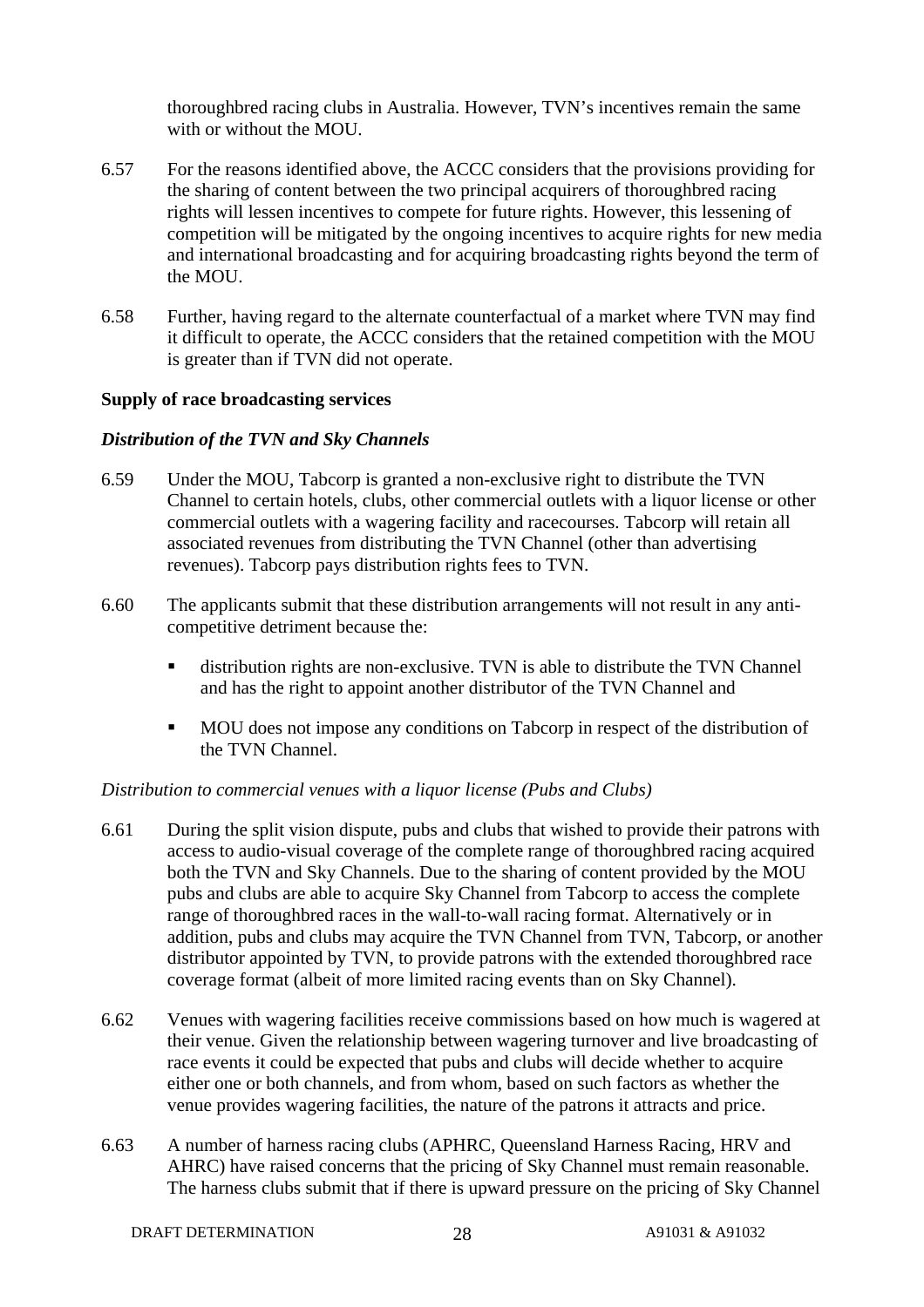thoroughbred racing clubs in Australia. However, TVN's incentives remain the same with or without the MOU.

6.57 For the reasons identified above, the ACCC considers that the provisions providing for the sharing of content between the two principal acquirers of thoroughbred racing rights will lessen incentives to compete for future rights. However, this lessening of competition will be mitigated by the ongoing incentives to acquire rights for new media and international broadcasting and for acquiring broadcasting rights beyond the term of the MOU.

6.58 Further, having regard to the alternate counterfactual of a market where TVN may find it difficult to operate, the ACCC considers that the retained competition with the MOU is greater than if TVN did not operate.

**Supply of race broadcasting services**

***Distribution of the TVN and Sky Channels***

6.59 Under the MOU, Tabcorp is granted a non-exclusive right to distribute the TVN Channel to certain hotels, clubs, other commercial outlets with a liquor license or other commercial outlets with a wagering facility and racecourses. Tabcorp will retain all associated revenues from distributing the TVN Channel (other than advertising revenues). Tabcorp pays distribution rights fees to TVN.

6.60 The applicants submit that these distribution arrangements will not result in any anti-competitive detriment because the:

- distribution rights are non-exclusive. TVN is able to distribute the TVN Channel and has the right to appoint another distributor of the TVN Channel and
- MOU does not impose any conditions on Tabcorp in respect of the distribution of the TVN Channel.

*Distribution to commercial venues with a liquor license (Pubs and Clubs)*

6.61 During the split vision dispute, pubs and clubs that wished to provide their patrons with access to audio-visual coverage of the complete range of thoroughbred racing acquired both the TVN and Sky Channels. Due to the sharing of content provided by the MOU pubs and clubs are able to acquire Sky Channel from Tabcorp to access the complete range of thoroughbred races in the wall-to-wall racing format. Alternatively or in addition, pubs and clubs may acquire the TVN Channel from TVN, Tabcorp, or another distributor appointed by TVN, to provide patrons with the extended thoroughbred race coverage format (albeit of more limited racing events than on Sky Channel).

6.62 Venues with wagering facilities receive commissions based on how much is wagered at their venue. Given the relationship between wagering turnover and live broadcasting of race events it could be expected that pubs and clubs will decide whether to acquire either one or both channels, and from whom, based on such factors as whether the venue provides wagering facilities, the nature of the patrons it attracts and price.

6.63 A number of harness racing clubs (APHRC, Queensland Harness Racing, HRV and AHRC) have raised concerns that the pricing of Sky Channel must remain reasonable. The harness clubs submit that if there is upward pressure on the pricing of Sky Channel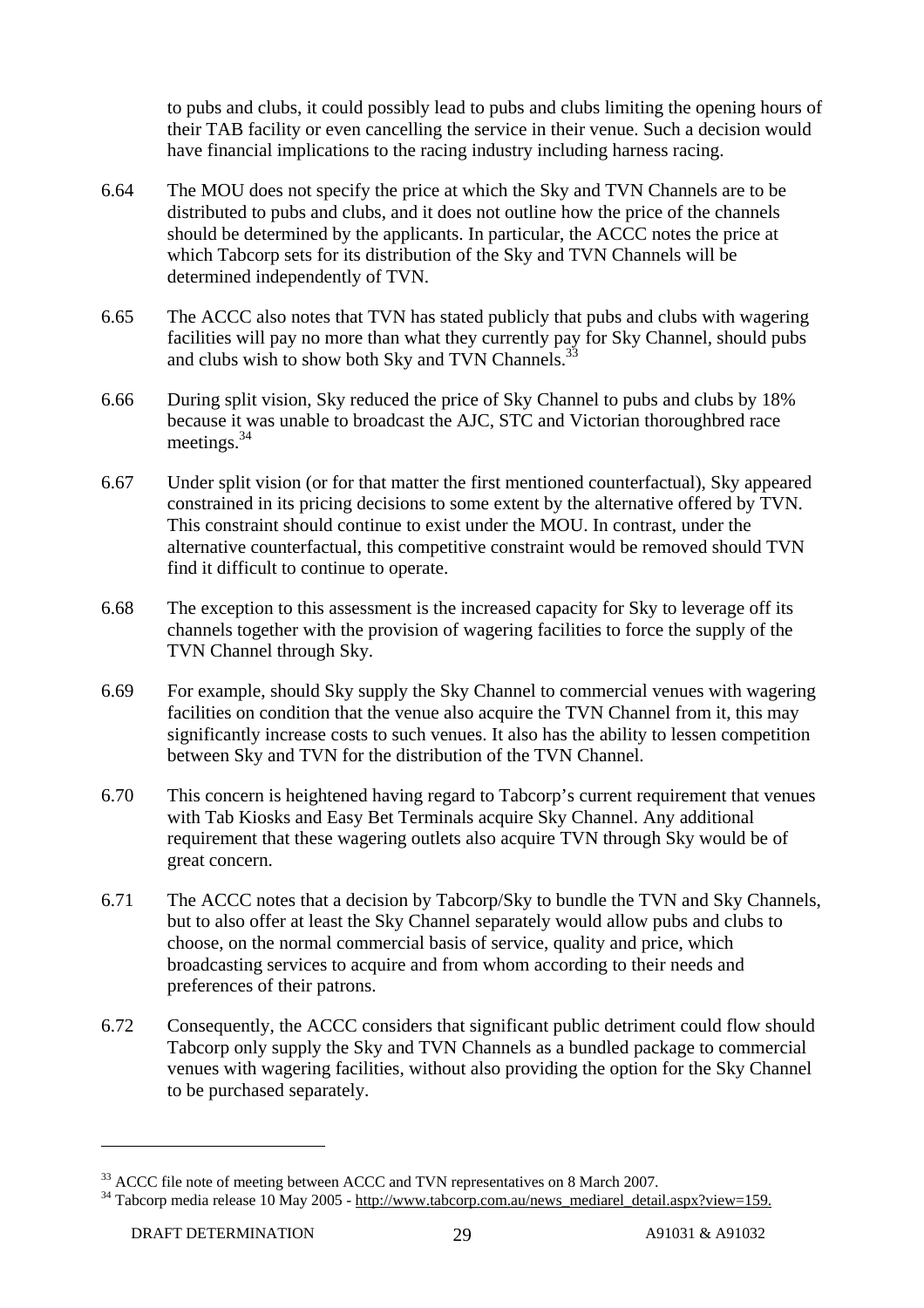to pubs and clubs, it could possibly lead to pubs and clubs limiting the opening hours of their TAB facility or even cancelling the service in their venue. Such a decision would have financial implications to the racing industry including harness racing.

6.64 The MOU does not specify the price at which the Sky and TVN Channels are to be distributed to pubs and clubs, and it does not outline how the price of the channels should be determined by the applicants. In particular, the ACCC notes the price at which Tabcorp sets for its distribution of the Sky and TVN Channels will be determined independently of TVN.

6.65 The ACCC also notes that TVN has stated publicly that pubs and clubs with wagering facilities will pay no more than what they currently pay for Sky Channel, should pubs and clubs wish to show both Sky and TVN Channels.[33]

6.66 During split vision, Sky reduced the price of Sky Channel to pubs and clubs by 18% because it was unable to broadcast the AJC, STC and Victorian thoroughbred race meetings.[34]

6.67 Under split vision (or for that matter the first mentioned counterfactual), Sky appeared constrained in its pricing decisions to some extent by the alternative offered by TVN. This constraint should continue to exist under the MOU. In contrast, under the alternative counterfactual, this competitive constraint would be removed should TVN find it difficult to continue to operate.

6.68 The exception to this assessment is the increased capacity for Sky to leverage off its channels together with the provision of wagering facilities to force the supply of the TVN Channel through Sky.

6.69 For example, should Sky supply the Sky Channel to commercial venues with wagering facilities on condition that the venue also acquire the TVN Channel from it, this may significantly increase costs to such venues. It also has the ability to lessen competition between Sky and TVN for the distribution of the TVN Channel.

6.70 This concern is heightened having regard to Tabcorp's current requirement that venues with Tab Kiosks and Easy Bet Terminals acquire Sky Channel. Any additional requirement that these wagering outlets also acquire TVN through Sky would be of great concern.

6.71 The ACCC notes that a decision by Tabcorp/Sky to bundle the TVN and Sky Channels, but to also offer at least the Sky Channel separately would allow pubs and clubs to choose, on the normal commercial basis of service, quality and price, which broadcasting services to acquire and from whom according to their needs and preferences of their patrons.

6.72 Consequently, the ACCC considers that significant public detriment could flow should Tabcorp only supply the Sky and TVN Channels as a bundled package to commercial venues with wagering facilities, without also providing the option for the Sky Channel to be purchased separately.

---

[33] ACCC file note of meeting between ACCC and TVN representatives on 8 March 2007.

[34] Tabcorp media release 10 May 2005 - http://www.tabcorp.com.au/news_mediarel_detail.aspx?view=159.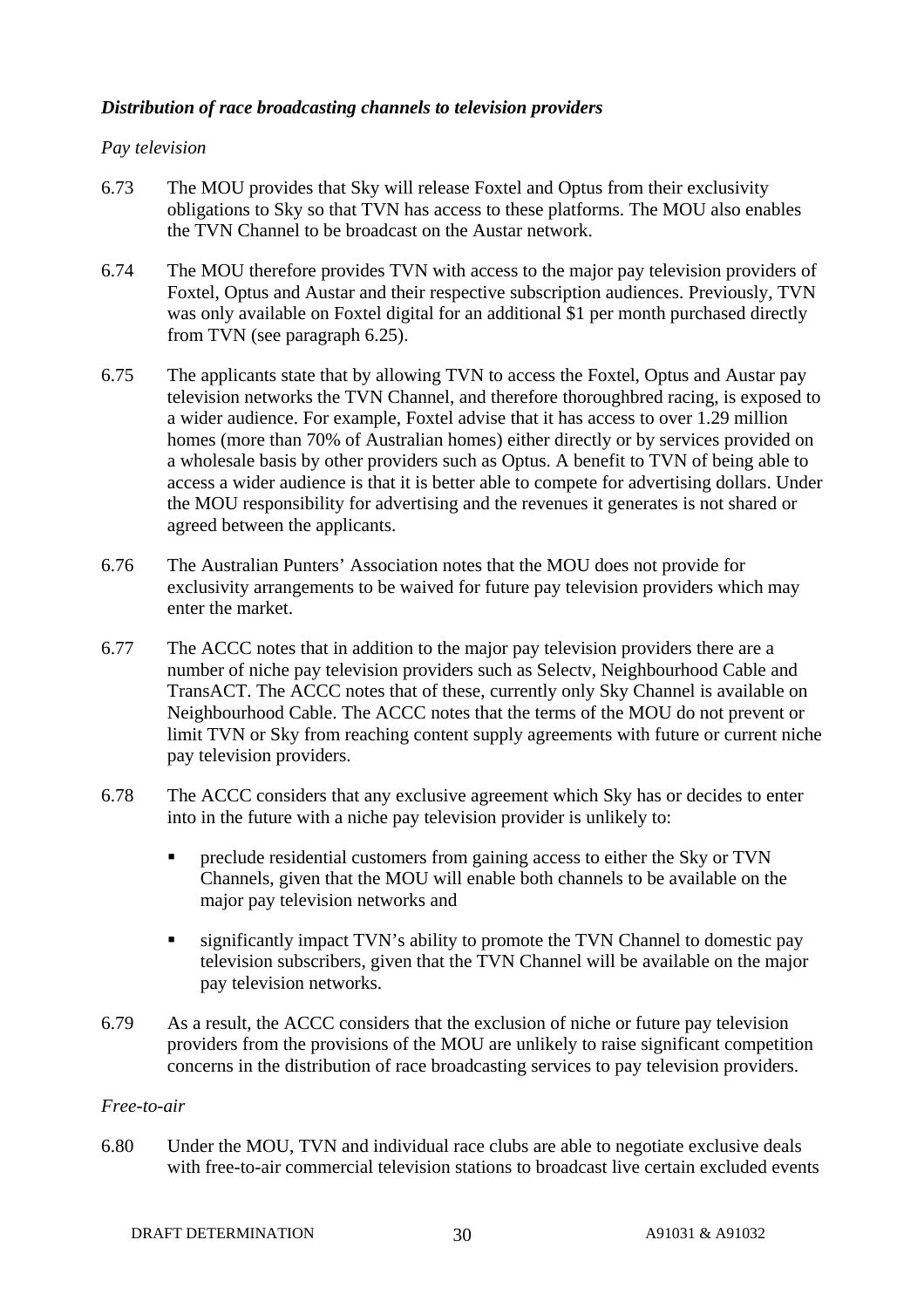***Distribution of race broadcasting channels to television providers***

*Pay television*

6.73 The MOU provides that Sky will release Foxtel and Optus from their exclusivity obligations to Sky so that TVN has access to these platforms. The MOU also enables the TVN Channel to be broadcast on the Austar network.

6.74 The MOU therefore provides TVN with access to the major pay television providers of Foxtel, Optus and Austar and their respective subscription audiences. Previously, TVN was only available on Foxtel digital for an additional $1 per month purchased directly from TVN (see paragraph 6.25).

6.75 The applicants state that by allowing TVN to access the Foxtel, Optus and Austar pay television networks the TVN Channel, and therefore thoroughbred racing, is exposed to a wider audience. For example, Foxtel advise that it has access to over 1.29 million homes (more than 70% of Australian homes) either directly or by services provided on a wholesale basis by other providers such as Optus. A benefit to TVN of being able to access a wider audience is that it is better able to compete for advertising dollars. Under the MOU responsibility for advertising and the revenues it generates is not shared or agreed between the applicants.

6.76 The Australian Punters' Association notes that the MOU does not provide for exclusivity arrangements to be waived for future pay television providers which may enter the market.

6.77 The ACCC notes that in addition to the major pay television providers there are a number of niche pay television providers such as Selectv, Neighbourhood Cable and TransACT. The ACCC notes that of these, currently only Sky Channel is available on Neighbourhood Cable. The ACCC notes that the terms of the MOU do not prevent or limit TVN or Sky from reaching content supply agreements with future or current niche pay television providers.

6.78 The ACCC considers that any exclusive agreement which Sky has or decides to enter into in the future with a niche pay television provider is unlikely to:

- preclude residential customers from gaining access to either the Sky or TVN Channels, given that the MOU will enable both channels to be available on the major pay television networks and
- significantly impact TVN's ability to promote the TVN Channel to domestic pay television subscribers, given that the TVN Channel will be available on the major pay television networks.

6.79 As a result, the ACCC considers that the exclusion of niche or future pay television providers from the provisions of the MOU are unlikely to raise significant competition concerns in the distribution of race broadcasting services to pay television providers.

*Free-to-air*

6.80 Under the MOU, TVN and individual race clubs are able to negotiate exclusive deals with free-to-air commercial television stations to broadcast live certain excluded events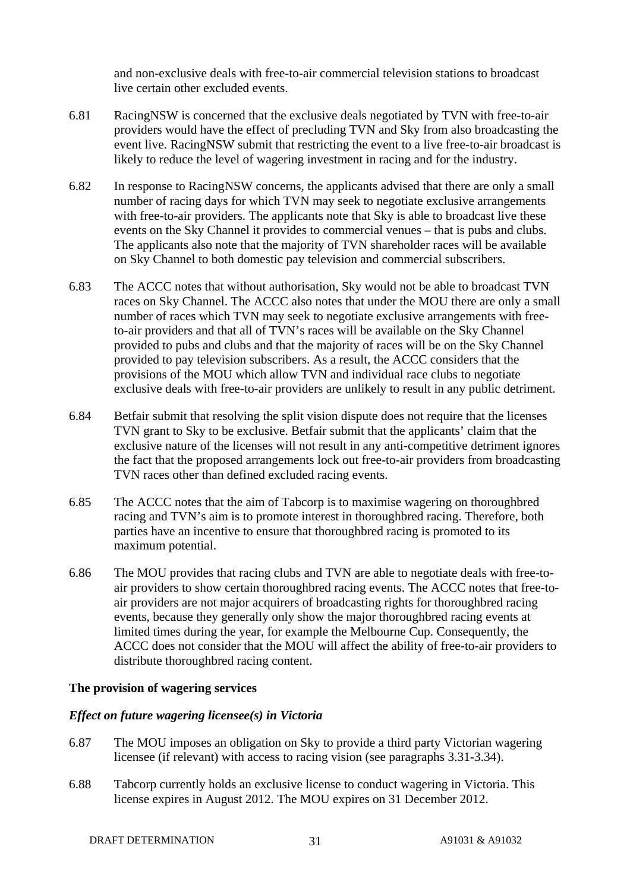and non-exclusive deals with free-to-air commercial television stations to broadcast live certain other excluded events.

6.81 RacingNSW is concerned that the exclusive deals negotiated by TVN with free-to-air providers would have the effect of precluding TVN and Sky from also broadcasting the event live. RacingNSW submit that restricting the event to a live free-to-air broadcast is likely to reduce the level of wagering investment in racing and for the industry.

6.82 In response to RacingNSW concerns, the applicants advised that there are only a small number of racing days for which TVN may seek to negotiate exclusive arrangements with free-to-air providers. The applicants note that Sky is able to broadcast live these events on the Sky Channel it provides to commercial venues – that is pubs and clubs. The applicants also note that the majority of TVN shareholder races will be available on Sky Channel to both domestic pay television and commercial subscribers.

6.83 The ACCC notes that without authorisation, Sky would not be able to broadcast TVN races on Sky Channel. The ACCC also notes that under the MOU there are only a small number of races which TVN may seek to negotiate exclusive arrangements with free-to-air providers and that all of TVN's races will be available on the Sky Channel provided to pubs and clubs and that the majority of races will be on the Sky Channel provided to pay television subscribers. As a result, the ACCC considers that the provisions of the MOU which allow TVN and individual race clubs to negotiate exclusive deals with free-to-air providers are unlikely to result in any public detriment.

6.84 Betfair submit that resolving the split vision dispute does not require that the licenses TVN grant to Sky to be exclusive. Betfair submit that the applicants' claim that the exclusive nature of the licenses will not result in any anti-competitive detriment ignores the fact that the proposed arrangements lock out free-to-air providers from broadcasting TVN races other than defined excluded racing events.

6.85 The ACCC notes that the aim of Tabcorp is to maximise wagering on thoroughbred racing and TVN's aim is to promote interest in thoroughbred racing. Therefore, both parties have an incentive to ensure that thoroughbred racing is promoted to its maximum potential.

6.86 The MOU provides that racing clubs and TVN are able to negotiate deals with free-to-air providers to show certain thoroughbred racing events. The ACCC notes that free-to-air providers are not major acquirers of broadcasting rights for thoroughbred racing events, because they generally only show the major thoroughbred racing events at limited times during the year, for example the Melbourne Cup. Consequently, the ACCC does not consider that the MOU will affect the ability of free-to-air providers to distribute thoroughbred racing content.

### The provision of wagering services

#### *Effect on future wagering licensee(s) in Victoria*

6.87 The MOU imposes an obligation on Sky to provide a third party Victorian wagering licensee (if relevant) with access to racing vision (see paragraphs 3.31-3.34).

6.88 Tabcorp currently holds an exclusive license to conduct wagering in Victoria. This license expires in August 2012. The MOU expires on 31 December 2012.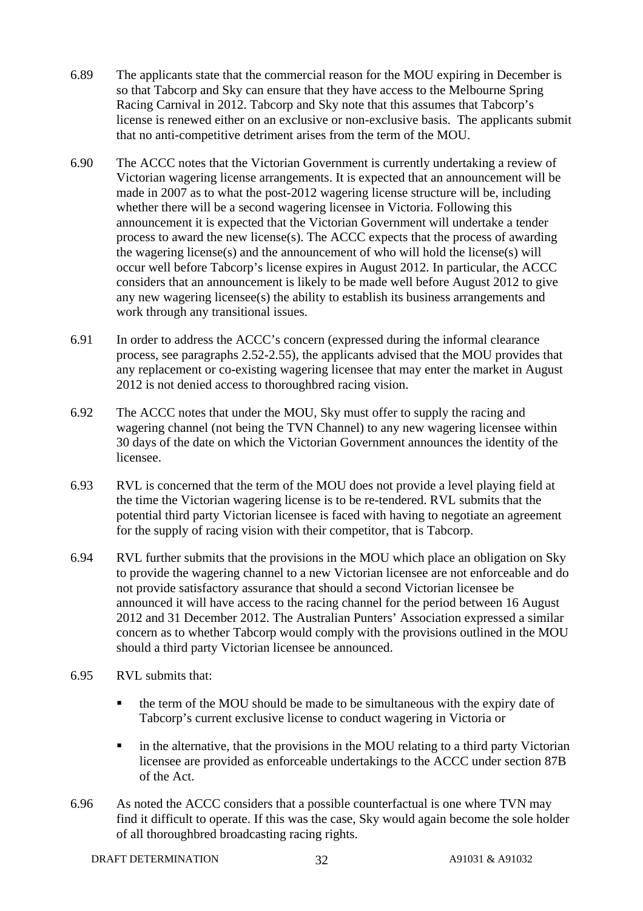6.89 The applicants state that the commercial reason for the MOU expiring in December is so that Tabcorp and Sky can ensure that they have access to the Melbourne Spring Racing Carnival in 2012. Tabcorp and Sky note that this assumes that Tabcorp's license is renewed either on an exclusive or non-exclusive basis. The applicants submit that no anti-competitive detriment arises from the term of the MOU.

6.90 The ACCC notes that the Victorian Government is currently undertaking a review of Victorian wagering license arrangements. It is expected that an announcement will be made in 2007 as to what the post-2012 wagering license structure will be, including whether there will be a second wagering licensee in Victoria. Following this announcement it is expected that the Victorian Government will undertake a tender process to award the new license(s). The ACCC expects that the process of awarding the wagering license(s) and the announcement of who will hold the license(s) will occur well before Tabcorp's license expires in August 2012. In particular, the ACCC considers that an announcement is likely to be made well before August 2012 to give any new wagering licensee(s) the ability to establish its business arrangements and work through any transitional issues.

6.91 In order to address the ACCC's concern (expressed during the informal clearance process, see paragraphs 2.52-2.55), the applicants advised that the MOU provides that any replacement or co-existing wagering licensee that may enter the market in August 2012 is not denied access to thoroughbred racing vision.

6.92 The ACCC notes that under the MOU, Sky must offer to supply the racing and wagering channel (not being the TVN Channel) to any new wagering licensee within 30 days of the date on which the Victorian Government announces the identity of the licensee.

6.93 RVL is concerned that the term of the MOU does not provide a level playing field at the time the Victorian wagering license is to be re-tendered. RVL submits that the potential third party Victorian licensee is faced with having to negotiate an agreement for the supply of racing vision with their competitor, that is Tabcorp.

6.94 RVL further submits that the provisions in the MOU which place an obligation on Sky to provide the wagering channel to a new Victorian licensee are not enforceable and do not provide satisfactory assurance that should a second Victorian licensee be announced it will have access to the racing channel for the period between 16 August 2012 and 31 December 2012. The Australian Punters' Association expressed a similar concern as to whether Tabcorp would comply with the provisions outlined in the MOU should a third party Victorian licensee be announced.

6.95 RVL submits that:

- the term of the MOU should be made to be simultaneous with the expiry date of Tabcorp's current exclusive license to conduct wagering in Victoria or
- in the alternative, that the provisions in the MOU relating to a third party Victorian licensee are provided as enforceable undertakings to the ACCC under section 87B of the Act.

6.96 As noted the ACCC considers that a possible counterfactual is one where TVN may find it difficult to operate. If this was the case, Sky would again become the sole holder of all thoroughbred broadcasting racing rights.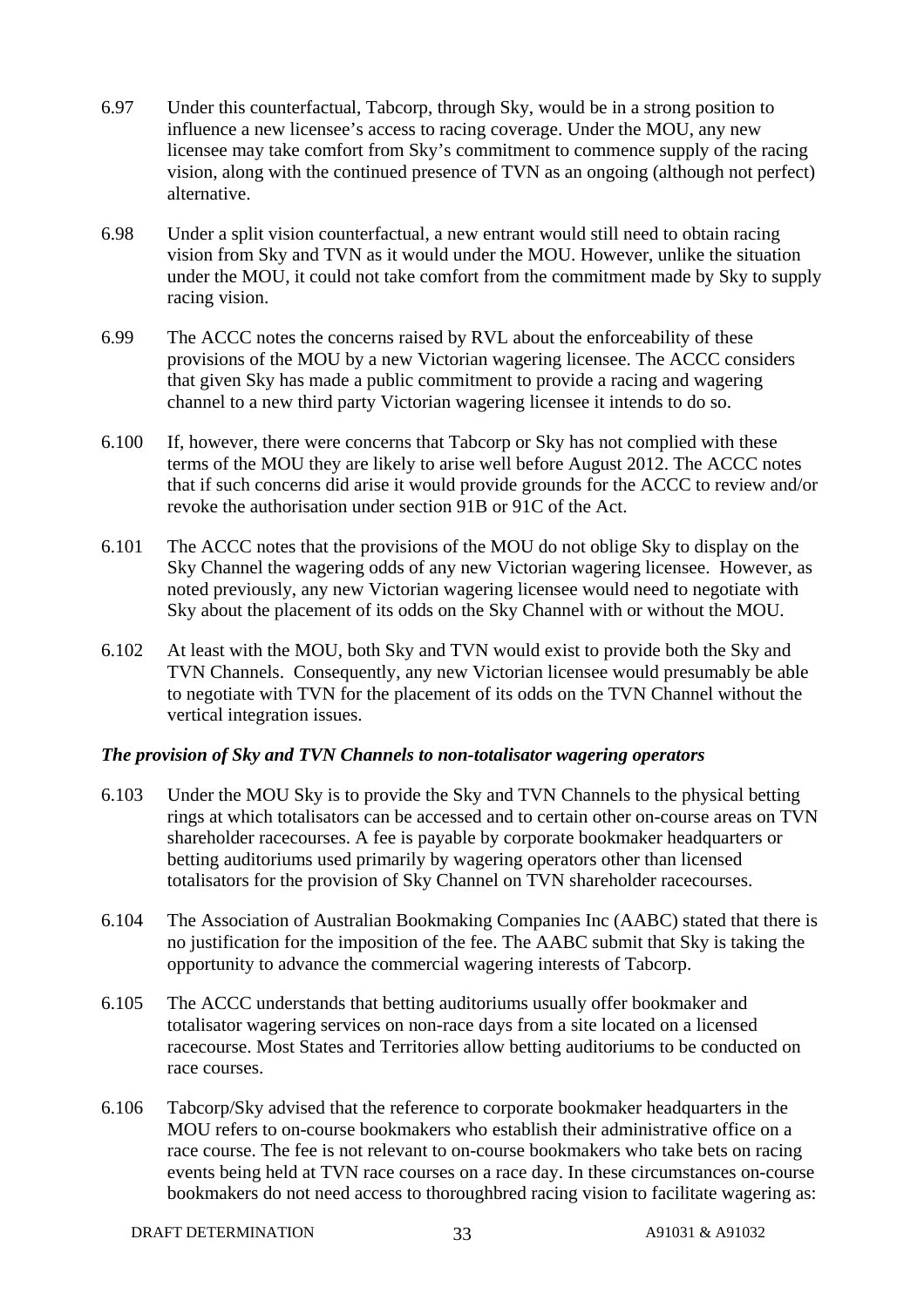6.97 Under this counterfactual, Tabcorp, through Sky, would be in a strong position to influence a new licensee's access to racing coverage. Under the MOU, any new licensee may take comfort from Sky's commitment to commence supply of the racing vision, along with the continued presence of TVN as an ongoing (although not perfect) alternative.

6.98 Under a split vision counterfactual, a new entrant would still need to obtain racing vision from Sky and TVN as it would under the MOU. However, unlike the situation under the MOU, it could not take comfort from the commitment made by Sky to supply racing vision.

6.99 The ACCC notes the concerns raised by RVL about the enforceability of these provisions of the MOU by a new Victorian wagering licensee. The ACCC considers that given Sky has made a public commitment to provide a racing and wagering channel to a new third party Victorian wagering licensee it intends to do so.

6.100 If, however, there were concerns that Tabcorp or Sky has not complied with these terms of the MOU they are likely to arise well before August 2012. The ACCC notes that if such concerns did arise it would provide grounds for the ACCC to review and/or revoke the authorisation under section 91B or 91C of the Act.

6.101 The ACCC notes that the provisions of the MOU do not oblige Sky to display on the Sky Channel the wagering odds of any new Victorian wagering licensee. However, as noted previously, any new Victorian wagering licensee would need to negotiate with Sky about the placement of its odds on the Sky Channel with or without the MOU.

6.102 At least with the MOU, both Sky and TVN would exist to provide both the Sky and TVN Channels. Consequently, any new Victorian licensee would presumably be able to negotiate with TVN for the placement of its odds on the TVN Channel without the vertical integration issues.

### *The provision of Sky and TVN Channels to non-totalisator wagering operators*

6.103 Under the MOU Sky is to provide the Sky and TVN Channels to the physical betting rings at which totalisators can be accessed and to certain other on-course areas on TVN shareholder racecourses. A fee is payable by corporate bookmaker headquarters or betting auditoriums used primarily by wagering operators other than licensed totalisators for the provision of Sky Channel on TVN shareholder racecourses.

6.104 The Association of Australian Bookmaking Companies Inc (AABC) stated that there is no justification for the imposition of the fee. The AABC submit that Sky is taking the opportunity to advance the commercial wagering interests of Tabcorp.

6.105 The ACCC understands that betting auditoriums usually offer bookmaker and totalisator wagering services on non-race days from a site located on a licensed racecourse. Most States and Territories allow betting auditoriums to be conducted on race courses.

6.106 Tabcorp/Sky advised that the reference to corporate bookmaker headquarters in the MOU refers to on-course bookmakers who establish their administrative office on a race course. The fee is not relevant to on-course bookmakers who take bets on racing events being held at TVN race courses on a race day. In these circumstances on-course bookmakers do not need access to thoroughbred racing vision to facilitate wagering as: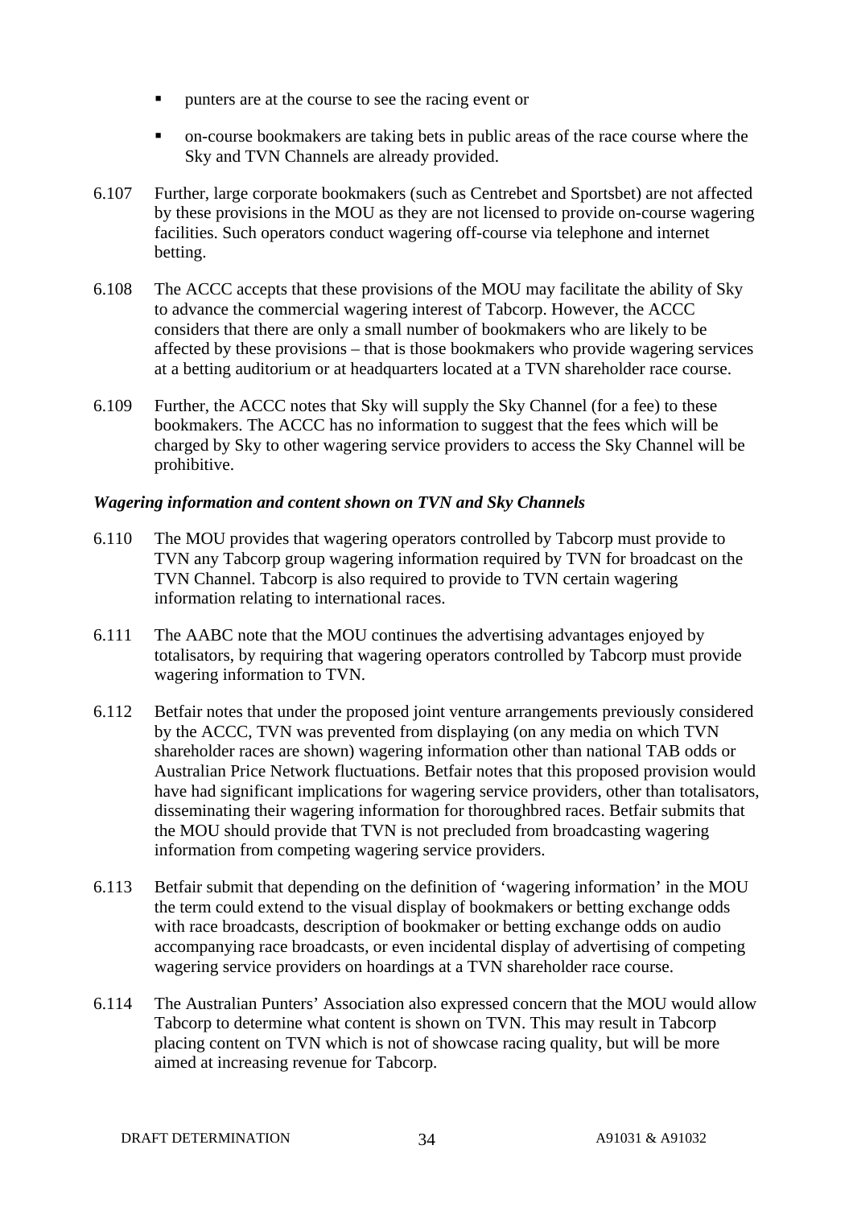- punters are at the course to see the racing event or
- on-course bookmakers are taking bets in public areas of the race course where the Sky and TVN Channels are already provided.

6.107 Further, large corporate bookmakers (such as Centrebet and Sportsbet) are not affected by these provisions in the MOU as they are not licensed to provide on-course wagering facilities. Such operators conduct wagering off-course via telephone and internet betting.

6.108 The ACCC accepts that these provisions of the MOU may facilitate the ability of Sky to advance the commercial wagering interest of Tabcorp. However, the ACCC considers that there are only a small number of bookmakers who are likely to be affected by these provisions – that is those bookmakers who provide wagering services at a betting auditorium or at headquarters located at a TVN shareholder race course.

6.109 Further, the ACCC notes that Sky will supply the Sky Channel (for a fee) to these bookmakers. The ACCC has no information to suggest that the fees which will be charged by Sky to other wagering service providers to access the Sky Channel will be prohibitive.

*Wagering information and content shown on TVN and Sky Channels*

6.110 The MOU provides that wagering operators controlled by Tabcorp must provide to TVN any Tabcorp group wagering information required by TVN for broadcast on the TVN Channel. Tabcorp is also required to provide to TVN certain wagering information relating to international races.

6.111 The AABC note that the MOU continues the advertising advantages enjoyed by totalisators, by requiring that wagering operators controlled by Tabcorp must provide wagering information to TVN.

6.112 Betfair notes that under the proposed joint venture arrangements previously considered by the ACCC, TVN was prevented from displaying (on any media on which TVN shareholder races are shown) wagering information other than national TAB odds or Australian Price Network fluctuations. Betfair notes that this proposed provision would have had significant implications for wagering service providers, other than totalisators, disseminating their wagering information for thoroughbred races. Betfair submits that the MOU should provide that TVN is not precluded from broadcasting wagering information from competing wagering service providers.

6.113 Betfair submit that depending on the definition of 'wagering information' in the MOU the term could extend to the visual display of bookmakers or betting exchange odds with race broadcasts, description of bookmaker or betting exchange odds on audio accompanying race broadcasts, or even incidental display of advertising of competing wagering service providers on hoardings at a TVN shareholder race course.

6.114 The Australian Punters' Association also expressed concern that the MOU would allow Tabcorp to determine what content is shown on TVN. This may result in Tabcorp placing content on TVN which is not of showcase racing quality, but will be more aimed at increasing revenue for Tabcorp.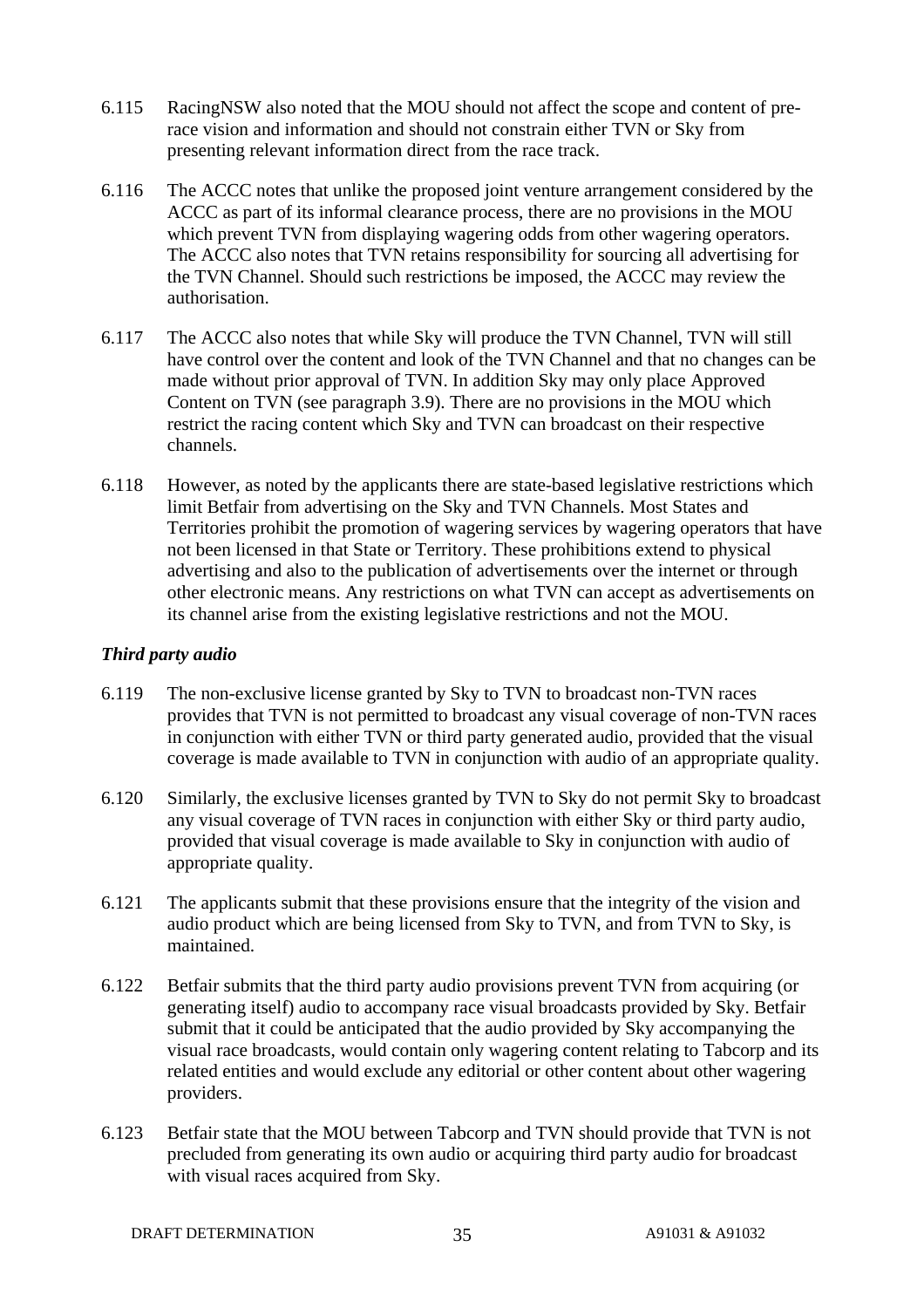6.115 RacingNSW also noted that the MOU should not affect the scope and content of pre-race vision and information and should not constrain either TVN or Sky from presenting relevant information direct from the race track.

6.116 The ACCC notes that unlike the proposed joint venture arrangement considered by the ACCC as part of its informal clearance process, there are no provisions in the MOU which prevent TVN from displaying wagering odds from other wagering operators. The ACCC also notes that TVN retains responsibility for sourcing all advertising for the TVN Channel. Should such restrictions be imposed, the ACCC may review the authorisation.

6.117 The ACCC also notes that while Sky will produce the TVN Channel, TVN will still have control over the content and look of the TVN Channel and that no changes can be made without prior approval of TVN. In addition Sky may only place Approved Content on TVN (see paragraph 3.9). There are no provisions in the MOU which restrict the racing content which Sky and TVN can broadcast on their respective channels.

6.118 However, as noted by the applicants there are state-based legislative restrictions which limit Betfair from advertising on the Sky and TVN Channels. Most States and Territories prohibit the promotion of wagering services by wagering operators that have not been licensed in that State or Territory. These prohibitions extend to physical advertising and also to the publication of advertisements over the internet or through other electronic means. Any restrictions on what TVN can accept as advertisements on its channel arise from the existing legislative restrictions and not the MOU.

***Third party audio***

6.119 The non-exclusive license granted by Sky to TVN to broadcast non-TVN races provides that TVN is not permitted to broadcast any visual coverage of non-TVN races in conjunction with either TVN or third party generated audio, provided that the visual coverage is made available to TVN in conjunction with audio of an appropriate quality.

6.120 Similarly, the exclusive licenses granted by TVN to Sky do not permit Sky to broadcast any visual coverage of TVN races in conjunction with either Sky or third party audio, provided that visual coverage is made available to Sky in conjunction with audio of appropriate quality.

6.121 The applicants submit that these provisions ensure that the integrity of the vision and audio product which are being licensed from Sky to TVN, and from TVN to Sky, is maintained.

6.122 Betfair submits that the third party audio provisions prevent TVN from acquiring (or generating itself) audio to accompany race visual broadcasts provided by Sky. Betfair submit that it could be anticipated that the audio provided by Sky accompanying the visual race broadcasts, would contain only wagering content relating to Tabcorp and its related entities and would exclude any editorial or other content about other wagering providers.

6.123 Betfair state that the MOU between Tabcorp and TVN should provide that TVN is not precluded from generating its own audio or acquiring third party audio for broadcast with visual races acquired from Sky.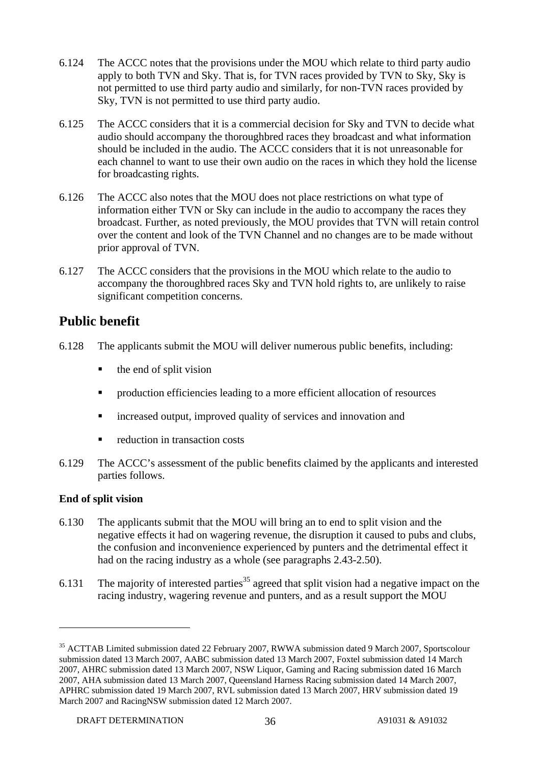6.124 The ACCC notes that the provisions under the MOU which relate to third party audio apply to both TVN and Sky. That is, for TVN races provided by TVN to Sky, Sky is not permitted to use third party audio and similarly, for non-TVN races provided by Sky, TVN is not permitted to use third party audio.

6.125 The ACCC considers that it is a commercial decision for Sky and TVN to decide what audio should accompany the thoroughbred races they broadcast and what information should be included in the audio. The ACCC considers that it is not unreasonable for each channel to want to use their own audio on the races in which they hold the license for broadcasting rights.

6.126 The ACCC also notes that the MOU does not place restrictions on what type of information either TVN or Sky can include in the audio to accompany the races they broadcast. Further, as noted previously, the MOU provides that TVN will retain control over the content and look of the TVN Channel and no changes are to be made without prior approval of TVN.

6.127 The ACCC considers that the provisions in the MOU which relate to the audio to accompany the thoroughbred races Sky and TVN hold rights to, are unlikely to raise significant competition concerns.

## Public benefit

6.128 The applicants submit the MOU will deliver numerous public benefits, including:

- the end of split vision
- production efficiencies leading to a more efficient allocation of resources
- increased output, improved quality of services and innovation and
- reduction in transaction costs

6.129 The ACCC's assessment of the public benefits claimed by the applicants and interested parties follows.

### End of split vision

6.130 The applicants submit that the MOU will bring an to end to split vision and the negative effects it had on wagering revenue, the disruption it caused to pubs and clubs, the confusion and inconvenience experienced by punters and the detrimental effect it had on the racing industry as a whole (see paragraphs 2.43-2.50).

6.131 The majority of interested parties[35] agreed that split vision had a negative impact on the racing industry, wagering revenue and punters, and as a result support the MOU

[35] ACTTAB Limited submission dated 22 February 2007, RWWA submission dated 9 March 2007, Sportscolour submission dated 13 March 2007, AABC submission dated 13 March 2007, Foxtel submission dated 14 March 2007, AHRC submission dated 13 March 2007, NSW Liquor, Gaming and Racing submission dated 16 March 2007, AHA submission dated 13 March 2007, Queensland Harness Racing submission dated 14 March 2007, APHRC submission dated 19 March 2007, RVL submission dated 13 March 2007, HRV submission dated 19 March 2007 and RacingNSW submission dated 12 March 2007.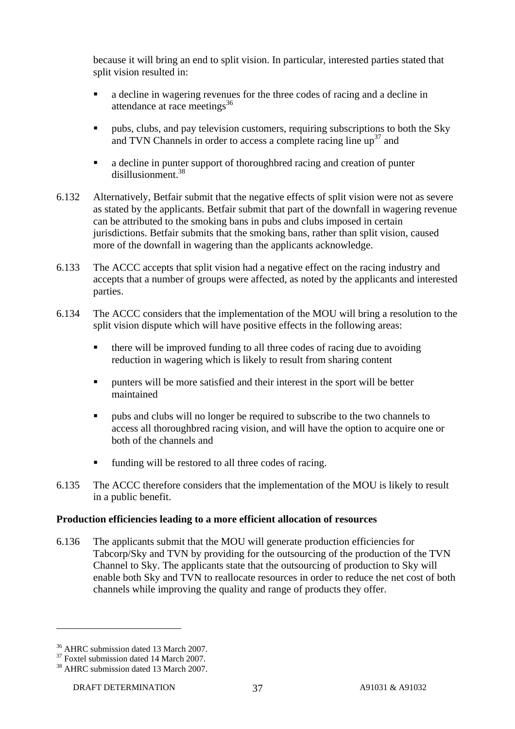because it will bring an end to split vision. In particular, interested parties stated that split vision resulted in:

- a decline in wagering revenues for the three codes of racing and a decline in attendance at race meetings[36]
- pubs, clubs, and pay television customers, requiring subscriptions to both the Sky and TVN Channels in order to access a complete racing line up[37] and
- a decline in punter support of thoroughbred racing and creation of punter disillusionment.[38]

6.132 Alternatively, Betfair submit that the negative effects of split vision were not as severe as stated by the applicants. Betfair submit that part of the downfall in wagering revenue can be attributed to the smoking bans in pubs and clubs imposed in certain jurisdictions. Betfair submits that the smoking bans, rather than split vision, caused more of the downfall in wagering than the applicants acknowledge.

6.133 The ACCC accepts that split vision had a negative effect on the racing industry and accepts that a number of groups were affected, as noted by the applicants and interested parties.

6.134 The ACCC considers that the implementation of the MOU will bring a resolution to the split vision dispute which will have positive effects in the following areas:

- there will be improved funding to all three codes of racing due to avoiding reduction in wagering which is likely to result from sharing content
- punters will be more satisfied and their interest in the sport will be better maintained
- pubs and clubs will no longer be required to subscribe to the two channels to access all thoroughbred racing vision, and will have the option to acquire one or both of the channels and
- funding will be restored to all three codes of racing.

6.135 The ACCC therefore considers that the implementation of the MOU is likely to result in a public benefit.

**Production efficiencies leading to a more efficient allocation of resources**

6.136 The applicants submit that the MOU will generate production efficiencies for Tabcorp/Sky and TVN by providing for the outsourcing of the production of the TVN Channel to Sky. The applicants state that the outsourcing of production to Sky will enable both Sky and TVN to reallocate resources in order to reduce the net cost of both channels while improving the quality and range of products they offer.

---

[36] AHRC submission dated 13 March 2007.

[37] Foxtel submission dated 14 March 2007.

[38] AHRC submission dated 13 March 2007.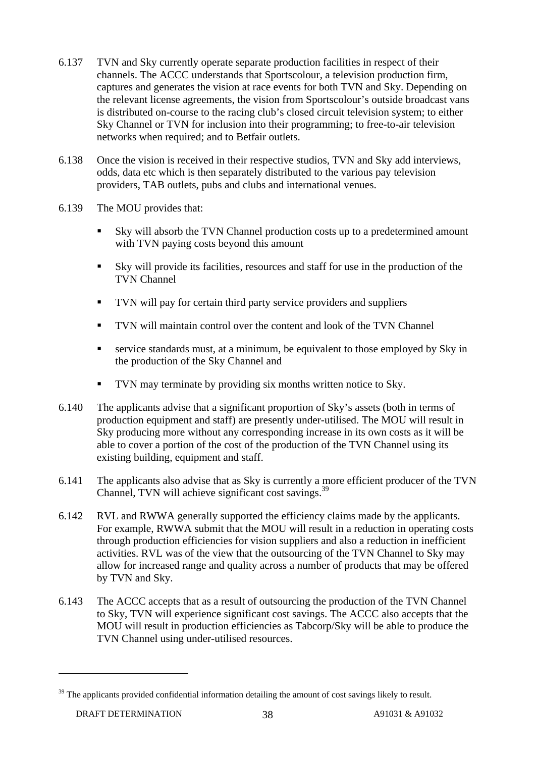6.137 TVN and Sky currently operate separate production facilities in respect of their channels. The ACCC understands that Sportscolour, a television production firm, captures and generates the vision at race events for both TVN and Sky. Depending on the relevant license agreements, the vision from Sportscolour's outside broadcast vans is distributed on-course to the racing club's closed circuit television system; to either Sky Channel or TVN for inclusion into their programming; to free-to-air television networks when required; and to Betfair outlets.

6.138 Once the vision is received in their respective studios, TVN and Sky add interviews, odds, data etc which is then separately distributed to the various pay television providers, TAB outlets, pubs and clubs and international venues.

6.139 The MOU provides that:

- Sky will absorb the TVN Channel production costs up to a predetermined amount with TVN paying costs beyond this amount
- Sky will provide its facilities, resources and staff for use in the production of the TVN Channel
- TVN will pay for certain third party service providers and suppliers
- TVN will maintain control over the content and look of the TVN Channel
- service standards must, at a minimum, be equivalent to those employed by Sky in the production of the Sky Channel and
- TVN may terminate by providing six months written notice to Sky.

6.140 The applicants advise that a significant proportion of Sky's assets (both in terms of production equipment and staff) are presently under-utilised. The MOU will result in Sky producing more without any corresponding increase in its own costs as it will be able to cover a portion of the cost of the production of the TVN Channel using its existing building, equipment and staff.

6.141 The applicants also advise that as Sky is currently a more efficient producer of the TVN Channel, TVN will achieve significant cost savings.[39]

6.142 RVL and RWWA generally supported the efficiency claims made by the applicants. For example, RWWA submit that the MOU will result in a reduction in operating costs through production efficiencies for vision suppliers and also a reduction in inefficient activities. RVL was of the view that the outsourcing of the TVN Channel to Sky may allow for increased range and quality across a number of products that may be offered by TVN and Sky.

6.143 The ACCC accepts that as a result of outsourcing the production of the TVN Channel to Sky, TVN will experience significant cost savings. The ACCC also accepts that the MOU will result in production efficiencies as Tabcorp/Sky will be able to produce the TVN Channel using under-utilised resources.

[39] The applicants provided confidential information detailing the amount of cost savings likely to result.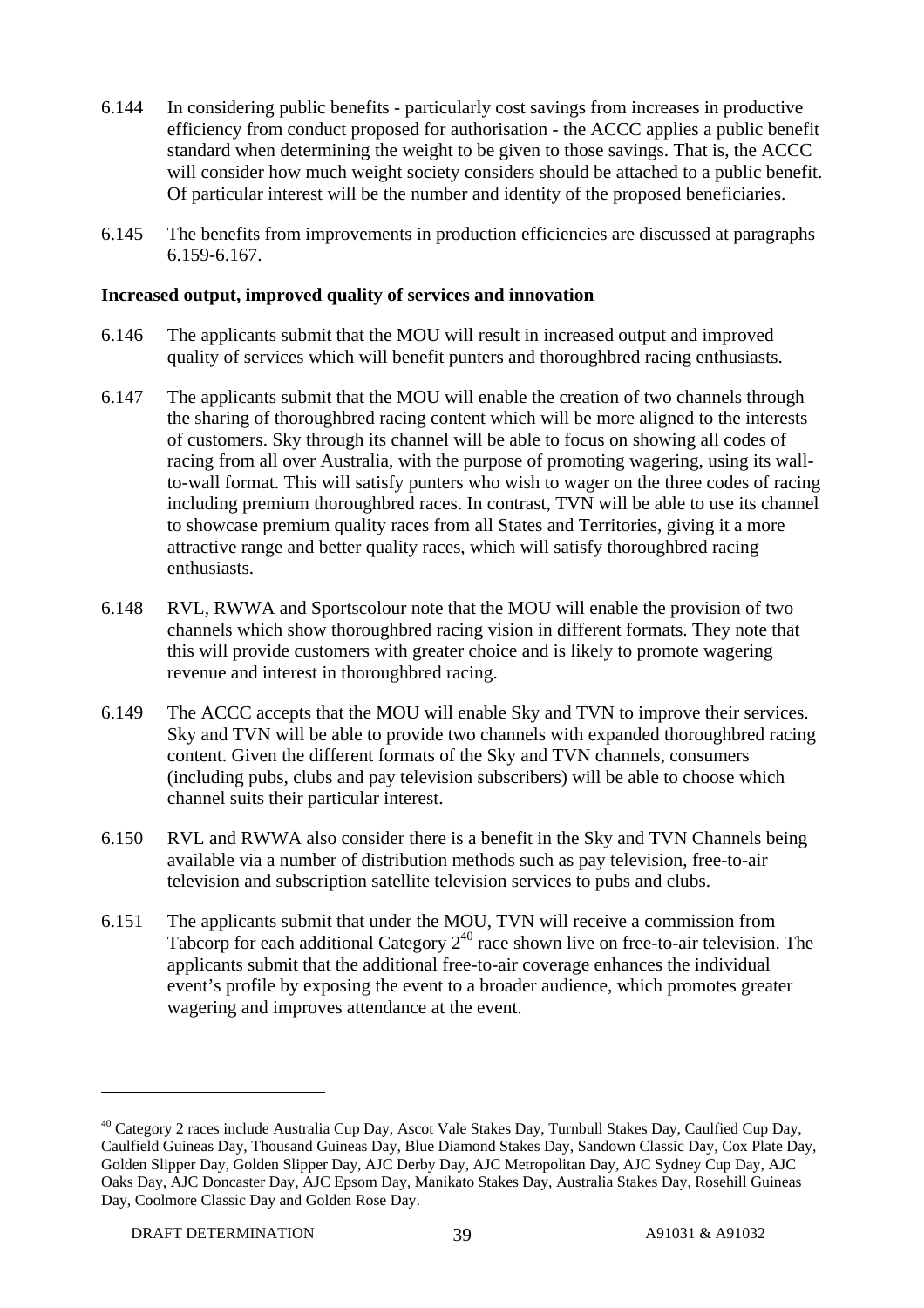6.144 In considering public benefits - particularly cost savings from increases in productive efficiency from conduct proposed for authorisation - the ACCC applies a public benefit standard when determining the weight to be given to those savings. That is, the ACCC will consider how much weight society considers should be attached to a public benefit. Of particular interest will be the number and identity of the proposed beneficiaries.

6.145 The benefits from improvements in production efficiencies are discussed at paragraphs 6.159-6.167.

**Increased output, improved quality of services and innovation**

6.146 The applicants submit that the MOU will result in increased output and improved quality of services which will benefit punters and thoroughbred racing enthusiasts.

6.147 The applicants submit that the MOU will enable the creation of two channels through the sharing of thoroughbred racing content which will be more aligned to the interests of customers. Sky through its channel will be able to focus on showing all codes of racing from all over Australia, with the purpose of promoting wagering, using its wall-to-wall format. This will satisfy punters who wish to wager on the three codes of racing including premium thoroughbred races. In contrast, TVN will be able to use its channel to showcase premium quality races from all States and Territories, giving it a more attractive range and better quality races, which will satisfy thoroughbred racing enthusiasts.

6.148 RVL, RWWA and Sportscolour note that the MOU will enable the provision of two channels which show thoroughbred racing vision in different formats. They note that this will provide customers with greater choice and is likely to promote wagering revenue and interest in thoroughbred racing.

6.149 The ACCC accepts that the MOU will enable Sky and TVN to improve their services. Sky and TVN will be able to provide two channels with expanded thoroughbred racing content. Given the different formats of the Sky and TVN channels, consumers (including pubs, clubs and pay television subscribers) will be able to choose which channel suits their particular interest.

6.150 RVL and RWWA also consider there is a benefit in the Sky and TVN Channels being available via a number of distribution methods such as pay television, free-to-air television and subscription satellite television services to pubs and clubs.

6.151 The applicants submit that under the MOU, TVN will receive a commission from Tabcorp for each additional Category 2[40] race shown live on free-to-air television. The applicants submit that the additional free-to-air coverage enhances the individual event's profile by exposing the event to a broader audience, which promotes greater wagering and improves attendance at the event.

---

[40] Category 2 races include Australia Cup Day, Ascot Vale Stakes Day, Turnbull Stakes Day, Caulfied Cup Day, Caulfield Guineas Day, Thousand Guineas Day, Blue Diamond Stakes Day, Sandown Classic Day, Cox Plate Day, Golden Slipper Day, Golden Slipper Day, AJC Derby Day, AJC Metropolitan Day, AJC Sydney Cup Day, AJC Oaks Day, AJC Doncaster Day, AJC Epsom Day, Manikato Stakes Day, Australia Stakes Day, Rosehill Guineas Day, Coolmore Classic Day and Golden Rose Day.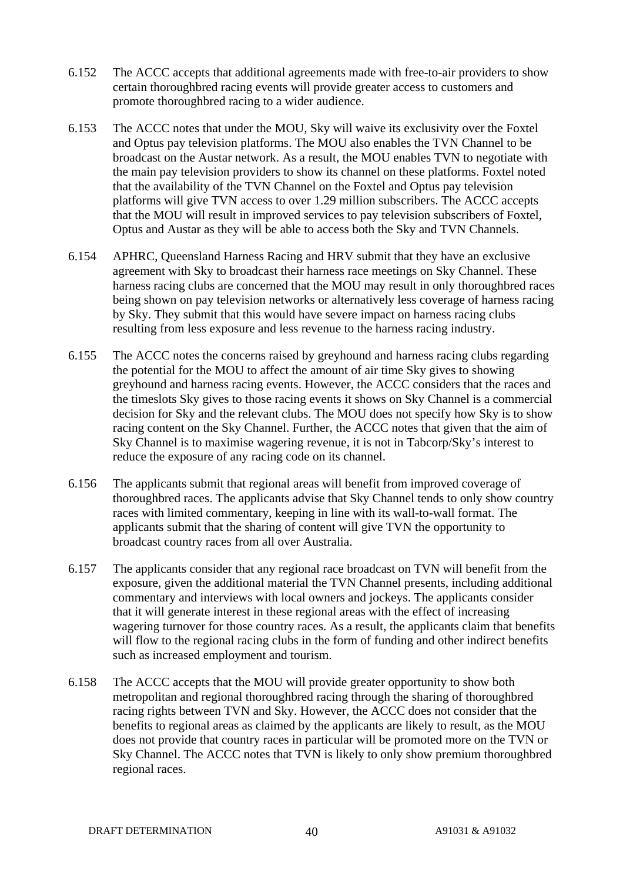6.152 The ACCC accepts that additional agreements made with free-to-air providers to show certain thoroughbred racing events will provide greater access to customers and promote thoroughbred racing to a wider audience.

6.153 The ACCC notes that under the MOU, Sky will waive its exclusivity over the Foxtel and Optus pay television platforms. The MOU also enables the TVN Channel to be broadcast on the Austar network. As a result, the MOU enables TVN to negotiate with the main pay television providers to show its channel on these platforms. Foxtel noted that the availability of the TVN Channel on the Foxtel and Optus pay television platforms will give TVN access to over 1.29 million subscribers. The ACCC accepts that the MOU will result in improved services to pay television subscribers of Foxtel, Optus and Austar as they will be able to access both the Sky and TVN Channels.

6.154 APHRC, Queensland Harness Racing and HRV submit that they have an exclusive agreement with Sky to broadcast their harness race meetings on Sky Channel. These harness racing clubs are concerned that the MOU may result in only thoroughbred races being shown on pay television networks or alternatively less coverage of harness racing by Sky. They submit that this would have severe impact on harness racing clubs resulting from less exposure and less revenue to the harness racing industry.

6.155 The ACCC notes the concerns raised by greyhound and harness racing clubs regarding the potential for the MOU to affect the amount of air time Sky gives to showing greyhound and harness racing events. However, the ACCC considers that the races and the timeslots Sky gives to those racing events it shows on Sky Channel is a commercial decision for Sky and the relevant clubs. The MOU does not specify how Sky is to show racing content on the Sky Channel. Further, the ACCC notes that given that the aim of Sky Channel is to maximise wagering revenue, it is not in Tabcorp/Sky's interest to reduce the exposure of any racing code on its channel.

6.156 The applicants submit that regional areas will benefit from improved coverage of thoroughbred races. The applicants advise that Sky Channel tends to only show country races with limited commentary, keeping in line with its wall-to-wall format. The applicants submit that the sharing of content will give TVN the opportunity to broadcast country races from all over Australia.

6.157 The applicants consider that any regional race broadcast on TVN will benefit from the exposure, given the additional material the TVN Channel presents, including additional commentary and interviews with local owners and jockeys. The applicants consider that it will generate interest in these regional areas with the effect of increasing wagering turnover for those country races. As a result, the applicants claim that benefits will flow to the regional racing clubs in the form of funding and other indirect benefits such as increased employment and tourism.

6.158 The ACCC accepts that the MOU will provide greater opportunity to show both metropolitan and regional thoroughbred racing through the sharing of thoroughbred racing rights between TVN and Sky. However, the ACCC does not consider that the benefits to regional areas as claimed by the applicants are likely to result, as the MOU does not provide that country races in particular will be promoted more on the TVN or Sky Channel. The ACCC notes that TVN is likely to only show premium thoroughbred regional races.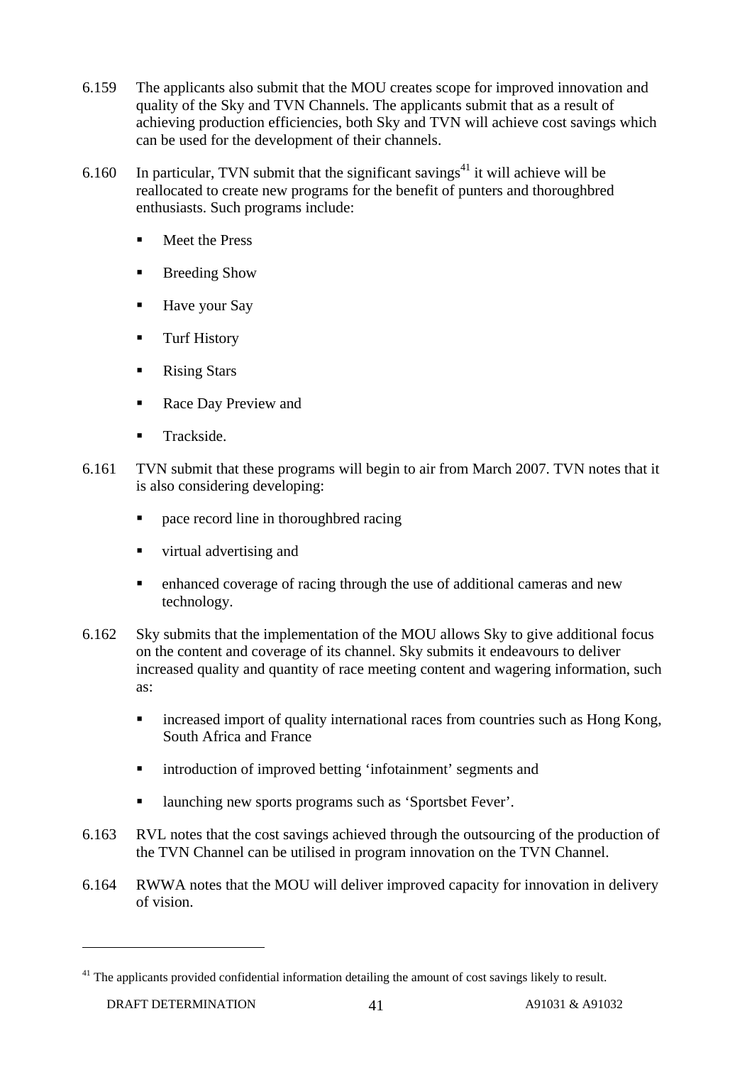6.159 The applicants also submit that the MOU creates scope for improved innovation and quality of the Sky and TVN Channels. The applicants submit that as a result of achieving production efficiencies, both Sky and TVN will achieve cost savings which can be used for the development of their channels.

6.160 In particular, TVN submit that the significant savings[41] it will achieve will be reallocated to create new programs for the benefit of punters and thoroughbred enthusiasts. Such programs include:

- Meet the Press
- Breeding Show
- Have your Say
- Turf History
- Rising Stars
- Race Day Preview and
- Trackside.

6.161 TVN submit that these programs will begin to air from March 2007. TVN notes that it is also considering developing:

- pace record line in thoroughbred racing
- virtual advertising and
- enhanced coverage of racing through the use of additional cameras and new technology.

6.162 Sky submits that the implementation of the MOU allows Sky to give additional focus on the content and coverage of its channel. Sky submits it endeavours to deliver increased quality and quantity of race meeting content and wagering information, such as:

- increased import of quality international races from countries such as Hong Kong, South Africa and France
- introduction of improved betting 'infotainment' segments and
- launching new sports programs such as 'Sportsbet Fever'.

6.163 RVL notes that the cost savings achieved through the outsourcing of the production of the TVN Channel can be utilised in program innovation on the TVN Channel.

6.164 RWWA notes that the MOU will deliver improved capacity for innovation in delivery of vision.

[41] The applicants provided confidential information detailing the amount of cost savings likely to result.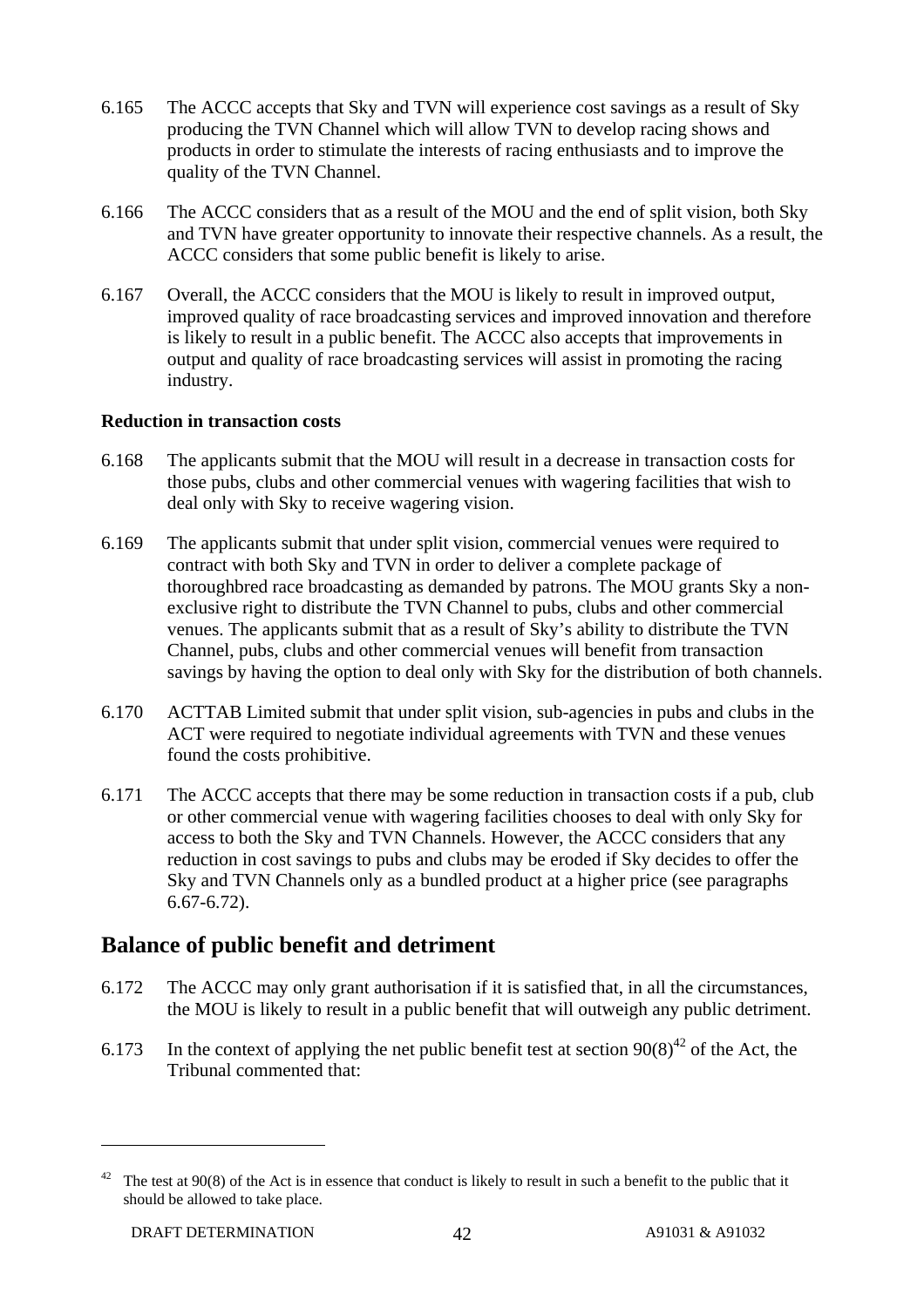6.165 The ACCC accepts that Sky and TVN will experience cost savings as a result of Sky producing the TVN Channel which will allow TVN to develop racing shows and products in order to stimulate the interests of racing enthusiasts and to improve the quality of the TVN Channel.

6.166 The ACCC considers that as a result of the MOU and the end of split vision, both Sky and TVN have greater opportunity to innovate their respective channels. As a result, the ACCC considers that some public benefit is likely to arise.

6.167 Overall, the ACCC considers that the MOU is likely to result in improved output, improved quality of race broadcasting services and improved innovation and therefore is likely to result in a public benefit. The ACCC also accepts that improvements in output and quality of race broadcasting services will assist in promoting the racing industry.

**Reduction in transaction costs**

6.168 The applicants submit that the MOU will result in a decrease in transaction costs for those pubs, clubs and other commercial venues with wagering facilities that wish to deal only with Sky to receive wagering vision.

6.169 The applicants submit that under split vision, commercial venues were required to contract with both Sky and TVN in order to deliver a complete package of thoroughbred race broadcasting as demanded by patrons. The MOU grants Sky a non-exclusive right to distribute the TVN Channel to pubs, clubs and other commercial venues. The applicants submit that as a result of Sky's ability to distribute the TVN Channel, pubs, clubs and other commercial venues will benefit from transaction savings by having the option to deal only with Sky for the distribution of both channels.

6.170 ACTTAB Limited submit that under split vision, sub-agencies in pubs and clubs in the ACT were required to negotiate individual agreements with TVN and these venues found the costs prohibitive.

6.171 The ACCC accepts that there may be some reduction in transaction costs if a pub, club or other commercial venue with wagering facilities chooses to deal with only Sky for access to both the Sky and TVN Channels. However, the ACCC considers that any reduction in cost savings to pubs and clubs may be eroded if Sky decides to offer the Sky and TVN Channels only as a bundled product at a higher price (see paragraphs 6.67-6.72).

## Balance of public benefit and detriment

6.172 The ACCC may only grant authorisation if it is satisfied that, in all the circumstances, the MOU is likely to result in a public benefit that will outweigh any public detriment.

6.173 In the context of applying the net public benefit test at section 90(8)[42] of the Act, the Tribunal commented that:

[42] The test at 90(8) of the Act is in essence that conduct is likely to result in such a benefit to the public that it should be allowed to take place.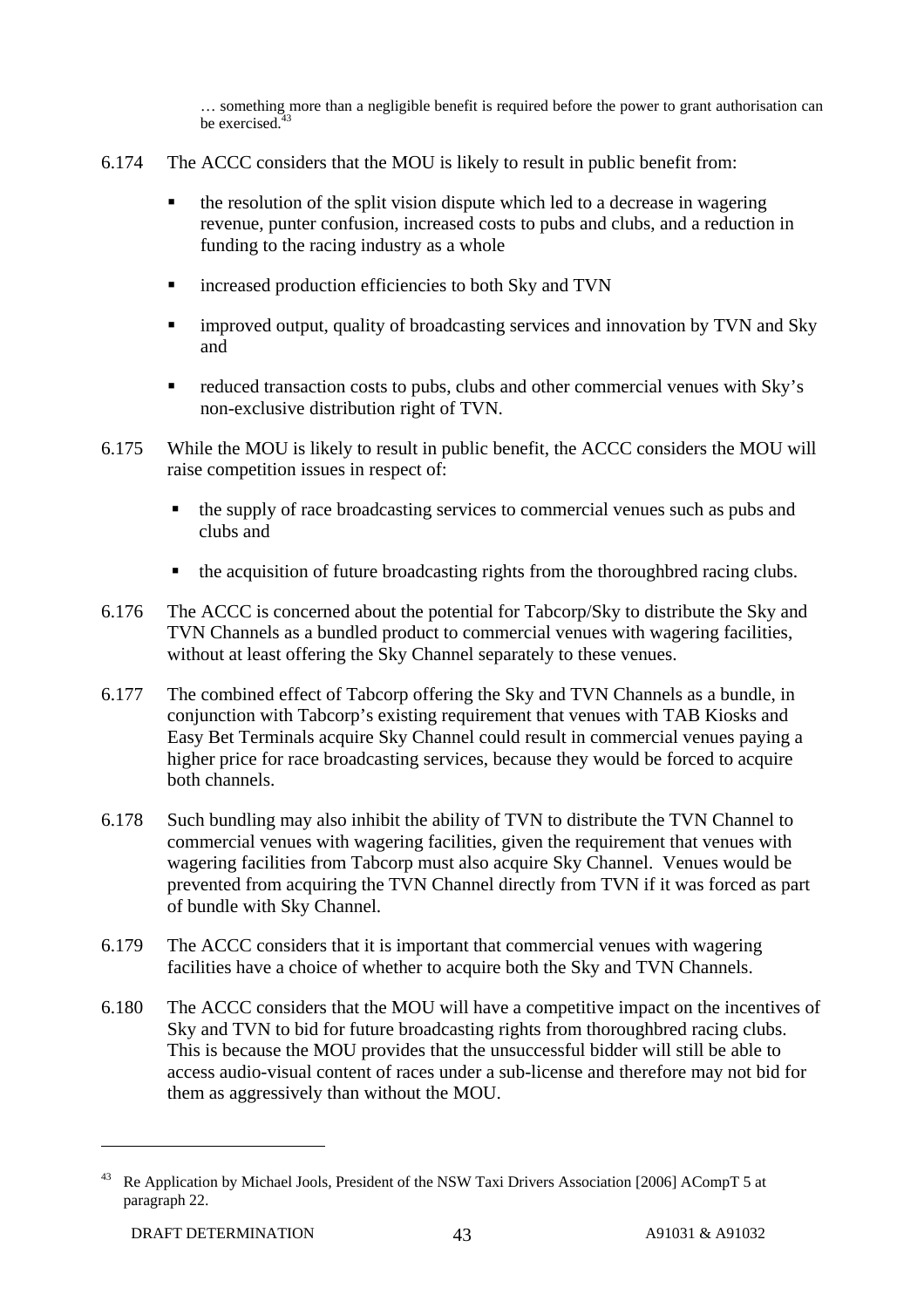> … something more than a negligible benefit is required before the power to grant authorisation can be exercised.[43]

6.174 The ACCC considers that the MOU is likely to result in public benefit from:

- the resolution of the split vision dispute which led to a decrease in wagering revenue, punter confusion, increased costs to pubs and clubs, and a reduction in funding to the racing industry as a whole
- increased production efficiencies to both Sky and TVN
- improved output, quality of broadcasting services and innovation by TVN and Sky and
- reduced transaction costs to pubs, clubs and other commercial venues with Sky's non-exclusive distribution right of TVN.

6.175 While the MOU is likely to result in public benefit, the ACCC considers the MOU will raise competition issues in respect of:

- the supply of race broadcasting services to commercial venues such as pubs and clubs and
- the acquisition of future broadcasting rights from the thoroughbred racing clubs.

6.176 The ACCC is concerned about the potential for Tabcorp/Sky to distribute the Sky and TVN Channels as a bundled product to commercial venues with wagering facilities, without at least offering the Sky Channel separately to these venues.

6.177 The combined effect of Tabcorp offering the Sky and TVN Channels as a bundle, in conjunction with Tabcorp's existing requirement that venues with TAB Kiosks and Easy Bet Terminals acquire Sky Channel could result in commercial venues paying a higher price for race broadcasting services, because they would be forced to acquire both channels.

6.178 Such bundling may also inhibit the ability of TVN to distribute the TVN Channel to commercial venues with wagering facilities, given the requirement that venues with wagering facilities from Tabcorp must also acquire Sky Channel. Venues would be prevented from acquiring the TVN Channel directly from TVN if it was forced as part of bundle with Sky Channel.

6.179 The ACCC considers that it is important that commercial venues with wagering facilities have a choice of whether to acquire both the Sky and TVN Channels.

6.180 The ACCC considers that the MOU will have a competitive impact on the incentives of Sky and TVN to bid for future broadcasting rights from thoroughbred racing clubs. This is because the MOU provides that the unsuccessful bidder will still be able to access audio-visual content of races under a sub-license and therefore may not bid for them as aggressively than without the MOU.

---

[43] Re Application by Michael Jools, President of the NSW Taxi Drivers Association [2006] ACompT 5 at paragraph 22.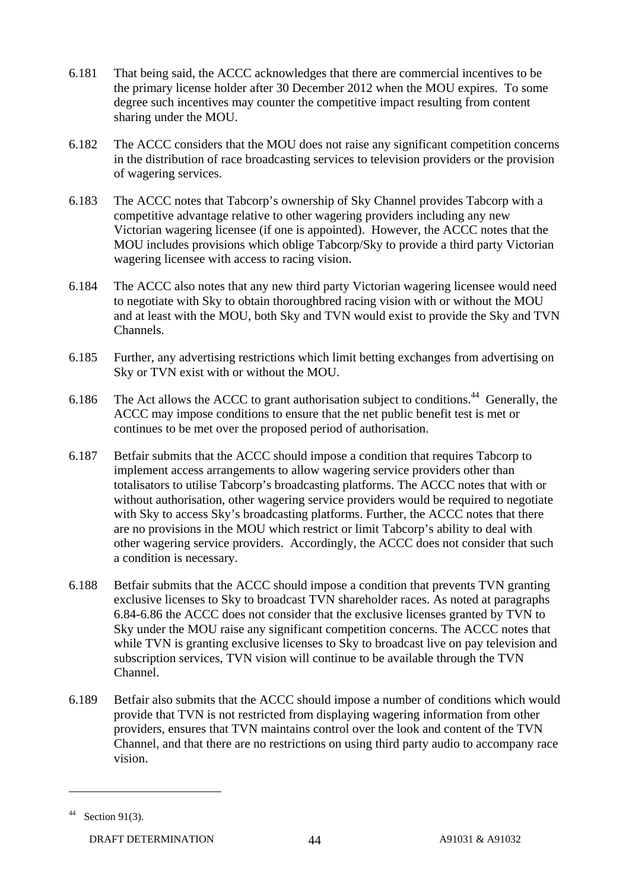6.181 That being said, the ACCC acknowledges that there are commercial incentives to be the primary license holder after 30 December 2012 when the MOU expires. To some degree such incentives may counter the competitive impact resulting from content sharing under the MOU.

6.182 The ACCC considers that the MOU does not raise any significant competition concerns in the distribution of race broadcasting services to television providers or the provision of wagering services.

6.183 The ACCC notes that Tabcorp's ownership of Sky Channel provides Tabcorp with a competitive advantage relative to other wagering providers including any new Victorian wagering licensee (if one is appointed). However, the ACCC notes that the MOU includes provisions which oblige Tabcorp/Sky to provide a third party Victorian wagering licensee with access to racing vision.

6.184 The ACCC also notes that any new third party Victorian wagering licensee would need to negotiate with Sky to obtain thoroughbred racing vision with or without the MOU and at least with the MOU, both Sky and TVN would exist to provide the Sky and TVN Channels.

6.185 Further, any advertising restrictions which limit betting exchanges from advertising on Sky or TVN exist with or without the MOU.

6.186 The Act allows the ACCC to grant authorisation subject to conditions.[44] Generally, the ACCC may impose conditions to ensure that the net public benefit test is met or continues to be met over the proposed period of authorisation.

6.187 Betfair submits that the ACCC should impose a condition that requires Tabcorp to implement access arrangements to allow wagering service providers other than totalisators to utilise Tabcorp's broadcasting platforms. The ACCC notes that with or without authorisation, other wagering service providers would be required to negotiate with Sky to access Sky's broadcasting platforms. Further, the ACCC notes that there are no provisions in the MOU which restrict or limit Tabcorp's ability to deal with other wagering service providers. Accordingly, the ACCC does not consider that such a condition is necessary.

6.188 Betfair submits that the ACCC should impose a condition that prevents TVN granting exclusive licenses to Sky to broadcast TVN shareholder races. As noted at paragraphs 6.84-6.86 the ACCC does not consider that the exclusive licenses granted by TVN to Sky under the MOU raise any significant competition concerns. The ACCC notes that while TVN is granting exclusive licenses to Sky to broadcast live on pay television and subscription services, TVN vision will continue to be available through the TVN Channel.

6.189 Betfair also submits that the ACCC should impose a number of conditions which would provide that TVN is not restricted from displaying wagering information from other providers, ensures that TVN maintains control over the look and content of the TVN Channel, and that there are no restrictions on using third party audio to accompany race vision.

---

[44] Section 91(3).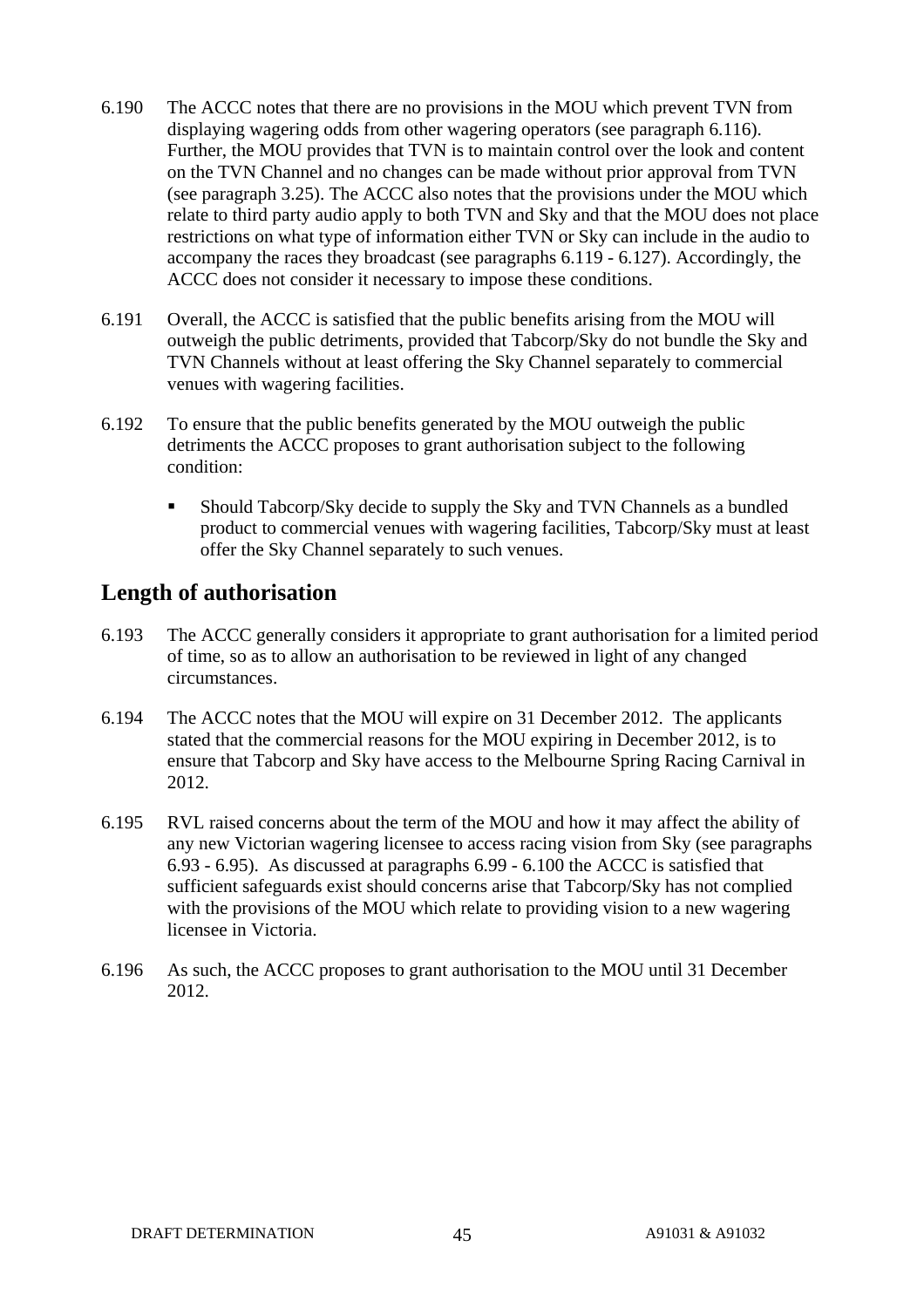6.190 The ACCC notes that there are no provisions in the MOU which prevent TVN from displaying wagering odds from other wagering operators (see paragraph 6.116). Further, the MOU provides that TVN is to maintain control over the look and content on the TVN Channel and no changes can be made without prior approval from TVN (see paragraph 3.25). The ACCC also notes that the provisions under the MOU which relate to third party audio apply to both TVN and Sky and that the MOU does not place restrictions on what type of information either TVN or Sky can include in the audio to accompany the races they broadcast (see paragraphs 6.119 - 6.127). Accordingly, the ACCC does not consider it necessary to impose these conditions.

6.191 Overall, the ACCC is satisfied that the public benefits arising from the MOU will outweigh the public detriments, provided that Tabcorp/Sky do not bundle the Sky and TVN Channels without at least offering the Sky Channel separately to commercial venues with wagering facilities.

6.192 To ensure that the public benefits generated by the MOU outweigh the public detriments the ACCC proposes to grant authorisation subject to the following condition:

- Should Tabcorp/Sky decide to supply the Sky and TVN Channels as a bundled product to commercial venues with wagering facilities, Tabcorp/Sky must at least offer the Sky Channel separately to such venues.

## Length of authorisation

6.193 The ACCC generally considers it appropriate to grant authorisation for a limited period of time, so as to allow an authorisation to be reviewed in light of any changed circumstances.

6.194 The ACCC notes that the MOU will expire on 31 December 2012. The applicants stated that the commercial reasons for the MOU expiring in December 2012, is to ensure that Tabcorp and Sky have access to the Melbourne Spring Racing Carnival in 2012.

6.195 RVL raised concerns about the term of the MOU and how it may affect the ability of any new Victorian wagering licensee to access racing vision from Sky (see paragraphs 6.93 - 6.95). As discussed at paragraphs 6.99 - 6.100 the ACCC is satisfied that sufficient safeguards exist should concerns arise that Tabcorp/Sky has not complied with the provisions of the MOU which relate to providing vision to a new wagering licensee in Victoria.

6.196 As such, the ACCC proposes to grant authorisation to the MOU until 31 December 2012.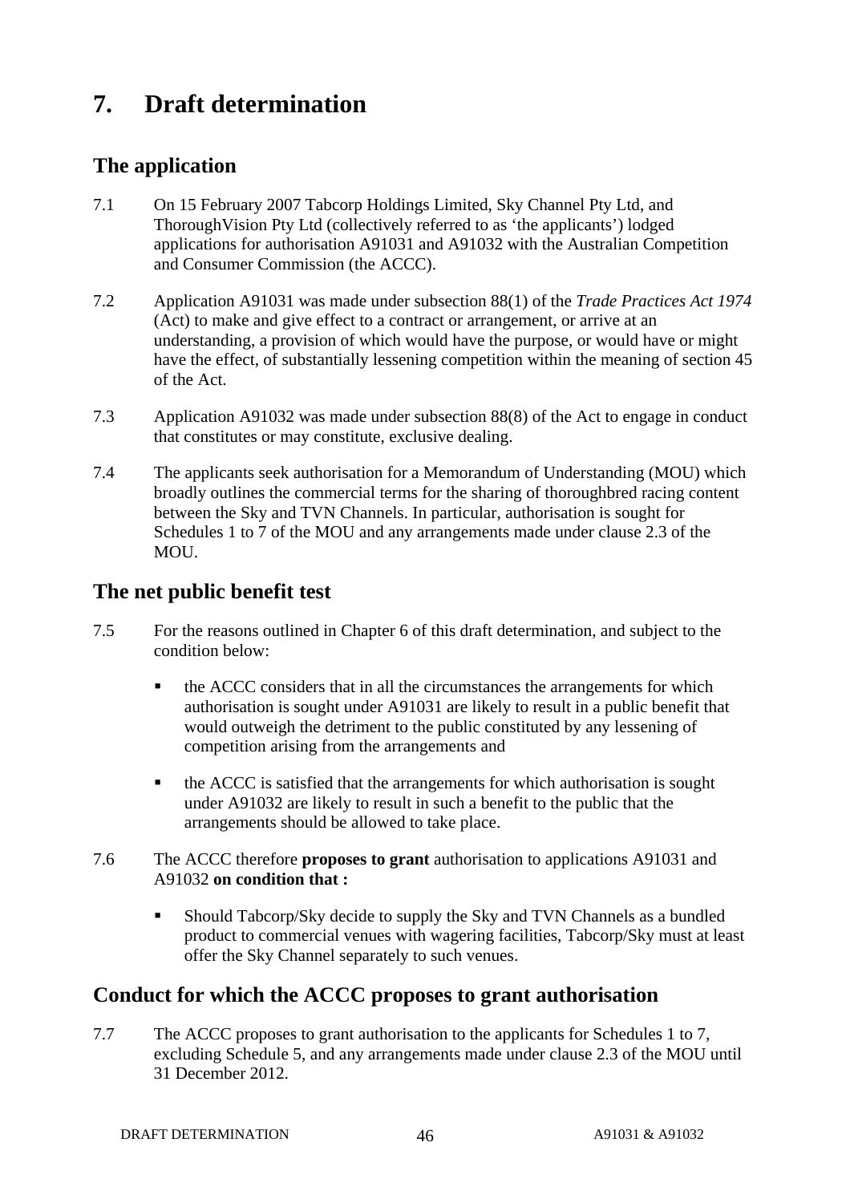# 7. Draft determination

## The application

7.1 On 15 February 2007 Tabcorp Holdings Limited, Sky Channel Pty Ltd, and ThoroughVision Pty Ltd (collectively referred to as 'the applicants') lodged applications for authorisation A91031 and A91032 with the Australian Competition and Consumer Commission (the ACCC).

7.2 Application A91031 was made under subsection 88(1) of the *Trade Practices Act 1974* (Act) to make and give effect to a contract or arrangement, or arrive at an understanding, a provision of which would have the purpose, or would have or might have the effect, of substantially lessening competition within the meaning of section 45 of the Act.

7.3 Application A91032 was made under subsection 88(8) of the Act to engage in conduct that constitutes or may constitute, exclusive dealing.

7.4 The applicants seek authorisation for a Memorandum of Understanding (MOU) which broadly outlines the commercial terms for the sharing of thoroughbred racing content between the Sky and TVN Channels. In particular, authorisation is sought for Schedules 1 to 7 of the MOU and any arrangements made under clause 2.3 of the MOU.

## The net public benefit test

7.5 For the reasons outlined in Chapter 6 of this draft determination, and subject to the condition below:

- the ACCC considers that in all the circumstances the arrangements for which authorisation is sought under A91031 are likely to result in a public benefit that would outweigh the detriment to the public constituted by any lessening of competition arising from the arrangements and
- the ACCC is satisfied that the arrangements for which authorisation is sought under A91032 are likely to result in such a benefit to the public that the arrangements should be allowed to take place.

7.6 The ACCC therefore **proposes to grant** authorisation to applications A91031 and A91032 **on condition that :**

- Should Tabcorp/Sky decide to supply the Sky and TVN Channels as a bundled product to commercial venues with wagering facilities, Tabcorp/Sky must at least offer the Sky Channel separately to such venues.

## Conduct for which the ACCC proposes to grant authorisation

7.7 The ACCC proposes to grant authorisation to the applicants for Schedules 1 to 7, excluding Schedule 5, and any arrangements made under clause 2.3 of the MOU until 31 December 2012.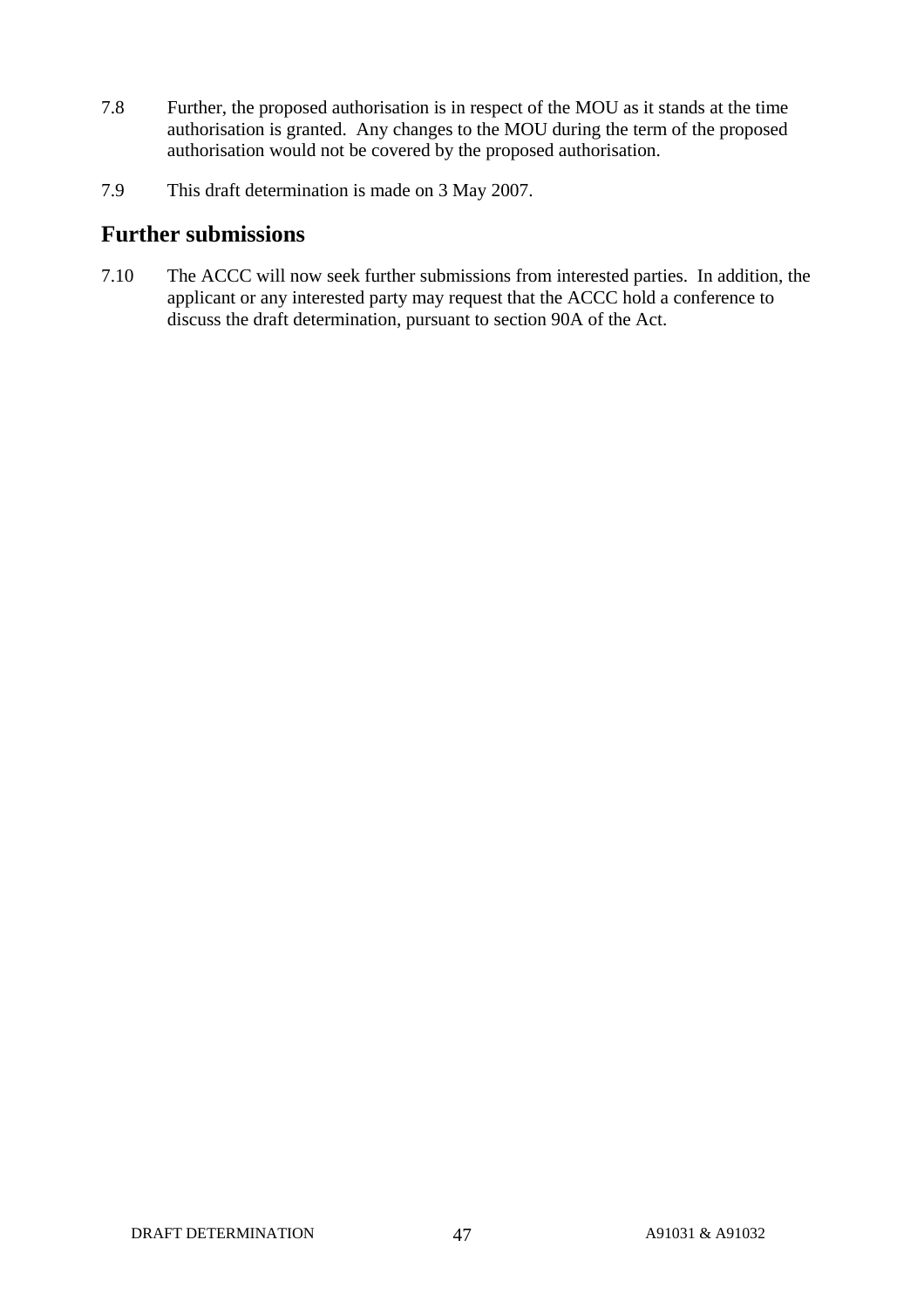7.8 Further, the proposed authorisation is in respect of the MOU as it stands at the time authorisation is granted. Any changes to the MOU during the term of the proposed authorisation would not be covered by the proposed authorisation.

7.9 This draft determination is made on 3 May 2007.

## Further submissions

7.10 The ACCC will now seek further submissions from interested parties. In addition, the applicant or any interested party may request that the ACCC hold a conference to discuss the draft determination, pursuant to section 90A of the Act.